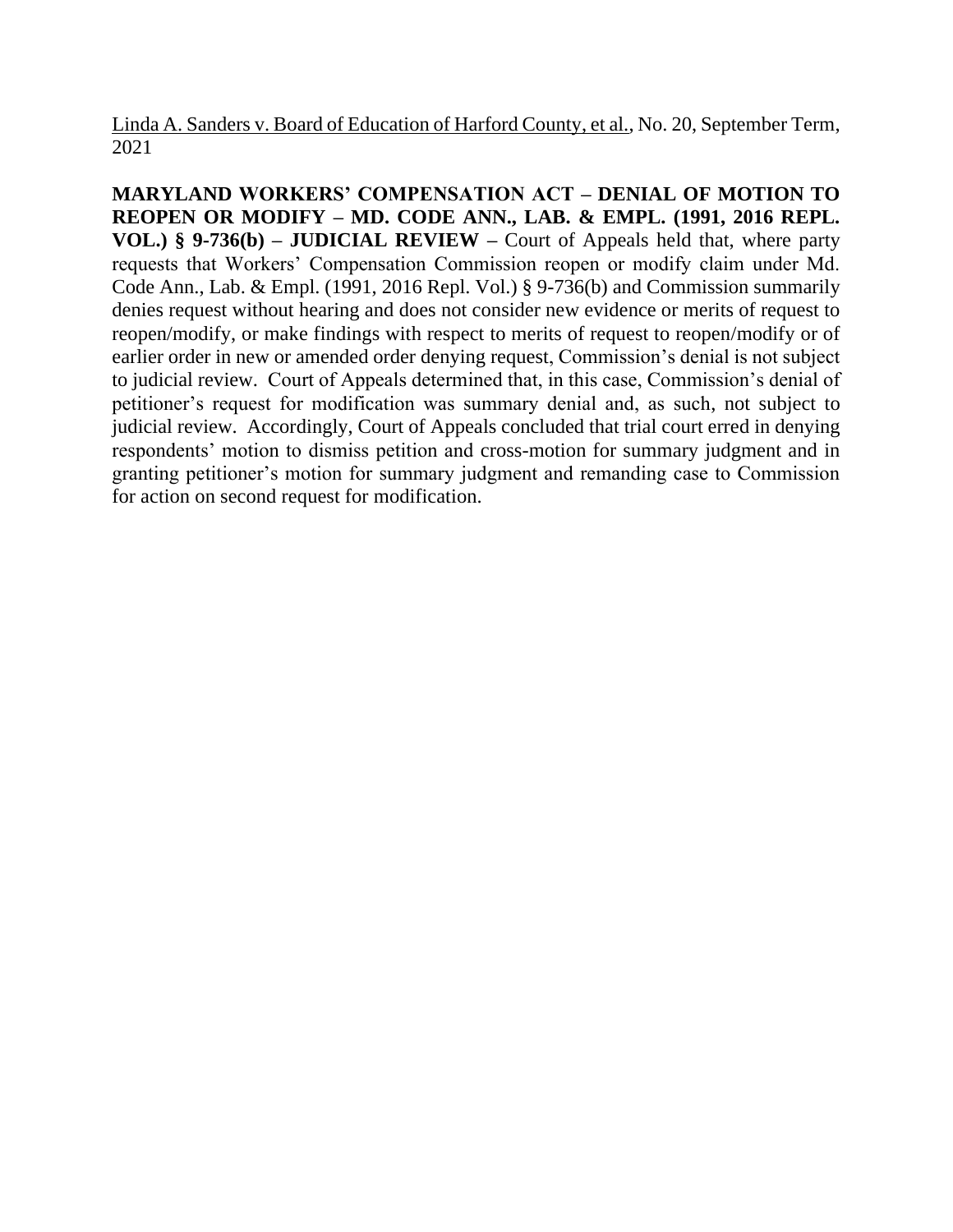Linda A. Sanders v. Board of Education of Harford County, et al., No. 20, September Term, 2021

**MARYLAND WORKERS' COMPENSATION ACT – DENIAL OF MOTION TO REOPEN OR MODIFY – MD. CODE ANN., LAB. & EMPL. (1991, 2016 REPL. VOL.) § 9-736(b) – JUDICIAL REVIEW –** Court of Appeals held that, where party requests that Workers' Compensation Commission reopen or modify claim under Md. Code Ann., Lab. & Empl. (1991, 2016 Repl. Vol.) § 9-736(b) and Commission summarily denies request without hearing and does not consider new evidence or merits of request to reopen/modify, or make findings with respect to merits of request to reopen/modify or of earlier order in new or amended order denying request, Commission's denial is not subject to judicial review. Court of Appeals determined that, in this case, Commission's denial of petitioner's request for modification was summary denial and, as such, not subject to judicial review. Accordingly, Court of Appeals concluded that trial court erred in denying respondents' motion to dismiss petition and cross-motion for summary judgment and in granting petitioner's motion for summary judgment and remanding case to Commission for action on second request for modification.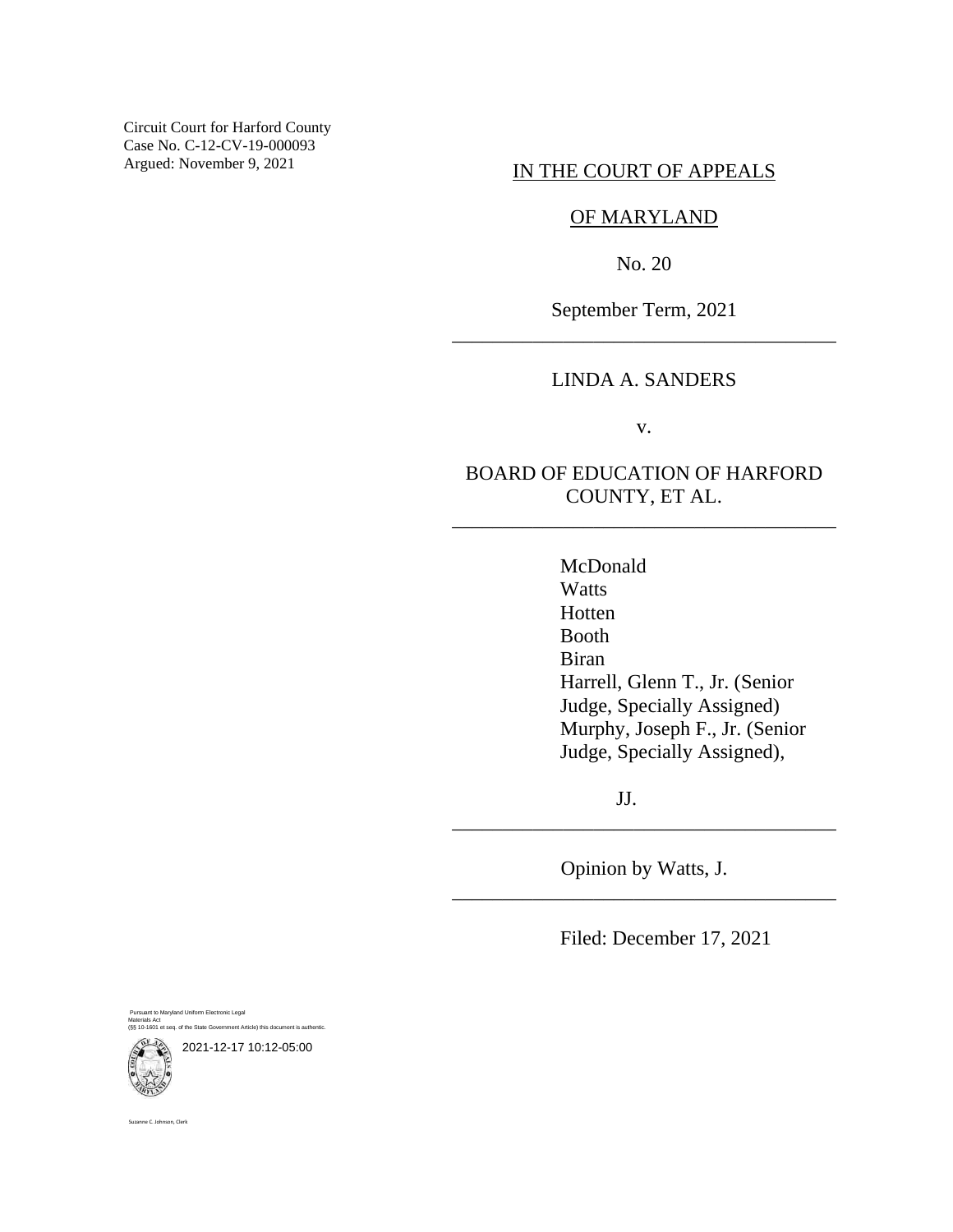Circuit Court for Harford County
Case No. C-12-CV-19-000093
Argued: November 9, 2021

IN THE COURT OF APPEALS

OF MARYLAND

No. 20

September Term, 2021

---

LINDA A. SANDERS

v.

BOARD OF EDUCATION OF HARFORD COUNTY, ET AL.

---

McDonald
Watts
Hotten
Booth
Biran
Harrell, Glenn T., Jr. (Senior Judge, Specially Assigned)
Murphy, Joseph F., Jr. (Senior Judge, Specially Assigned),

JJ.

---

Opinion by Watts, J.

---

Filed: December 17, 2021

Pursuant to Maryland Uniform Electronic Legal Materials Act
(§§ 10-1601 et seq. of the State Government Article) this document is authentic.

2021-12-17 10:12-05:00

Suzanne C. Johnson, Clerk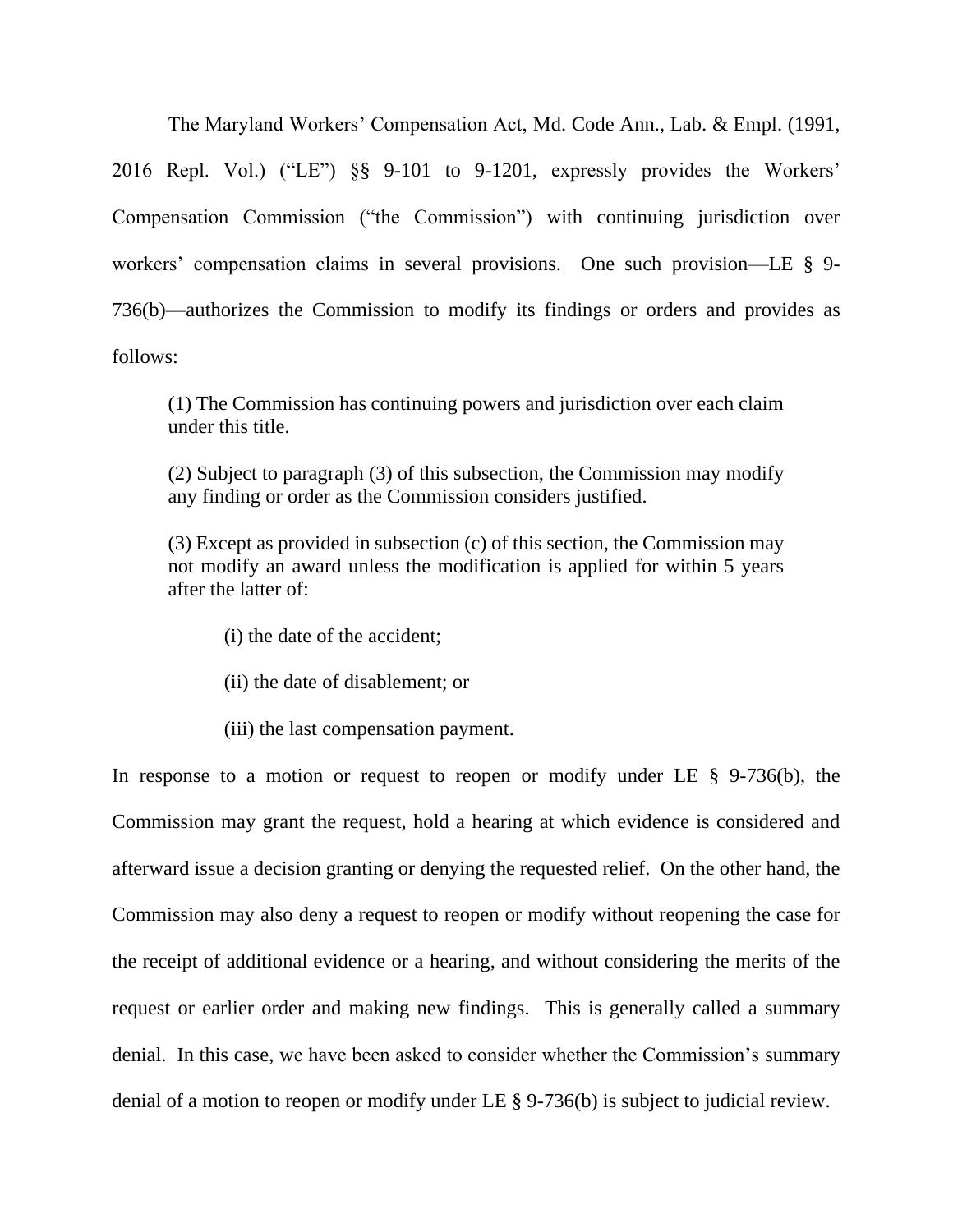The Maryland Workers' Compensation Act, Md. Code Ann., Lab. & Empl. (1991, 2016 Repl. Vol.) ("LE") §§ 9-101 to 9-1201, expressly provides the Workers' Compensation Commission ("the Commission") with continuing jurisdiction over workers' compensation claims in several provisions. One such provision—LE § 9-736(b)—authorizes the Commission to modify its findings or orders and provides as follows:

> (1) The Commission has continuing powers and jurisdiction over each claim under this title.
>
> (2) Subject to paragraph (3) of this subsection, the Commission may modify any finding or order as the Commission considers justified.
>
> (3) Except as provided in subsection (c) of this section, the Commission may not modify an award unless the modification is applied for within 5 years after the latter of:
>
> > (i) the date of the accident;
> >
> > (ii) the date of disablement; or
> >
> > (iii) the last compensation payment.

In response to a motion or request to reopen or modify under LE § 9-736(b), the Commission may grant the request, hold a hearing at which evidence is considered and afterward issue a decision granting or denying the requested relief. On the other hand, the Commission may also deny a request to reopen or modify without reopening the case for the receipt of additional evidence or a hearing, and without considering the merits of the request or earlier order and making new findings. This is generally called a summary denial. In this case, we have been asked to consider whether the Commission's summary denial of a motion to reopen or modify under LE § 9-736(b) is subject to judicial review.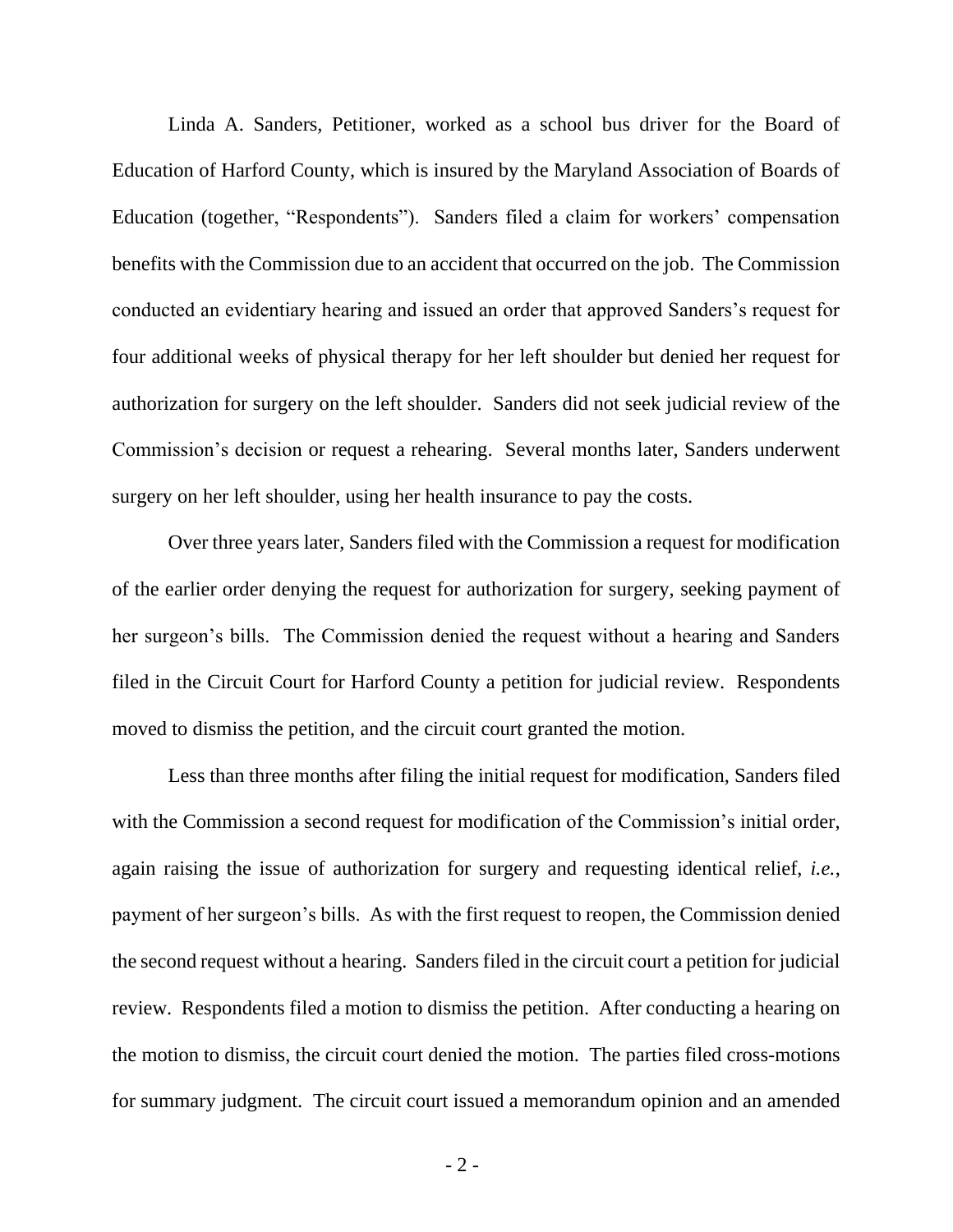Linda A. Sanders, Petitioner, worked as a school bus driver for the Board of Education of Harford County, which is insured by the Maryland Association of Boards of Education (together, "Respondents"). Sanders filed a claim for workers' compensation benefits with the Commission due to an accident that occurred on the job. The Commission conducted an evidentiary hearing and issued an order that approved Sanders's request for four additional weeks of physical therapy for her left shoulder but denied her request for authorization for surgery on the left shoulder. Sanders did not seek judicial review of the Commission's decision or request a rehearing. Several months later, Sanders underwent surgery on her left shoulder, using her health insurance to pay the costs.

Over three years later, Sanders filed with the Commission a request for modification of the earlier order denying the request for authorization for surgery, seeking payment of her surgeon's bills. The Commission denied the request without a hearing and Sanders filed in the Circuit Court for Harford County a petition for judicial review. Respondents moved to dismiss the petition, and the circuit court granted the motion.

Less than three months after filing the initial request for modification, Sanders filed with the Commission a second request for modification of the Commission's initial order, again raising the issue of authorization for surgery and requesting identical relief, *i.e.*, payment of her surgeon's bills. As with the first request to reopen, the Commission denied the second request without a hearing. Sanders filed in the circuit court a petition for judicial review. Respondents filed a motion to dismiss the petition. After conducting a hearing on the motion to dismiss, the circuit court denied the motion. The parties filed cross-motions for summary judgment. The circuit court issued a memorandum opinion and an amended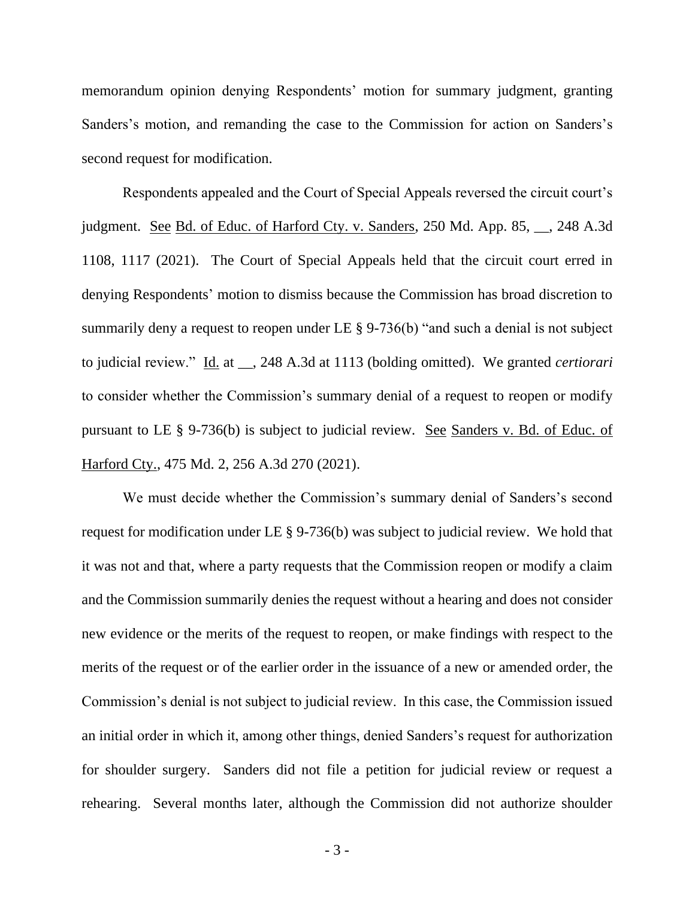memorandum opinion denying Respondents' motion for summary judgment, granting Sanders's motion, and remanding the case to the Commission for action on Sanders's second request for modification.

Respondents appealed and the Court of Special Appeals reversed the circuit court's judgment. See Bd. of Educ. of Harford Cty. v. Sanders, 250 Md. App. 85, __, 248 A.3d 1108, 1117 (2021). The Court of Special Appeals held that the circuit court erred in denying Respondents' motion to dismiss because the Commission has broad discretion to summarily deny a request to reopen under LE § 9-736(b) "and such a denial is not subject to judicial review." Id. at __, 248 A.3d at 1113 (bolding omitted). We granted *certiorari* to consider whether the Commission's summary denial of a request to reopen or modify pursuant to LE § 9-736(b) is subject to judicial review. See Sanders v. Bd. of Educ. of Harford Cty., 475 Md. 2, 256 A.3d 270 (2021).

We must decide whether the Commission's summary denial of Sanders's second request for modification under LE § 9-736(b) was subject to judicial review. We hold that it was not and that, where a party requests that the Commission reopen or modify a claim and the Commission summarily denies the request without a hearing and does not consider new evidence or the merits of the request to reopen, or make findings with respect to the merits of the request or of the earlier order in the issuance of a new or amended order, the Commission's denial is not subject to judicial review. In this case, the Commission issued an initial order in which it, among other things, denied Sanders's request for authorization for shoulder surgery. Sanders did not file a petition for judicial review or request a rehearing. Several months later, although the Commission did not authorize shoulder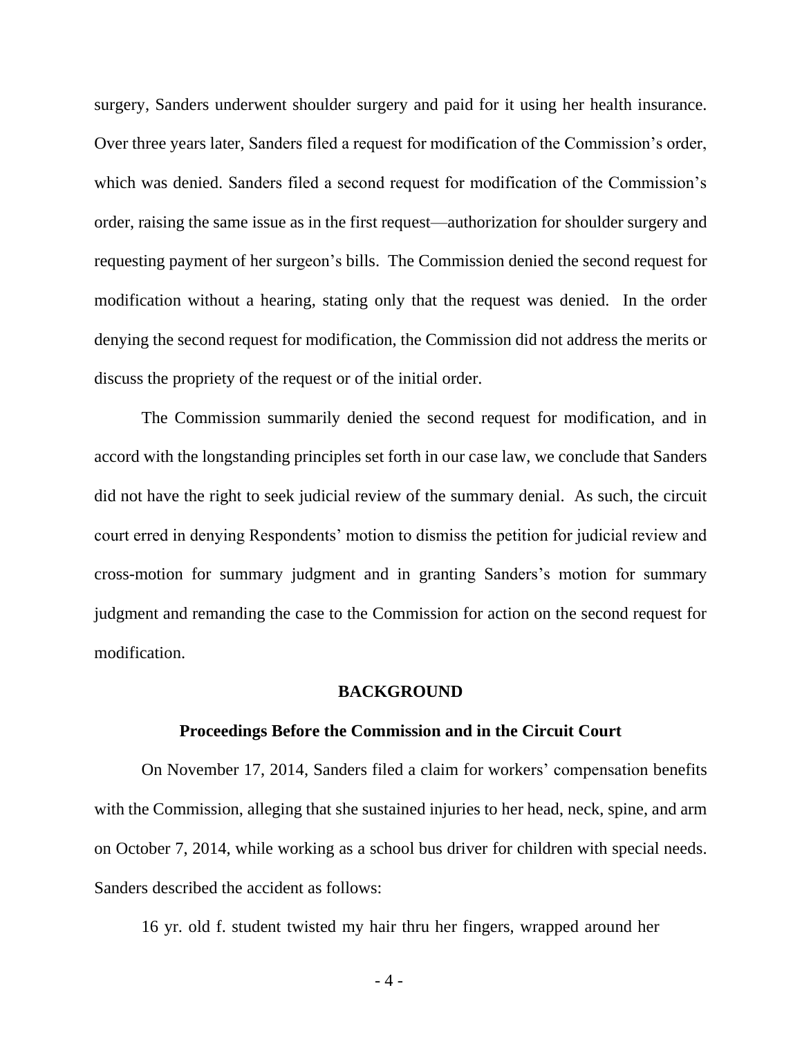surgery, Sanders underwent shoulder surgery and paid for it using her health insurance. Over three years later, Sanders filed a request for modification of the Commission's order, which was denied. Sanders filed a second request for modification of the Commission's order, raising the same issue as in the first request—authorization for shoulder surgery and requesting payment of her surgeon's bills. The Commission denied the second request for modification without a hearing, stating only that the request was denied. In the order denying the second request for modification, the Commission did not address the merits or discuss the propriety of the request or of the initial order.

The Commission summarily denied the second request for modification, and in accord with the longstanding principles set forth in our case law, we conclude that Sanders did not have the right to seek judicial review of the summary denial. As such, the circuit court erred in denying Respondents' motion to dismiss the petition for judicial review and cross-motion for summary judgment and in granting Sanders's motion for summary judgment and remanding the case to the Commission for action on the second request for modification.

## BACKGROUND

### Proceedings Before the Commission and in the Circuit Court

On November 17, 2014, Sanders filed a claim for workers' compensation benefits with the Commission, alleging that she sustained injuries to her head, neck, spine, and arm on October 7, 2014, while working as a school bus driver for children with special needs. Sanders described the accident as follows:

16 yr. old f. student twisted my hair thru her fingers, wrapped around her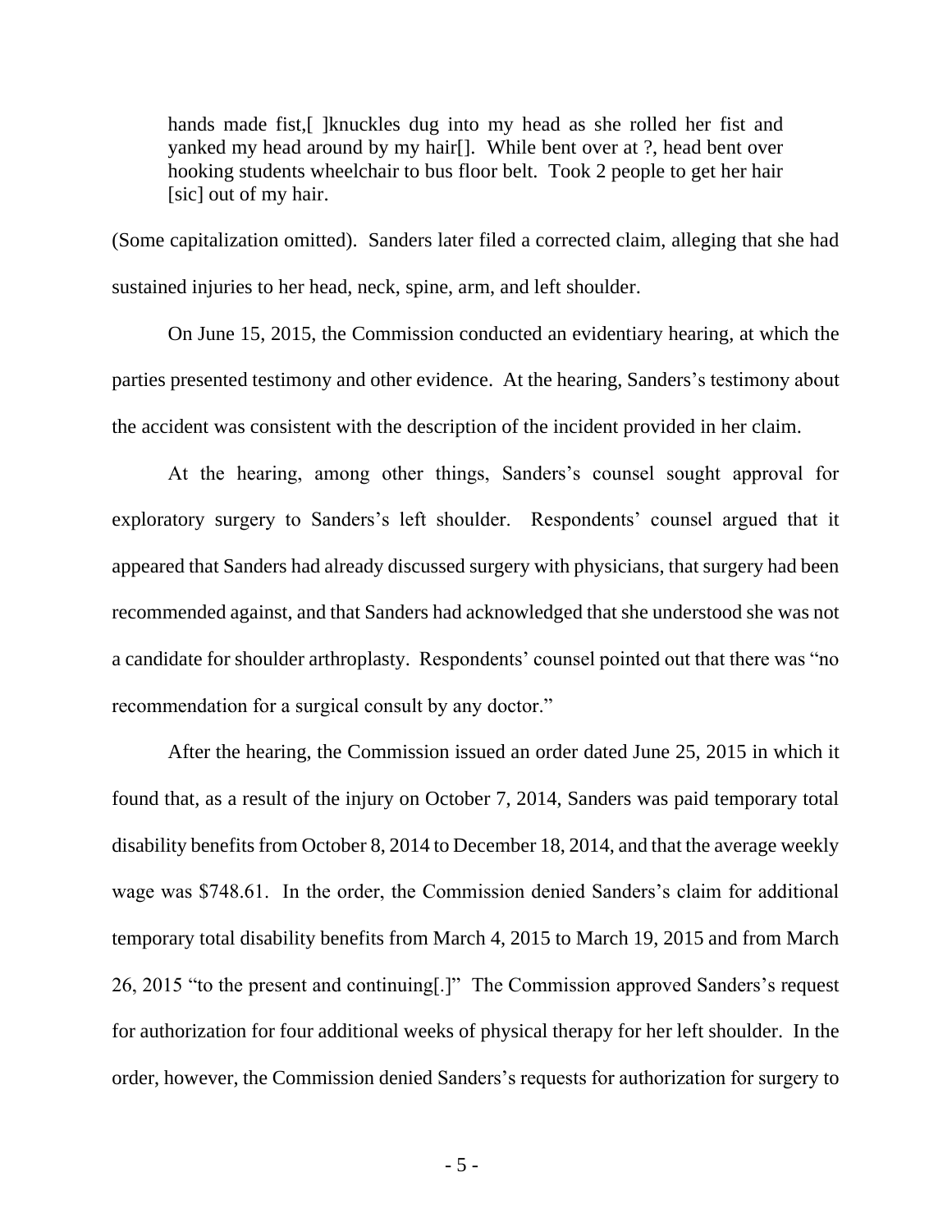> hands made fist,[ ]knuckles dug into my head as she rolled her fist and yanked my head around by my hair[]. While bent over at ?, head bent over hooking students wheelchair to bus floor belt. Took 2 people to get her hair [sic] out of my hair.

(Some capitalization omitted). Sanders later filed a corrected claim, alleging that she had sustained injuries to her head, neck, spine, arm, and left shoulder.

On June 15, 2015, the Commission conducted an evidentiary hearing, at which the parties presented testimony and other evidence. At the hearing, Sanders's testimony about the accident was consistent with the description of the incident provided in her claim.

At the hearing, among other things, Sanders's counsel sought approval for exploratory surgery to Sanders's left shoulder. Respondents' counsel argued that it appeared that Sanders had already discussed surgery with physicians, that surgery had been recommended against, and that Sanders had acknowledged that she understood she was not a candidate for shoulder arthroplasty. Respondents' counsel pointed out that there was "no recommendation for a surgical consult by any doctor."

After the hearing, the Commission issued an order dated June 25, 2015 in which it found that, as a result of the injury on October 7, 2014, Sanders was paid temporary total disability benefits from October 8, 2014 to December 18, 2014, and that the average weekly wage was $748.61. In the order, the Commission denied Sanders's claim for additional temporary total disability benefits from March 4, 2015 to March 19, 2015 and from March 26, 2015 "to the present and continuing[.]" The Commission approved Sanders's request for authorization for four additional weeks of physical therapy for her left shoulder. In the order, however, the Commission denied Sanders's requests for authorization for surgery to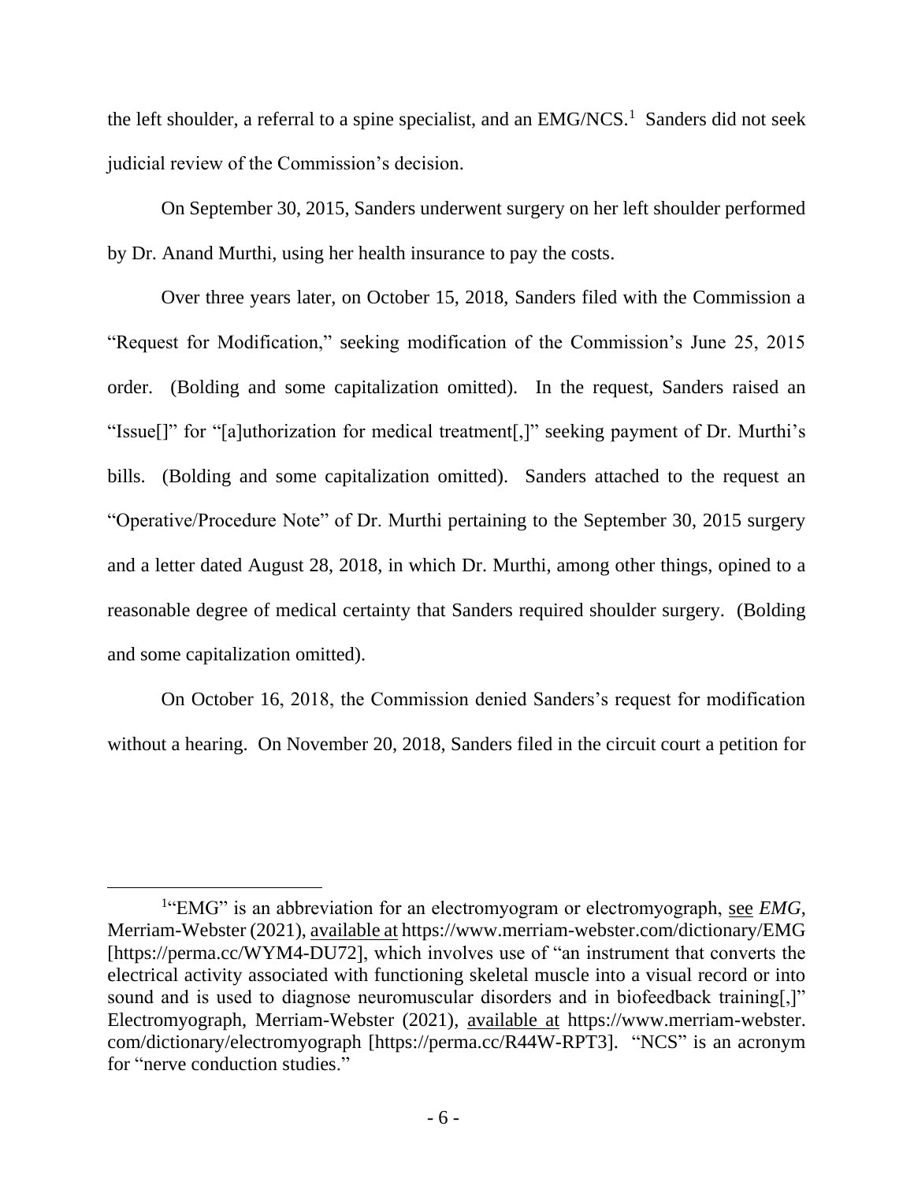the left shoulder, a referral to a spine specialist, and an EMG/NCS.[1] Sanders did not seek judicial review of the Commission's decision.

On September 30, 2015, Sanders underwent surgery on her left shoulder performed by Dr. Anand Murthi, using her health insurance to pay the costs.

Over three years later, on October 15, 2018, Sanders filed with the Commission a "Request for Modification," seeking modification of the Commission's June 25, 2015 order. (Bolding and some capitalization omitted). In the request, Sanders raised an "Issue[]" for "[a]uthorization for medical treatment[,]" seeking payment of Dr. Murthi's bills. (Bolding and some capitalization omitted). Sanders attached to the request an "Operative/Procedure Note" of Dr. Murthi pertaining to the September 30, 2015 surgery and a letter dated August 28, 2018, in which Dr. Murthi, among other things, opined to a reasonable degree of medical certainty that Sanders required shoulder surgery. (Bolding and some capitalization omitted).

On October 16, 2018, the Commission denied Sanders's request for modification without a hearing. On November 20, 2018, Sanders filed in the circuit court a petition for

---

[1] "EMG" is an abbreviation for an electromyogram or electromyograph, see *EMG*, Merriam-Webster (2021), available at https://www.merriam-webster.com/dictionary/EMG [https://perma.cc/WYM4-DU72], which involves use of "an instrument that converts the electrical activity associated with functioning skeletal muscle into a visual record or into sound and is used to diagnose neuromuscular disorders and in biofeedback training[,]" Electromyograph, Merriam-Webster (2021), available at https://www.merriam-webster.com/dictionary/electromyograph [https://perma.cc/R44W-RPT3]. "NCS" is an acronym for "nerve conduction studies."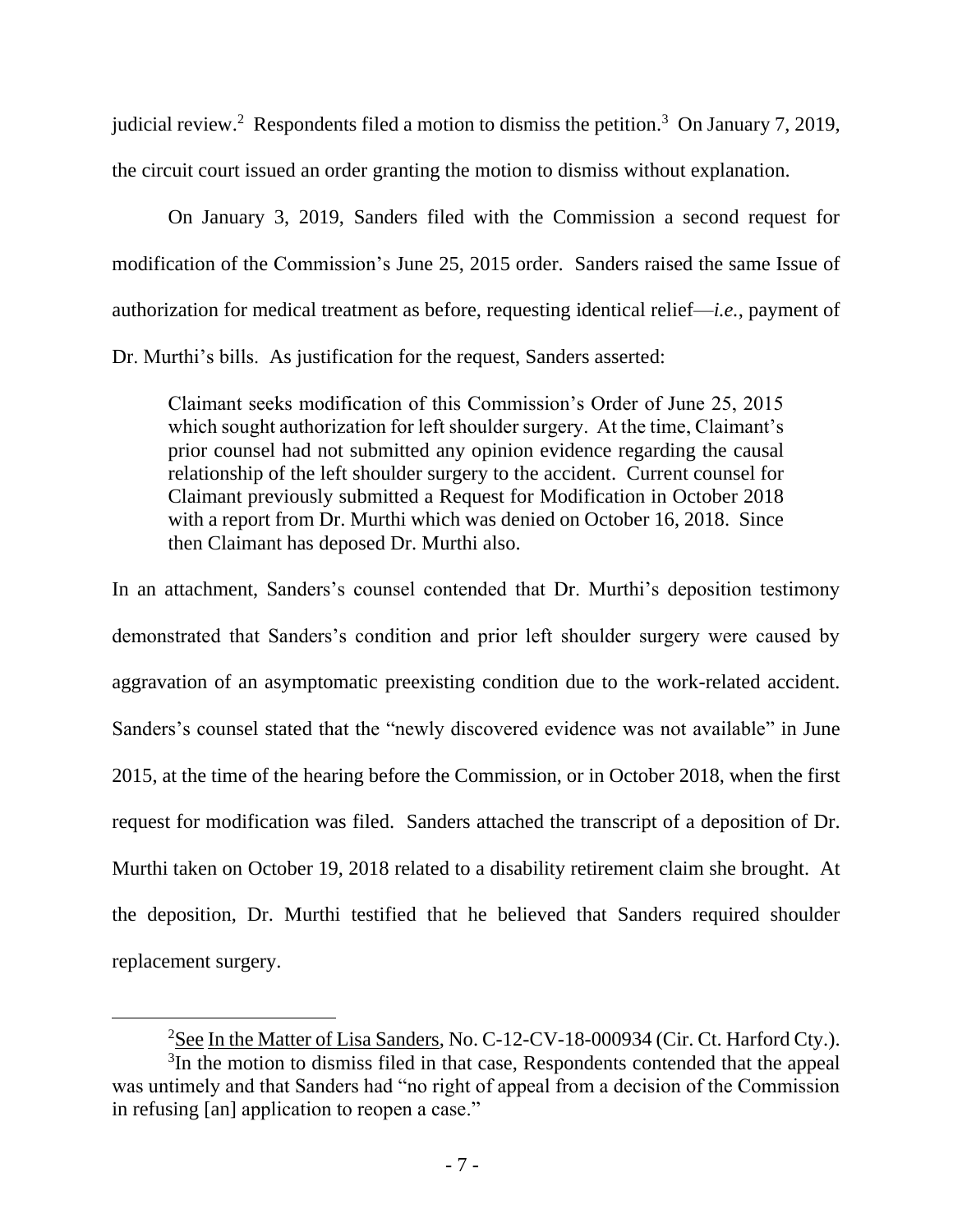judicial review.[2] Respondents filed a motion to dismiss the petition.[3] On January 7, 2019, the circuit court issued an order granting the motion to dismiss without explanation.

On January 3, 2019, Sanders filed with the Commission a second request for modification of the Commission's June 25, 2015 order. Sanders raised the same Issue of authorization for medical treatment as before, requesting identical relief—*i.e.*, payment of Dr. Murthi's bills. As justification for the request, Sanders asserted:

> Claimant seeks modification of this Commission's Order of June 25, 2015 which sought authorization for left shoulder surgery. At the time, Claimant's prior counsel had not submitted any opinion evidence regarding the causal relationship of the left shoulder surgery to the accident. Current counsel for Claimant previously submitted a Request for Modification in October 2018 with a report from Dr. Murthi which was denied on October 16, 2018. Since then Claimant has deposed Dr. Murthi also.

In an attachment, Sanders's counsel contended that Dr. Murthi's deposition testimony demonstrated that Sanders's condition and prior left shoulder surgery were caused by aggravation of an asymptomatic preexisting condition due to the work-related accident. Sanders's counsel stated that the "newly discovered evidence was not available" in June 2015, at the time of the hearing before the Commission, or in October 2018, when the first request for modification was filed. Sanders attached the transcript of a deposition of Dr. Murthi taken on October 19, 2018 related to a disability retirement claim she brought. At the deposition, Dr. Murthi testified that he believed that Sanders required shoulder replacement surgery.

---

[2] See In the Matter of Lisa Sanders, No. C-12-CV-18-000934 (Cir. Ct. Harford Cty.).

[3] In the motion to dismiss filed in that case, Respondents contended that the appeal was untimely and that Sanders had "no right of appeal from a decision of the Commission in refusing [an] application to reopen a case."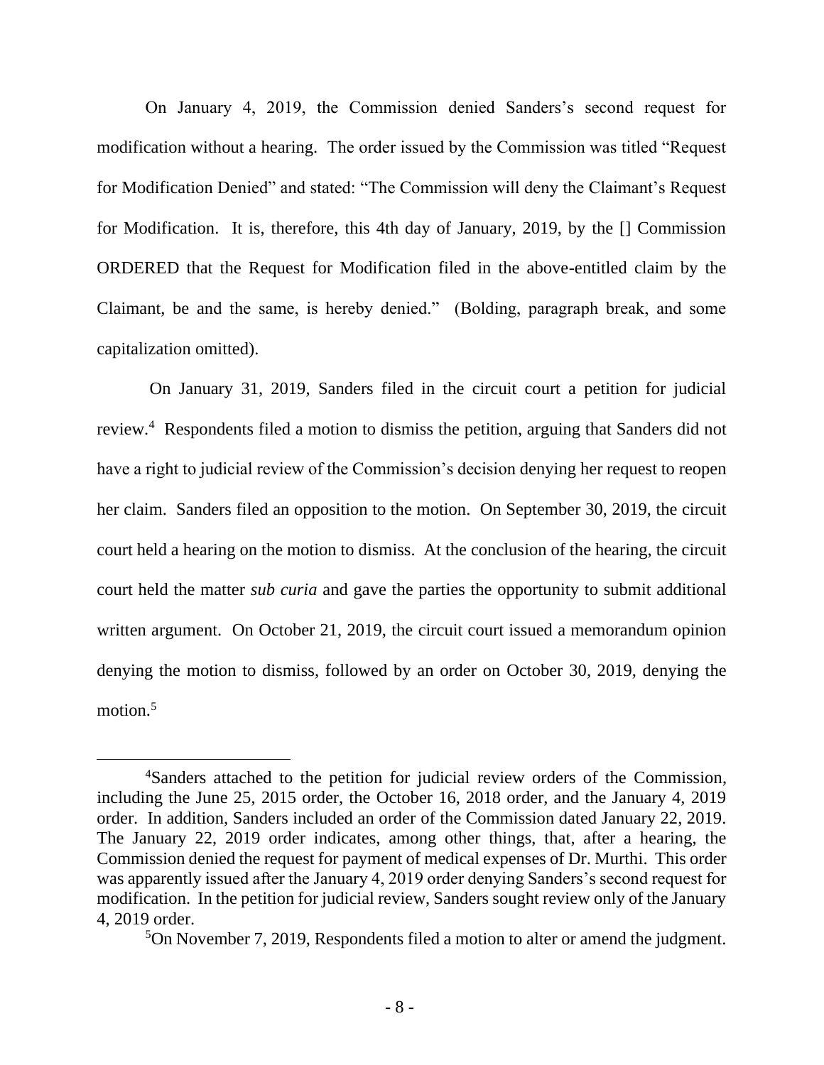On January 4, 2019, the Commission denied Sanders's second request for modification without a hearing. The order issued by the Commission was titled "Request for Modification Denied" and stated: "The Commission will deny the Claimant's Request for Modification. It is, therefore, this 4th day of January, 2019, by the [] Commission ORDERED that the Request for Modification filed in the above-entitled claim by the Claimant, be and the same, is hereby denied." (Bolding, paragraph break, and some capitalization omitted).

On January 31, 2019, Sanders filed in the circuit court a petition for judicial review.[4] Respondents filed a motion to dismiss the petition, arguing that Sanders did not have a right to judicial review of the Commission's decision denying her request to reopen her claim. Sanders filed an opposition to the motion. On September 30, 2019, the circuit court held a hearing on the motion to dismiss. At the conclusion of the hearing, the circuit court held the matter *sub curia* and gave the parties the opportunity to submit additional written argument. On October 21, 2019, the circuit court issued a memorandum opinion denying the motion to dismiss, followed by an order on October 30, 2019, denying the motion.[5]

---

[4]Sanders attached to the petition for judicial review orders of the Commission, including the June 25, 2015 order, the October 16, 2018 order, and the January 4, 2019 order. In addition, Sanders included an order of the Commission dated January 22, 2019. The January 22, 2019 order indicates, among other things, that, after a hearing, the Commission denied the request for payment of medical expenses of Dr. Murthi. This order was apparently issued after the January 4, 2019 order denying Sanders's second request for modification. In the petition for judicial review, Sanders sought review only of the January 4, 2019 order.

[5]On November 7, 2019, Respondents filed a motion to alter or amend the judgment.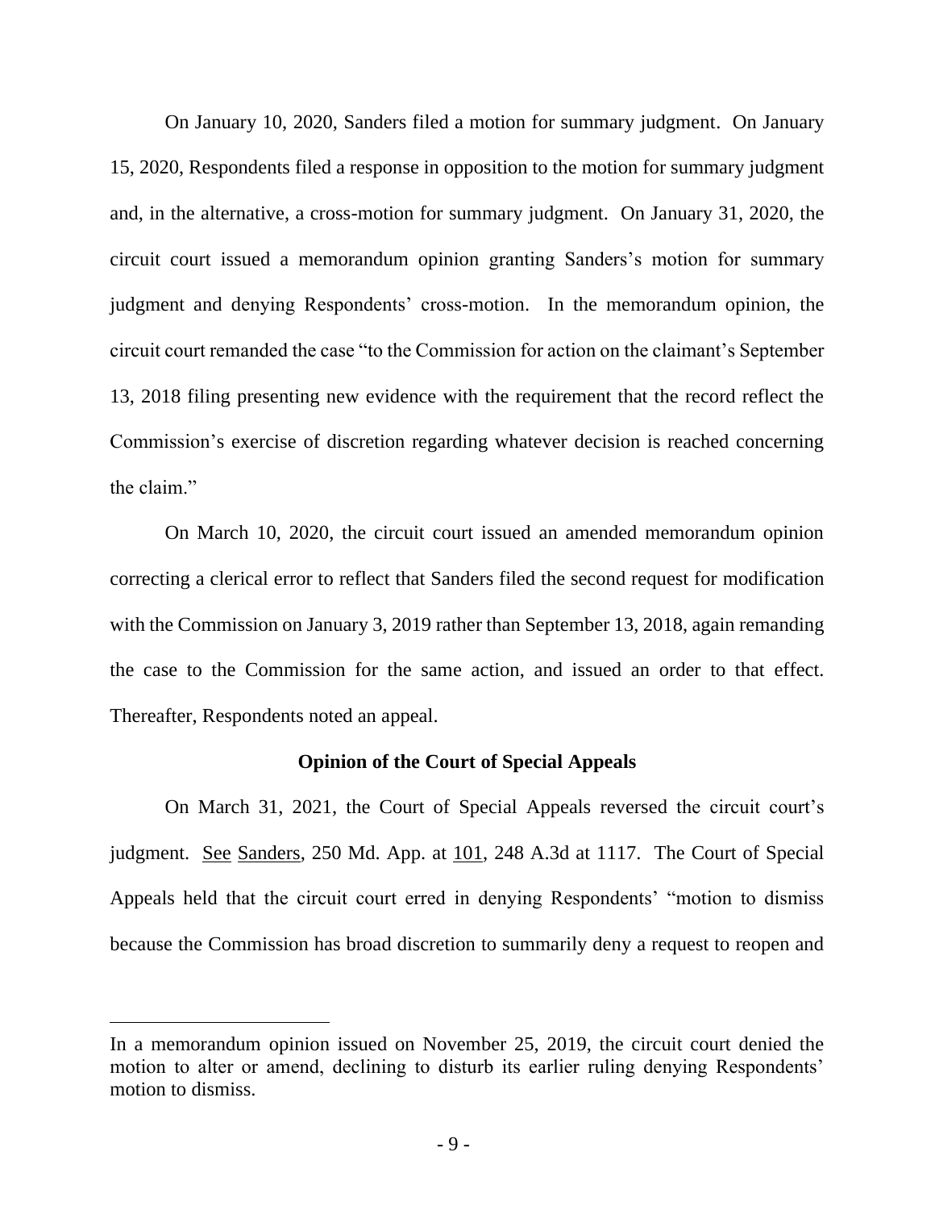On January 10, 2020, Sanders filed a motion for summary judgment. On January 15, 2020, Respondents filed a response in opposition to the motion for summary judgment and, in the alternative, a cross-motion for summary judgment. On January 31, 2020, the circuit court issued a memorandum opinion granting Sanders's motion for summary judgment and denying Respondents' cross-motion. In the memorandum opinion, the circuit court remanded the case "to the Commission for action on the claimant's September 13, 2018 filing presenting new evidence with the requirement that the record reflect the Commission's exercise of discretion regarding whatever decision is reached concerning the claim."

On March 10, 2020, the circuit court issued an amended memorandum opinion correcting a clerical error to reflect that Sanders filed the second request for modification with the Commission on January 3, 2019 rather than September 13, 2018, again remanding the case to the Commission for the same action, and issued an order to that effect. Thereafter, Respondents noted an appeal.

### Opinion of the Court of Special Appeals

On March 31, 2021, the Court of Special Appeals reversed the circuit court's judgment. See Sanders, 250 Md. App. at 101, 248 A.3d at 1117. The Court of Special Appeals held that the circuit court erred in denying Respondents' "motion to dismiss because the Commission has broad discretion to summarily deny a request to reopen and

---

In a memorandum opinion issued on November 25, 2019, the circuit court denied the motion to alter or amend, declining to disturb its earlier ruling denying Respondents' motion to dismiss.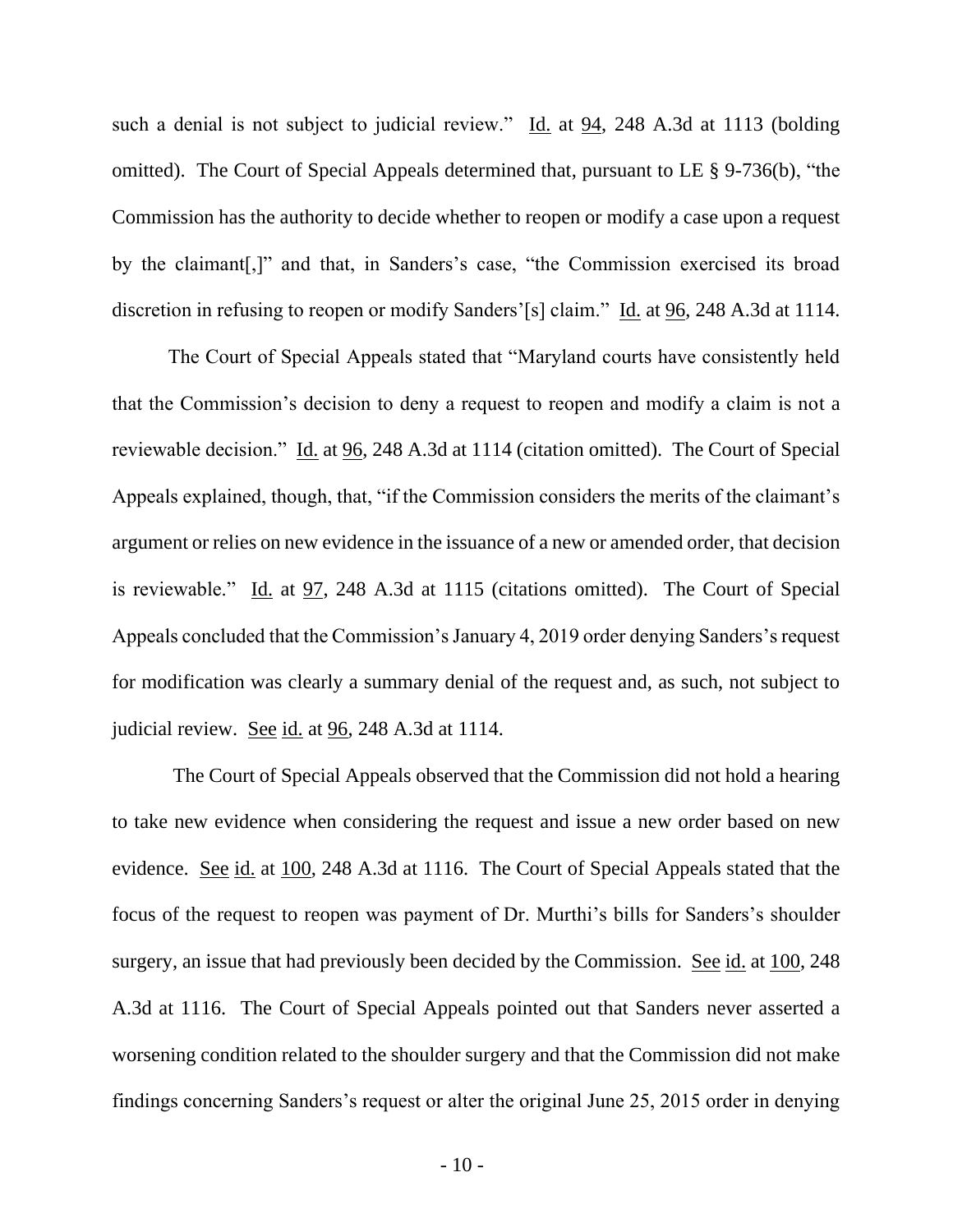such a denial is not subject to judicial review." Id. at 94, 248 A.3d at 1113 (bolding omitted). The Court of Special Appeals determined that, pursuant to LE § 9-736(b), "the Commission has the authority to decide whether to reopen or modify a case upon a request by the claimant[,]" and that, in Sanders's case, "the Commission exercised its broad discretion in refusing to reopen or modify Sanders'[s] claim." Id. at 96, 248 A.3d at 1114.

The Court of Special Appeals stated that "Maryland courts have consistently held that the Commission's decision to deny a request to reopen and modify a claim is not a reviewable decision." Id. at 96, 248 A.3d at 1114 (citation omitted). The Court of Special Appeals explained, though, that, "if the Commission considers the merits of the claimant's argument or relies on new evidence in the issuance of a new or amended order, that decision is reviewable." Id. at 97, 248 A.3d at 1115 (citations omitted). The Court of Special Appeals concluded that the Commission's January 4, 2019 order denying Sanders's request for modification was clearly a summary denial of the request and, as such, not subject to judicial review. See id. at 96, 248 A.3d at 1114.

The Court of Special Appeals observed that the Commission did not hold a hearing to take new evidence when considering the request and issue a new order based on new evidence. See id. at 100, 248 A.3d at 1116. The Court of Special Appeals stated that the focus of the request to reopen was payment of Dr. Murthi's bills for Sanders's shoulder surgery, an issue that had previously been decided by the Commission. See id. at 100, 248 A.3d at 1116. The Court of Special Appeals pointed out that Sanders never asserted a worsening condition related to the shoulder surgery and that the Commission did not make findings concerning Sanders's request or alter the original June 25, 2015 order in denying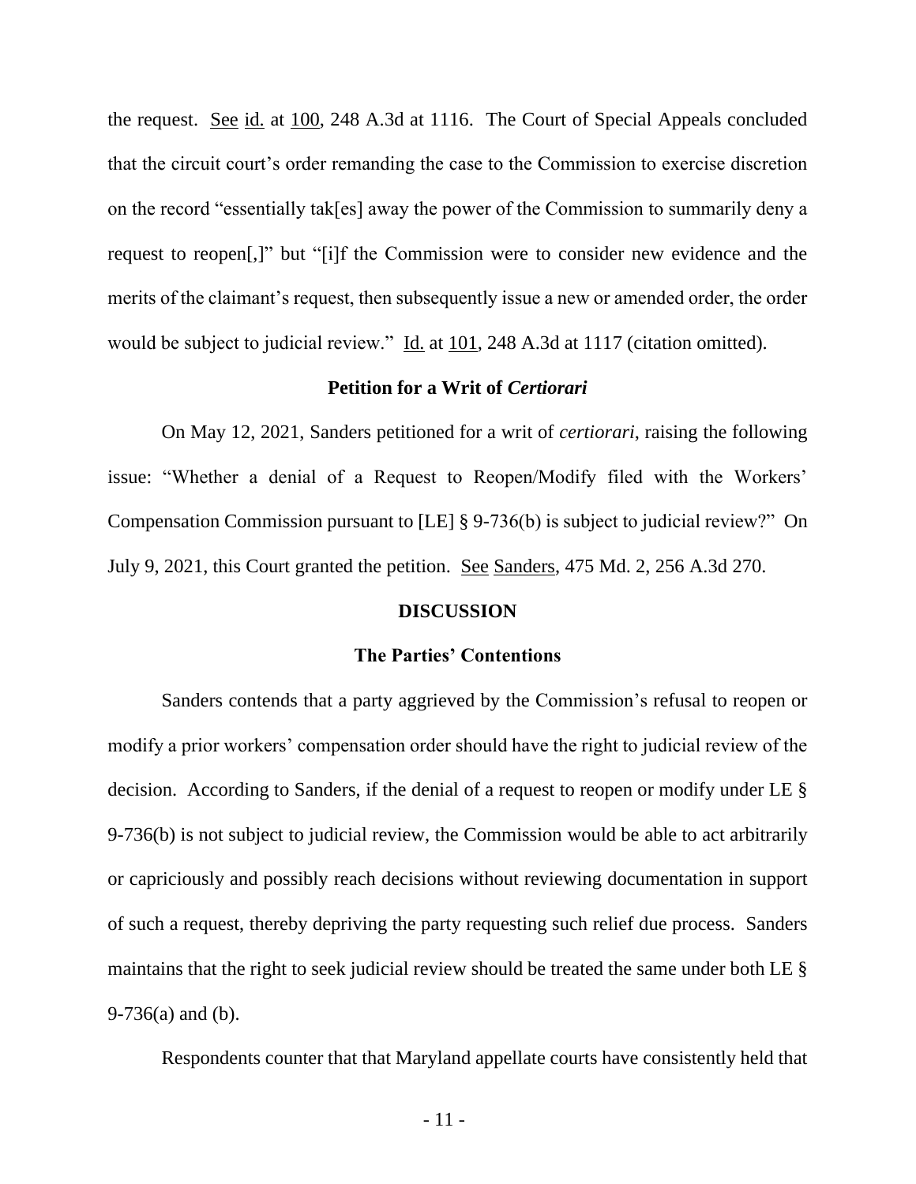the request. See id. at 100, 248 A.3d at 1116. The Court of Special Appeals concluded that the circuit court's order remanding the case to the Commission to exercise discretion on the record "essentially tak[es] away the power of the Commission to summarily deny a request to reopen[,]" but "[i]f the Commission were to consider new evidence and the merits of the claimant's request, then subsequently issue a new or amended order, the order would be subject to judicial review." Id. at 101, 248 A.3d at 1117 (citation omitted).

### Petition for a Writ of *Certiorari*

On May 12, 2021, Sanders petitioned for a writ of *certiorari*, raising the following issue: "Whether a denial of a Request to Reopen/Modify filed with the Workers' Compensation Commission pursuant to [LE] § 9-736(b) is subject to judicial review?" On July 9, 2021, this Court granted the petition. See Sanders, 475 Md. 2, 256 A.3d 270.

## DISCUSSION

### The Parties' Contentions

Sanders contends that a party aggrieved by the Commission's refusal to reopen or modify a prior workers' compensation order should have the right to judicial review of the decision. According to Sanders, if the denial of a request to reopen or modify under LE § 9-736(b) is not subject to judicial review, the Commission would be able to act arbitrarily or capriciously and possibly reach decisions without reviewing documentation in support of such a request, thereby depriving the party requesting such relief due process. Sanders maintains that the right to seek judicial review should be treated the same under both LE § 9-736(a) and (b).

Respondents counter that that Maryland appellate courts have consistently held that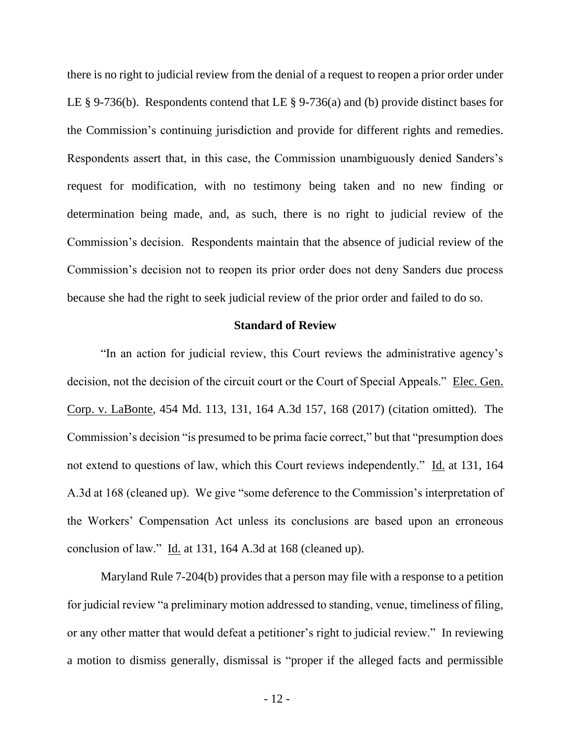there is no right to judicial review from the denial of a request to reopen a prior order under LE § 9-736(b). Respondents contend that LE § 9-736(a) and (b) provide distinct bases for the Commission's continuing jurisdiction and provide for different rights and remedies. Respondents assert that, in this case, the Commission unambiguously denied Sanders's request for modification, with no testimony being taken and no new finding or determination being made, and, as such, there is no right to judicial review of the Commission's decision. Respondents maintain that the absence of judicial review of the Commission's decision not to reopen its prior order does not deny Sanders due process because she had the right to seek judicial review of the prior order and failed to do so.

## Standard of Review

"In an action for judicial review, this Court reviews the administrative agency's decision, not the decision of the circuit court or the Court of Special Appeals." Elec. Gen. Corp. v. LaBonte, 454 Md. 113, 131, 164 A.3d 157, 168 (2017) (citation omitted). The Commission's decision "is presumed to be prima facie correct," but that "presumption does not extend to questions of law, which this Court reviews independently." Id. at 131, 164 A.3d at 168 (cleaned up). We give "some deference to the Commission's interpretation of the Workers' Compensation Act unless its conclusions are based upon an erroneous conclusion of law." Id. at 131, 164 A.3d at 168 (cleaned up).

Maryland Rule 7-204(b) provides that a person may file with a response to a petition for judicial review "a preliminary motion addressed to standing, venue, timeliness of filing, or any other matter that would defeat a petitioner's right to judicial review." In reviewing a motion to dismiss generally, dismissal is "proper if the alleged facts and permissible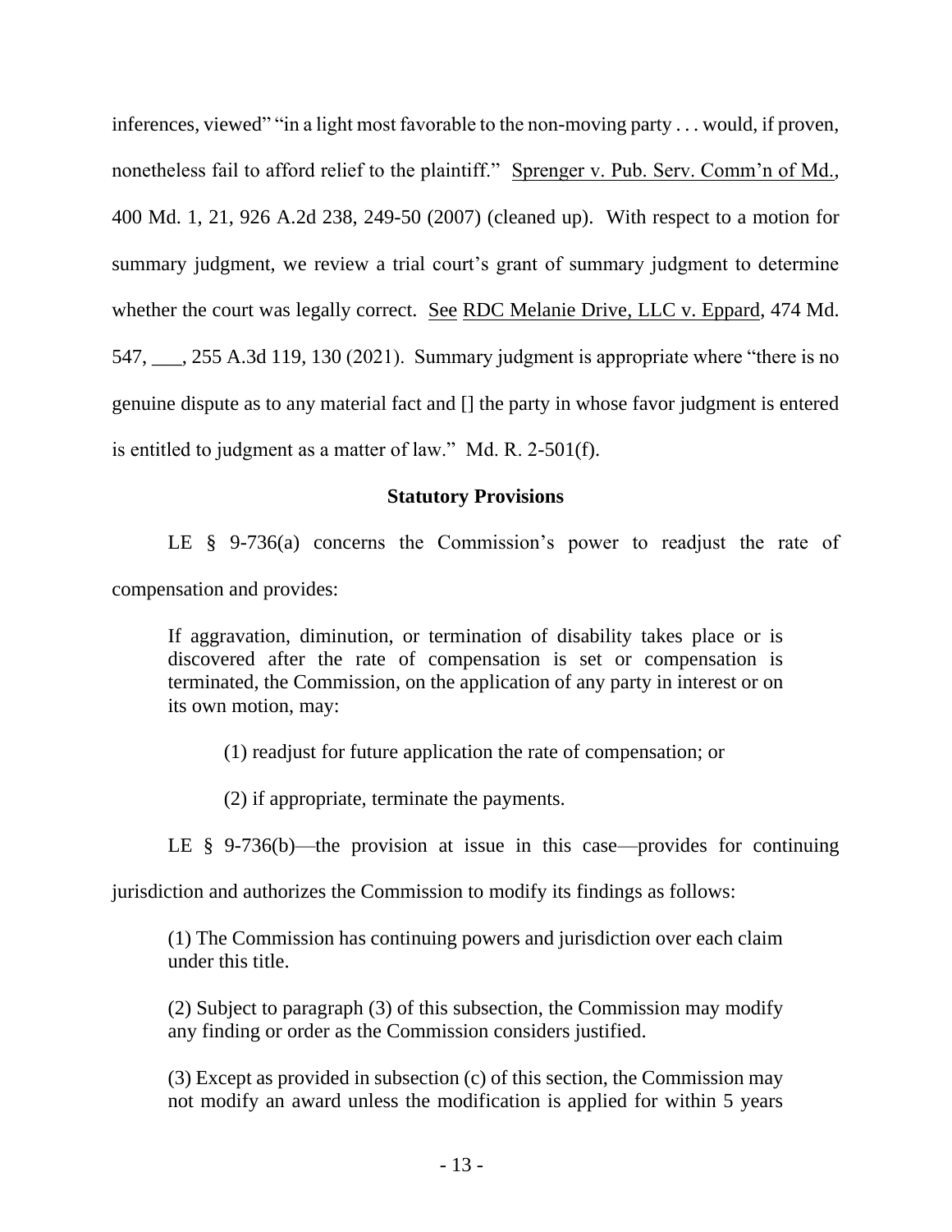inferences, viewed" "in a light most favorable to the non-moving party . . . would, if proven, nonetheless fail to afford relief to the plaintiff." Sprenger v. Pub. Serv. Comm'n of Md., 400 Md. 1, 21, 926 A.2d 238, 249-50 (2007) (cleaned up). With respect to a motion for summary judgment, we review a trial court's grant of summary judgment to determine whether the court was legally correct. See RDC Melanie Drive, LLC v. Eppard, 474 Md. 547, ___, 255 A.3d 119, 130 (2021). Summary judgment is appropriate where "there is no genuine dispute as to any material fact and [] the party in whose favor judgment is entered is entitled to judgment as a matter of law." Md. R. 2-501(f).

**Statutory Provisions**

LE § 9-736(a) concerns the Commission's power to readjust the rate of compensation and provides:

> If aggravation, diminution, or termination of disability takes place or is discovered after the rate of compensation is set or compensation is terminated, the Commission, on the application of any party in interest or on its own motion, may:
>
> (1) readjust for future application the rate of compensation; or
>
> (2) if appropriate, terminate the payments.

LE § 9-736(b)—the provision at issue in this case—provides for continuing jurisdiction and authorizes the Commission to modify its findings as follows:

> (1) The Commission has continuing powers and jurisdiction over each claim under this title.
>
> (2) Subject to paragraph (3) of this subsection, the Commission may modify any finding or order as the Commission considers justified.
>
> (3) Except as provided in subsection (c) of this section, the Commission may not modify an award unless the modification is applied for within 5 years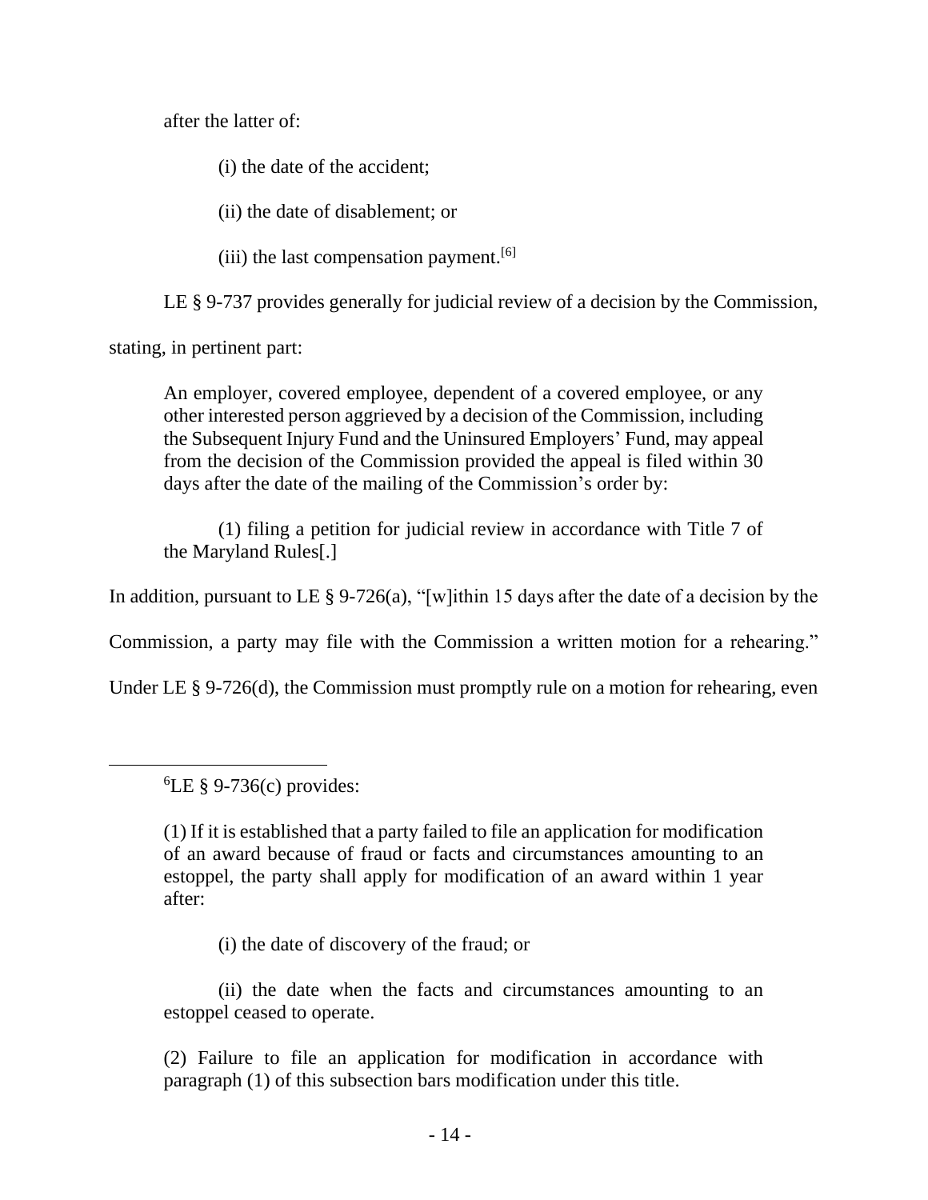after the latter of:

> (i) the date of the accident;
>
> (ii) the date of disablement; or
>
> (iii) the last compensation payment.[6]

LE § 9-737 provides generally for judicial review of a decision by the Commission, stating, in pertinent part:

> An employer, covered employee, dependent of a covered employee, or any other interested person aggrieved by a decision of the Commission, including the Subsequent Injury Fund and the Uninsured Employers' Fund, may appeal from the decision of the Commission provided the appeal is filed within 30 days after the date of the mailing of the Commission's order by:
>
> (1) filing a petition for judicial review in accordance with Title 7 of the Maryland Rules[.]

In addition, pursuant to LE § 9-726(a), "[w]ithin 15 days after the date of a decision by the Commission, a party may file with the Commission a written motion for a rehearing." Under LE § 9-726(d), the Commission must promptly rule on a motion for rehearing, even

---

[6] LE § 9-736(c) provides:

> (1) If it is established that a party failed to file an application for modification of an award because of fraud or facts and circumstances amounting to an estoppel, the party shall apply for modification of an award within 1 year after:
>
> (i) the date of discovery of the fraud; or
>
> (ii) the date when the facts and circumstances amounting to an estoppel ceased to operate.
>
> (2) Failure to file an application for modification in accordance with paragraph (1) of this subsection bars modification under this title.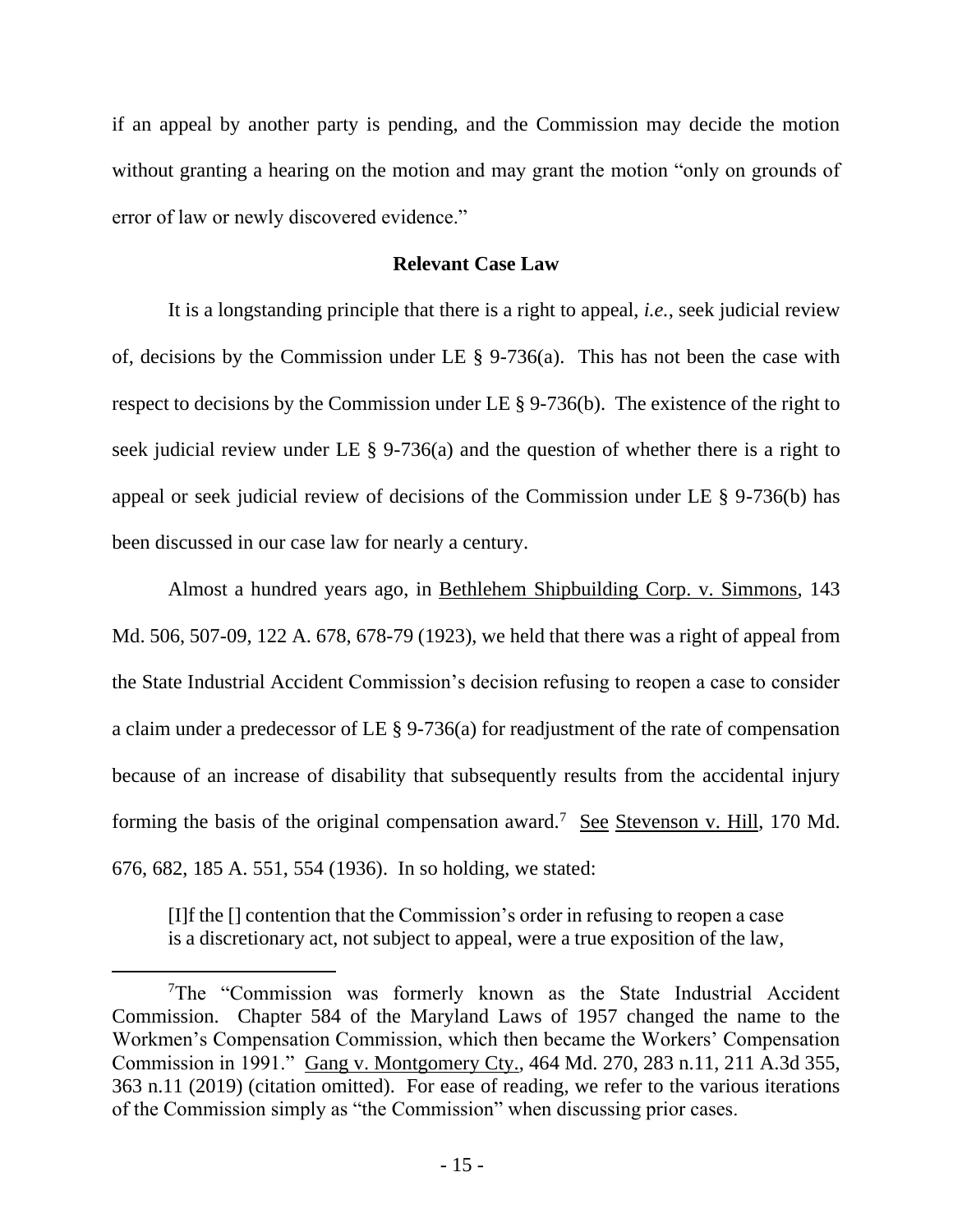if an appeal by another party is pending, and the Commission may decide the motion without granting a hearing on the motion and may grant the motion "only on grounds of error of law or newly discovered evidence."

**Relevant Case Law**

It is a longstanding principle that there is a right to appeal, *i.e.*, seek judicial review of, decisions by the Commission under LE § 9-736(a). This has not been the case with respect to decisions by the Commission under LE § 9-736(b). The existence of the right to seek judicial review under LE § 9-736(a) and the question of whether there is a right to appeal or seek judicial review of decisions of the Commission under LE § 9-736(b) has been discussed in our case law for nearly a century.

Almost a hundred years ago, in Bethlehem Shipbuilding Corp. v. Simmons, 143 Md. 506, 507-09, 122 A. 678, 678-79 (1923), we held that there was a right of appeal from the State Industrial Accident Commission's decision refusing to reopen a case to consider a claim under a predecessor of LE § 9-736(a) for readjustment of the rate of compensation because of an increase of disability that subsequently results from the accidental injury forming the basis of the original compensation award.[7] See Stevenson v. Hill, 170 Md. 676, 682, 185 A. 551, 554 (1936). In so holding, we stated:

> [I]f the [] contention that the Commission's order in refusing to reopen a case is a discretionary act, not subject to appeal, were a true exposition of the law,

[7]The "Commission was formerly known as the State Industrial Accident Commission. Chapter 584 of the Maryland Laws of 1957 changed the name to the Workmen's Compensation Commission, which then became the Workers' Compensation Commission in 1991." Gang v. Montgomery Cty., 464 Md. 270, 283 n.11, 211 A.3d 355, 363 n.11 (2019) (citation omitted). For ease of reading, we refer to the various iterations of the Commission simply as "the Commission" when discussing prior cases.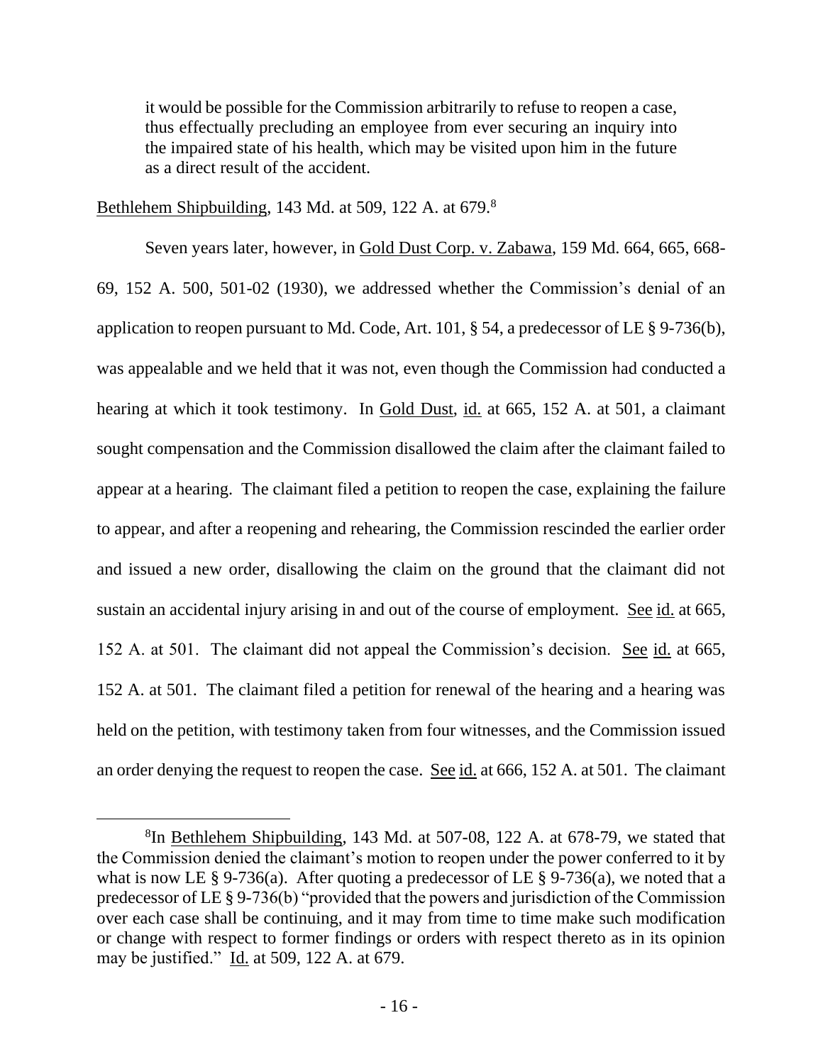> it would be possible for the Commission arbitrarily to refuse to reopen a case, thus effectually precluding an employee from ever securing an inquiry into the impaired state of his health, which may be visited upon him in the future as a direct result of the accident.

Bethlehem Shipbuilding, 143 Md. at 509, 122 A. at 679.[8]

Seven years later, however, in Gold Dust Corp. v. Zabawa, 159 Md. 664, 665, 668-69, 152 A. 500, 501-02 (1930), we addressed whether the Commission's denial of an application to reopen pursuant to Md. Code, Art. 101, § 54, a predecessor of LE § 9-736(b), was appealable and we held that it was not, even though the Commission had conducted a hearing at which it took testimony. In Gold Dust, id. at 665, 152 A. at 501, a claimant sought compensation and the Commission disallowed the claim after the claimant failed to appear at a hearing. The claimant filed a petition to reopen the case, explaining the failure to appear, and after a reopening and rehearing, the Commission rescinded the earlier order and issued a new order, disallowing the claim on the ground that the claimant did not sustain an accidental injury arising in and out of the course of employment. See id. at 665, 152 A. at 501. The claimant did not appeal the Commission's decision. See id. at 665, 152 A. at 501. The claimant filed a petition for renewal of the hearing and a hearing was held on the petition, with testimony taken from four witnesses, and the Commission issued an order denying the request to reopen the case. See id. at 666, 152 A. at 501. The claimant

---

[8] In Bethlehem Shipbuilding, 143 Md. at 507-08, 122 A. at 678-79, we stated that the Commission denied the claimant's motion to reopen under the power conferred to it by what is now LE § 9-736(a). After quoting a predecessor of LE § 9-736(a), we noted that a predecessor of LE § 9-736(b) "provided that the powers and jurisdiction of the Commission over each case shall be continuing, and it may from time to time make such modification or change with respect to former findings or orders with respect thereto as in its opinion may be justified." Id. at 509, 122 A. at 679.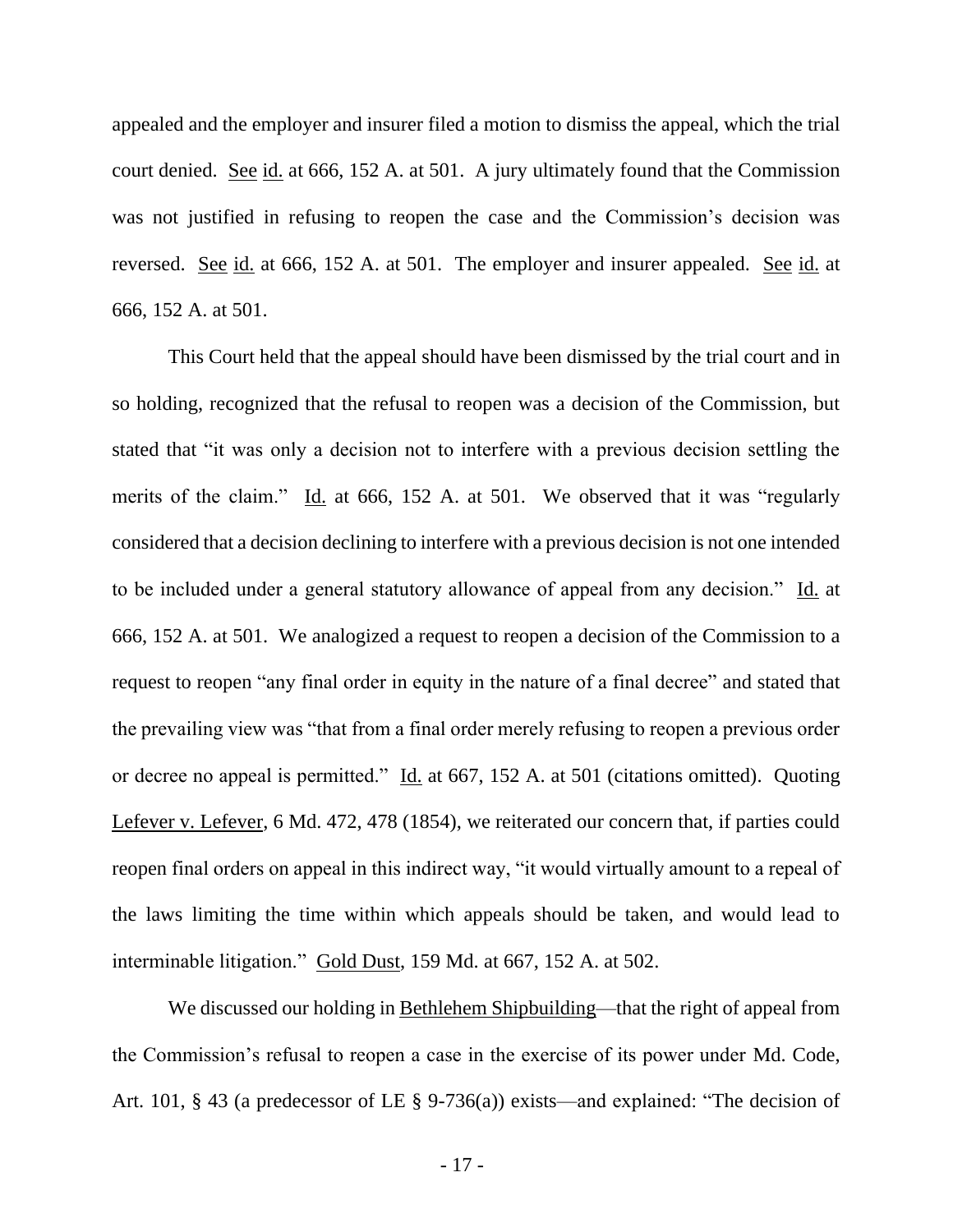appealed and the employer and insurer filed a motion to dismiss the appeal, which the trial court denied. See id. at 666, 152 A. at 501. A jury ultimately found that the Commission was not justified in refusing to reopen the case and the Commission's decision was reversed. See id. at 666, 152 A. at 501. The employer and insurer appealed. See id. at 666, 152 A. at 501.

This Court held that the appeal should have been dismissed by the trial court and in so holding, recognized that the refusal to reopen was a decision of the Commission, but stated that "it was only a decision not to interfere with a previous decision settling the merits of the claim." Id. at 666, 152 A. at 501. We observed that it was "regularly considered that a decision declining to interfere with a previous decision is not one intended to be included under a general statutory allowance of appeal from any decision." Id. at 666, 152 A. at 501. We analogized a request to reopen a decision of the Commission to a request to reopen "any final order in equity in the nature of a final decree" and stated that the prevailing view was "that from a final order merely refusing to reopen a previous order or decree no appeal is permitted." Id. at 667, 152 A. at 501 (citations omitted). Quoting Lefever v. Lefever, 6 Md. 472, 478 (1854), we reiterated our concern that, if parties could reopen final orders on appeal in this indirect way, "it would virtually amount to a repeal of the laws limiting the time within which appeals should be taken, and would lead to interminable litigation." Gold Dust, 159 Md. at 667, 152 A. at 502.

We discussed our holding in Bethlehem Shipbuilding—that the right of appeal from the Commission's refusal to reopen a case in the exercise of its power under Md. Code, Art. 101, § 43 (a predecessor of LE § 9-736(a)) exists—and explained: "The decision of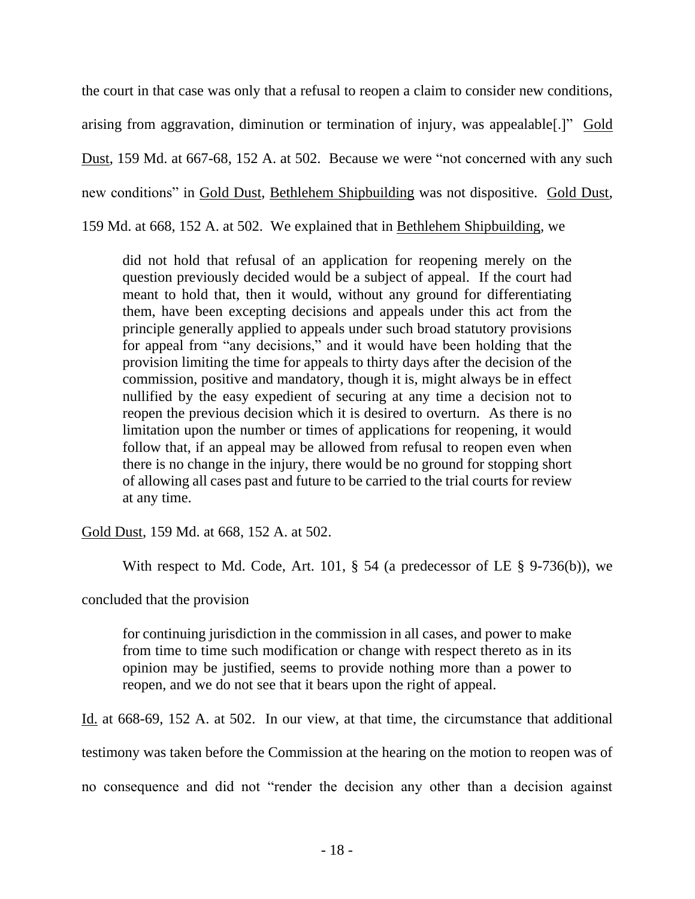the court in that case was only that a refusal to reopen a claim to consider new conditions, arising from aggravation, diminution or termination of injury, was appealable[.]" Gold Dust, 159 Md. at 667-68, 152 A. at 502. Because we were "not concerned with any such new conditions" in Gold Dust, Bethlehem Shipbuilding was not dispositive. Gold Dust, 159 Md. at 668, 152 A. at 502. We explained that in Bethlehem Shipbuilding, we

> did not hold that refusal of an application for reopening merely on the question previously decided would be a subject of appeal. If the court had meant to hold that, then it would, without any ground for differentiating them, have been excepting decisions and appeals under this act from the principle generally applied to appeals under such broad statutory provisions for appeal from "any decisions," and it would have been holding that the provision limiting the time for appeals to thirty days after the decision of the commission, positive and mandatory, though it is, might always be in effect nullified by the easy expedient of securing at any time a decision not to reopen the previous decision which it is desired to overturn. As there is no limitation upon the number or times of applications for reopening, it would follow that, if an appeal may be allowed from refusal to reopen even when there is no change in the injury, there would be no ground for stopping short of allowing all cases past and future to be carried to the trial courts for review at any time.

Gold Dust, 159 Md. at 668, 152 A. at 502.

With respect to Md. Code, Art. 101, § 54 (a predecessor of LE § 9-736(b)), we concluded that the provision

> for continuing jurisdiction in the commission in all cases, and power to make from time to time such modification or change with respect thereto as in its opinion may be justified, seems to provide nothing more than a power to reopen, and we do not see that it bears upon the right of appeal.

Id. at 668-69, 152 A. at 502. In our view, at that time, the circumstance that additional testimony was taken before the Commission at the hearing on the motion to reopen was of no consequence and did not "render the decision any other than a decision against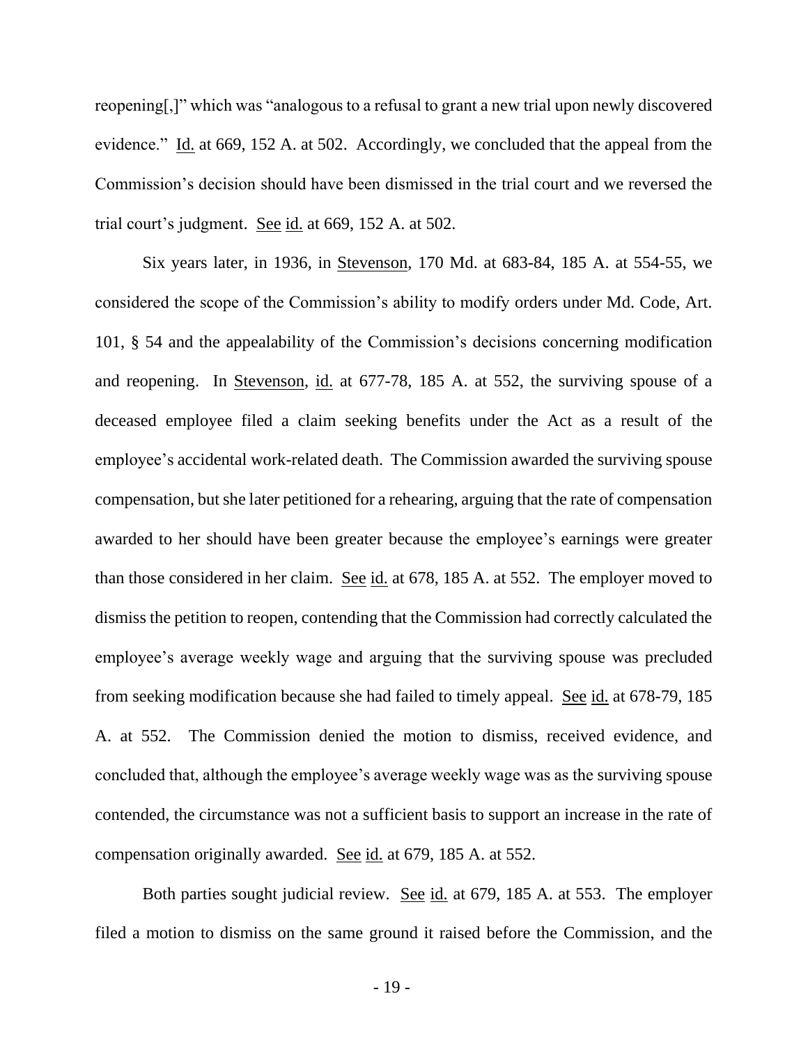reopening[,]" which was "analogous to a refusal to grant a new trial upon newly discovered evidence." Id. at 669, 152 A. at 502. Accordingly, we concluded that the appeal from the Commission's decision should have been dismissed in the trial court and we reversed the trial court's judgment. See id. at 669, 152 A. at 502.

Six years later, in 1936, in Stevenson, 170 Md. at 683-84, 185 A. at 554-55, we considered the scope of the Commission's ability to modify orders under Md. Code, Art. 101, § 54 and the appealability of the Commission's decisions concerning modification and reopening. In Stevenson, id. at 677-78, 185 A. at 552, the surviving spouse of a deceased employee filed a claim seeking benefits under the Act as a result of the employee's accidental work-related death. The Commission awarded the surviving spouse compensation, but she later petitioned for a rehearing, arguing that the rate of compensation awarded to her should have been greater because the employee's earnings were greater than those considered in her claim. See id. at 678, 185 A. at 552. The employer moved to dismiss the petition to reopen, contending that the Commission had correctly calculated the employee's average weekly wage and arguing that the surviving spouse was precluded from seeking modification because she had failed to timely appeal. See id. at 678-79, 185 A. at 552. The Commission denied the motion to dismiss, received evidence, and concluded that, although the employee's average weekly wage was as the surviving spouse contended, the circumstance was not a sufficient basis to support an increase in the rate of compensation originally awarded. See id. at 679, 185 A. at 552.

Both parties sought judicial review. See id. at 679, 185 A. at 553. The employer filed a motion to dismiss on the same ground it raised before the Commission, and the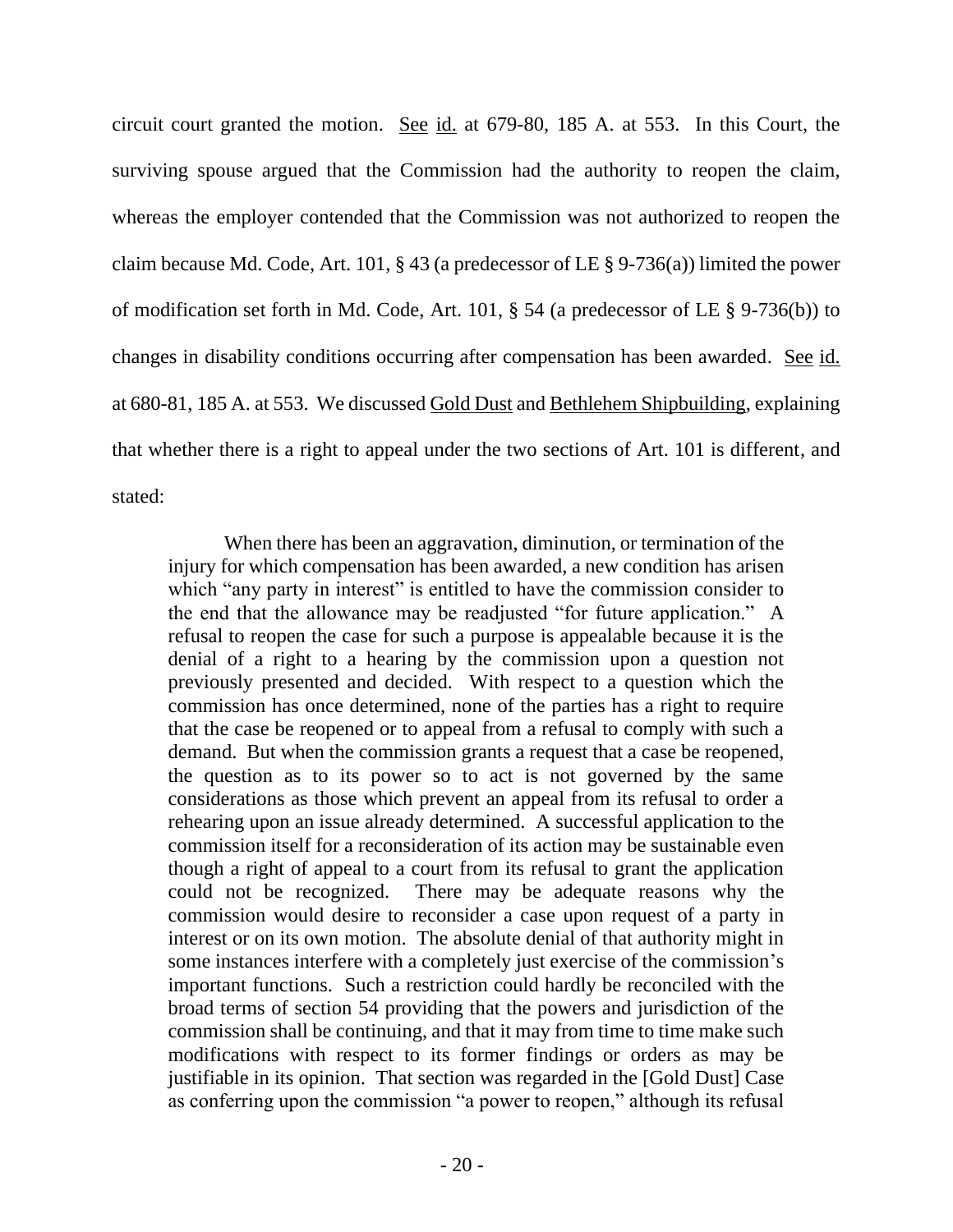circuit court granted the motion. See id. at 679-80, 185 A. at 553. In this Court, the surviving spouse argued that the Commission had the authority to reopen the claim, whereas the employer contended that the Commission was not authorized to reopen the claim because Md. Code, Art. 101, § 43 (a predecessor of LE § 9-736(a)) limited the power of modification set forth in Md. Code, Art. 101, § 54 (a predecessor of LE § 9-736(b)) to changes in disability conditions occurring after compensation has been awarded. See id. at 680-81, 185 A. at 553. We discussed Gold Dust and Bethlehem Shipbuilding, explaining that whether there is a right to appeal under the two sections of Art. 101 is different, and stated:

> When there has been an aggravation, diminution, or termination of the injury for which compensation has been awarded, a new condition has arisen which "any party in interest" is entitled to have the commission consider to the end that the allowance may be readjusted "for future application." A refusal to reopen the case for such a purpose is appealable because it is the denial of a right to a hearing by the commission upon a question not previously presented and decided. With respect to a question which the commission has once determined, none of the parties has a right to require that the case be reopened or to appeal from a refusal to comply with such a demand. But when the commission grants a request that a case be reopened, the question as to its power so to act is not governed by the same considerations as those which prevent an appeal from its refusal to order a rehearing upon an issue already determined. A successful application to the commission itself for a reconsideration of its action may be sustainable even though a right of appeal to a court from its refusal to grant the application could not be recognized. There may be adequate reasons why the commission would desire to reconsider a case upon request of a party in interest or on its own motion. The absolute denial of that authority might in some instances interfere with a completely just exercise of the commission's important functions. Such a restriction could hardly be reconciled with the broad terms of section 54 providing that the powers and jurisdiction of the commission shall be continuing, and that it may from time to time make such modifications with respect to its former findings or orders as may be justifiable in its opinion. That section was regarded in the [Gold Dust] Case as conferring upon the commission "a power to reopen," although its refusal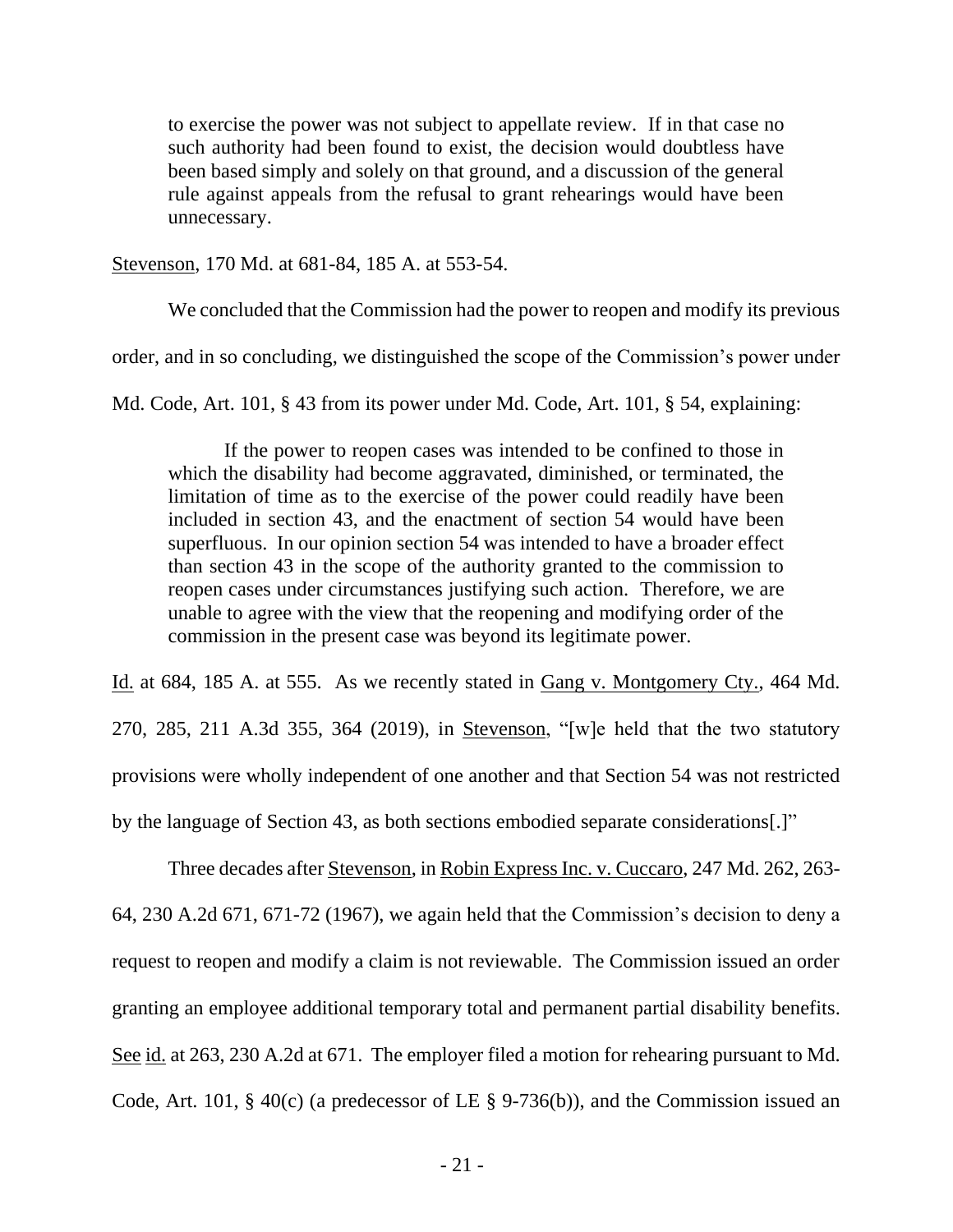> to exercise the power was not subject to appellate review. If in that case no such authority had been found to exist, the decision would doubtless have been based simply and solely on that ground, and a discussion of the general rule against appeals from the refusal to grant rehearings would have been unnecessary.

Stevenson, 170 Md. at 681-84, 185 A. at 553-54.

We concluded that the Commission had the power to reopen and modify its previous order, and in so concluding, we distinguished the scope of the Commission's power under Md. Code, Art. 101, § 43 from its power under Md. Code, Art. 101, § 54, explaining:

> If the power to reopen cases was intended to be confined to those in which the disability had become aggravated, diminished, or terminated, the limitation of time as to the exercise of the power could readily have been included in section 43, and the enactment of section 54 would have been superfluous. In our opinion section 54 was intended to have a broader effect than section 43 in the scope of the authority granted to the commission to reopen cases under circumstances justifying such action. Therefore, we are unable to agree with the view that the reopening and modifying order of the commission in the present case was beyond its legitimate power.

Id. at 684, 185 A. at 555. As we recently stated in Gang v. Montgomery Cty., 464 Md. 270, 285, 211 A.3d 355, 364 (2019), in Stevenson, "[w]e held that the two statutory provisions were wholly independent of one another and that Section 54 was not restricted by the language of Section 43, as both sections embodied separate considerations[.]"

Three decades after Stevenson, in Robin Express Inc. v. Cuccaro, 247 Md. 262, 263-64, 230 A.2d 671, 671-72 (1967), we again held that the Commission's decision to deny a request to reopen and modify a claim is not reviewable. The Commission issued an order granting an employee additional temporary total and permanent partial disability benefits. See id. at 263, 230 A.2d at 671. The employer filed a motion for rehearing pursuant to Md. Code, Art. 101, § 40(c) (a predecessor of LE § 9-736(b)), and the Commission issued an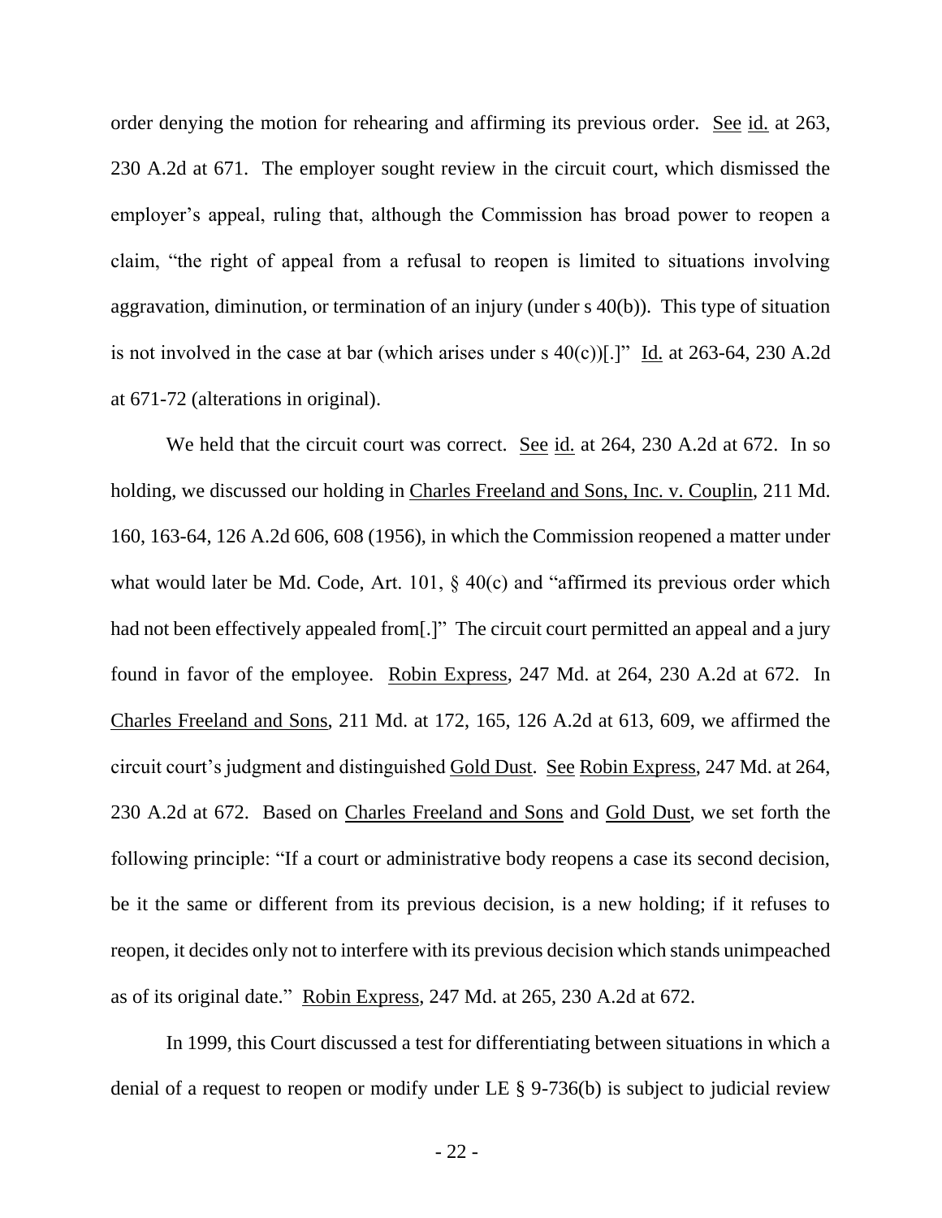order denying the motion for rehearing and affirming its previous order. See id. at 263, 230 A.2d at 671. The employer sought review in the circuit court, which dismissed the employer's appeal, ruling that, although the Commission has broad power to reopen a claim, "the right of appeal from a refusal to reopen is limited to situations involving aggravation, diminution, or termination of an injury (under s 40(b)). This type of situation is not involved in the case at bar (which arises under s 40(c))[.]" Id. at 263-64, 230 A.2d at 671-72 (alterations in original).

We held that the circuit court was correct. See id. at 264, 230 A.2d at 672. In so holding, we discussed our holding in Charles Freeland and Sons, Inc. v. Couplin, 211 Md. 160, 163-64, 126 A.2d 606, 608 (1956), in which the Commission reopened a matter under what would later be Md. Code, Art. 101, § 40(c) and "affirmed its previous order which had not been effectively appealed from[.]" The circuit court permitted an appeal and a jury found in favor of the employee. Robin Express, 247 Md. at 264, 230 A.2d at 672. In Charles Freeland and Sons, 211 Md. at 172, 165, 126 A.2d at 613, 609, we affirmed the circuit court's judgment and distinguished Gold Dust. See Robin Express, 247 Md. at 264, 230 A.2d at 672. Based on Charles Freeland and Sons and Gold Dust, we set forth the following principle: "If a court or administrative body reopens a case its second decision, be it the same or different from its previous decision, is a new holding; if it refuses to reopen, it decides only not to interfere with its previous decision which stands unimpeached as of its original date." Robin Express, 247 Md. at 265, 230 A.2d at 672.

In 1999, this Court discussed a test for differentiating between situations in which a denial of a request to reopen or modify under LE § 9-736(b) is subject to judicial review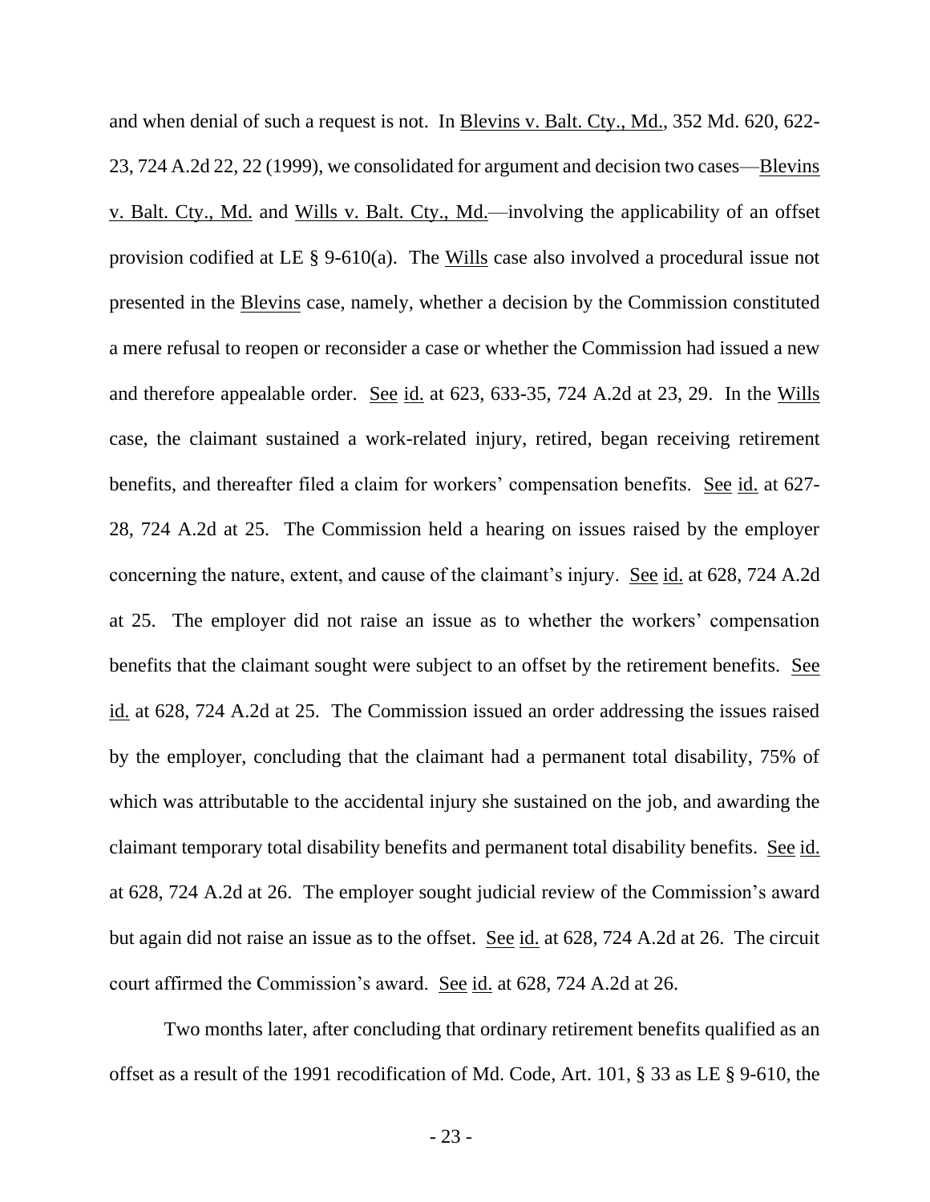and when denial of such a request is not. In Blevins v. Balt. Cty., Md., 352 Md. 620, 622-23, 724 A.2d 22, 22 (1999), we consolidated for argument and decision two cases—Blevins v. Balt. Cty., Md. and Wills v. Balt. Cty., Md.—involving the applicability of an offset provision codified at LE § 9-610(a). The Wills case also involved a procedural issue not presented in the Blevins case, namely, whether a decision by the Commission constituted a mere refusal to reopen or reconsider a case or whether the Commission had issued a new and therefore appealable order. See id. at 623, 633-35, 724 A.2d at 23, 29. In the Wills case, the claimant sustained a work-related injury, retired, began receiving retirement benefits, and thereafter filed a claim for workers' compensation benefits. See id. at 627-28, 724 A.2d at 25. The Commission held a hearing on issues raised by the employer concerning the nature, extent, and cause of the claimant's injury. See id. at 628, 724 A.2d at 25. The employer did not raise an issue as to whether the workers' compensation benefits that the claimant sought were subject to an offset by the retirement benefits. See id. at 628, 724 A.2d at 25. The Commission issued an order addressing the issues raised by the employer, concluding that the claimant had a permanent total disability, 75% of which was attributable to the accidental injury she sustained on the job, and awarding the claimant temporary total disability benefits and permanent total disability benefits. See id. at 628, 724 A.2d at 26. The employer sought judicial review of the Commission's award but again did not raise an issue as to the offset. See id. at 628, 724 A.2d at 26. The circuit court affirmed the Commission's award. See id. at 628, 724 A.2d at 26.

Two months later, after concluding that ordinary retirement benefits qualified as an offset as a result of the 1991 recodification of Md. Code, Art. 101, § 33 as LE § 9-610, the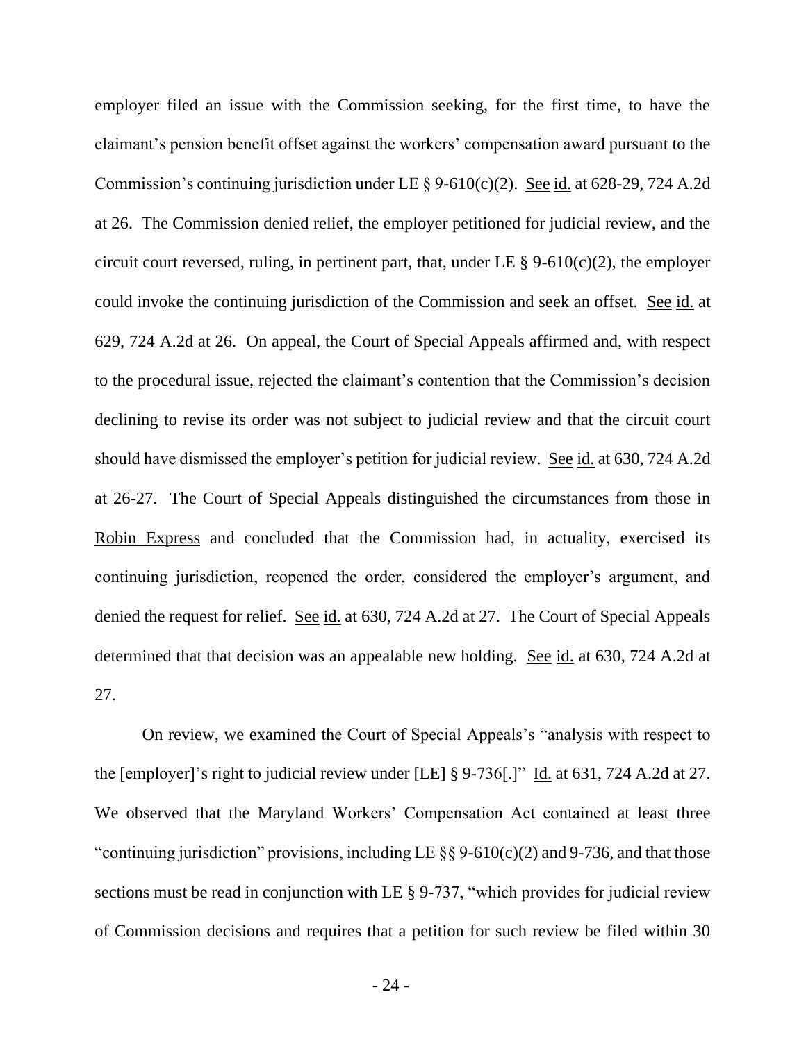employer filed an issue with the Commission seeking, for the first time, to have the claimant's pension benefit offset against the workers' compensation award pursuant to the Commission's continuing jurisdiction under LE § 9-610(c)(2). See id. at 628-29, 724 A.2d at 26. The Commission denied relief, the employer petitioned for judicial review, and the circuit court reversed, ruling, in pertinent part, that, under LE § 9-610(c)(2), the employer could invoke the continuing jurisdiction of the Commission and seek an offset. See id. at 629, 724 A.2d at 26. On appeal, the Court of Special Appeals affirmed and, with respect to the procedural issue, rejected the claimant's contention that the Commission's decision declining to revise its order was not subject to judicial review and that the circuit court should have dismissed the employer's petition for judicial review. See id. at 630, 724 A.2d at 26-27. The Court of Special Appeals distinguished the circumstances from those in Robin Express and concluded that the Commission had, in actuality, exercised its continuing jurisdiction, reopened the order, considered the employer's argument, and denied the request for relief. See id. at 630, 724 A.2d at 27. The Court of Special Appeals determined that that decision was an appealable new holding. See id. at 630, 724 A.2d at 27.

On review, we examined the Court of Special Appeals's "analysis with respect to the [employer]'s right to judicial review under [LE] § 9-736[.]" Id. at 631, 724 A.2d at 27. We observed that the Maryland Workers' Compensation Act contained at least three "continuing jurisdiction" provisions, including LE §§ 9-610(c)(2) and 9-736, and that those sections must be read in conjunction with LE § 9-737, "which provides for judicial review of Commission decisions and requires that a petition for such review be filed within 30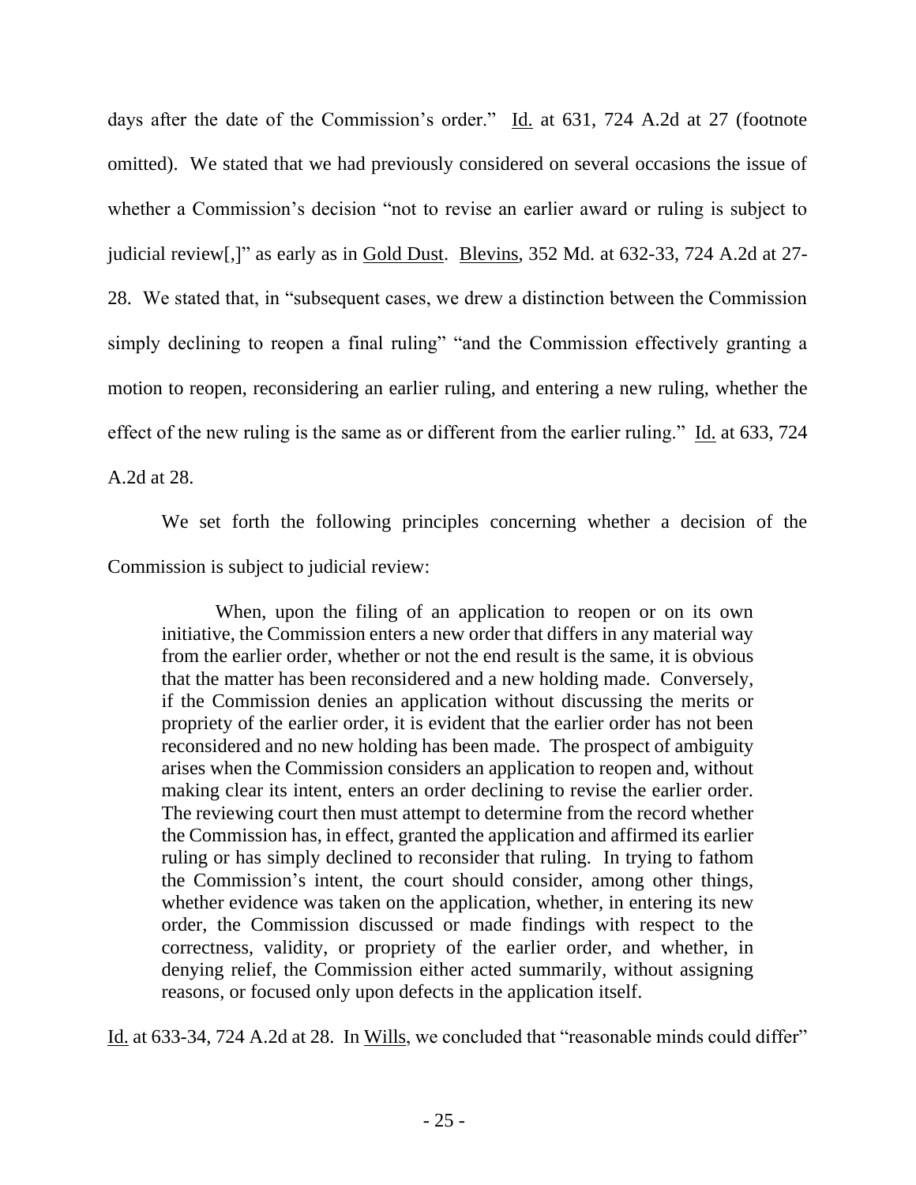days after the date of the Commission's order." Id. at 631, 724 A.2d at 27 (footnote omitted). We stated that we had previously considered on several occasions the issue of whether a Commission's decision "not to revise an earlier award or ruling is subject to judicial review[,]" as early as in Gold Dust. Blevins, 352 Md. at 632-33, 724 A.2d at 27-28. We stated that, in "subsequent cases, we drew a distinction between the Commission simply declining to reopen a final ruling" "and the Commission effectively granting a motion to reopen, reconsidering an earlier ruling, and entering a new ruling, whether the effect of the new ruling is the same as or different from the earlier ruling." Id. at 633, 724 A.2d at 28.

We set forth the following principles concerning whether a decision of the Commission is subject to judicial review:

> When, upon the filing of an application to reopen or on its own initiative, the Commission enters a new order that differs in any material way from the earlier order, whether or not the end result is the same, it is obvious that the matter has been reconsidered and a new holding made. Conversely, if the Commission denies an application without discussing the merits or propriety of the earlier order, it is evident that the earlier order has not been reconsidered and no new holding has been made. The prospect of ambiguity arises when the Commission considers an application to reopen and, without making clear its intent, enters an order declining to revise the earlier order. The reviewing court then must attempt to determine from the record whether the Commission has, in effect, granted the application and affirmed its earlier ruling or has simply declined to reconsider that ruling. In trying to fathom the Commission's intent, the court should consider, among other things, whether evidence was taken on the application, whether, in entering its new order, the Commission discussed or made findings with respect to the correctness, validity, or propriety of the earlier order, and whether, in denying relief, the Commission either acted summarily, without assigning reasons, or focused only upon defects in the application itself.

Id. at 633-34, 724 A.2d at 28. In Wills, we concluded that "reasonable minds could differ"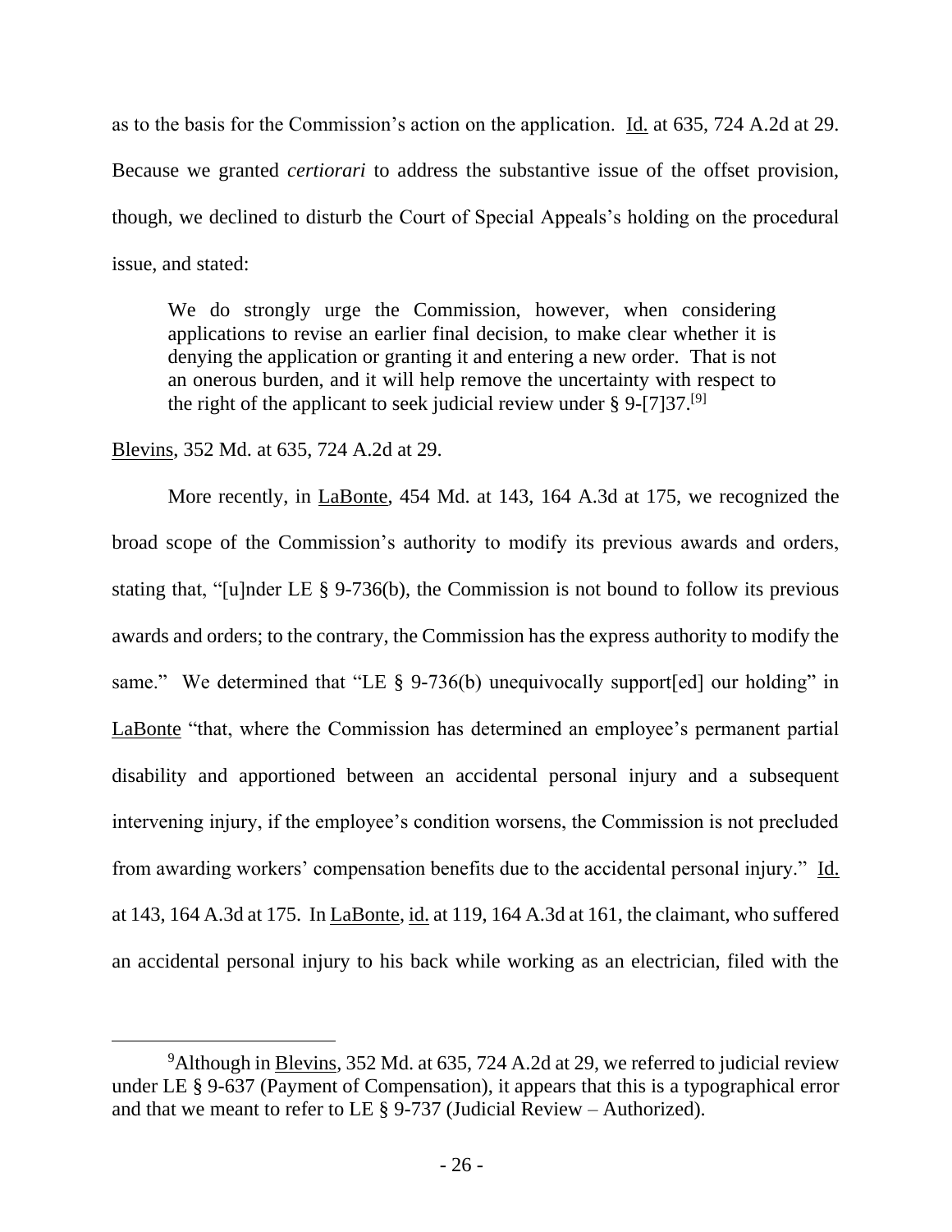as to the basis for the Commission's action on the application. Id. at 635, 724 A.2d at 29. Because we granted *certiorari* to address the substantive issue of the offset provision, though, we declined to disturb the Court of Special Appeals's holding on the procedural issue, and stated:

> We do strongly urge the Commission, however, when considering applications to revise an earlier final decision, to make clear whether it is denying the application or granting it and entering a new order. That is not an onerous burden, and it will help remove the uncertainty with respect to the right of the applicant to seek judicial review under § 9-[7]37.[9]

Blevins, 352 Md. at 635, 724 A.2d at 29.

More recently, in LaBonte, 454 Md. at 143, 164 A.3d at 175, we recognized the broad scope of the Commission's authority to modify its previous awards and orders, stating that, "[u]nder LE § 9-736(b), the Commission is not bound to follow its previous awards and orders; to the contrary, the Commission has the express authority to modify the same." We determined that "LE § 9-736(b) unequivocally support[ed] our holding" in LaBonte "that, where the Commission has determined an employee's permanent partial disability and apportioned between an accidental personal injury and a subsequent intervening injury, if the employee's condition worsens, the Commission is not precluded from awarding workers' compensation benefits due to the accidental personal injury." Id. at 143, 164 A.3d at 175. In LaBonte, id. at 119, 164 A.3d at 161, the claimant, who suffered an accidental personal injury to his back while working as an electrician, filed with the

---

[9] Although in Blevins, 352 Md. at 635, 724 A.2d at 29, we referred to judicial review under LE § 9-637 (Payment of Compensation), it appears that this is a typographical error and that we meant to refer to LE § 9-737 (Judicial Review – Authorized).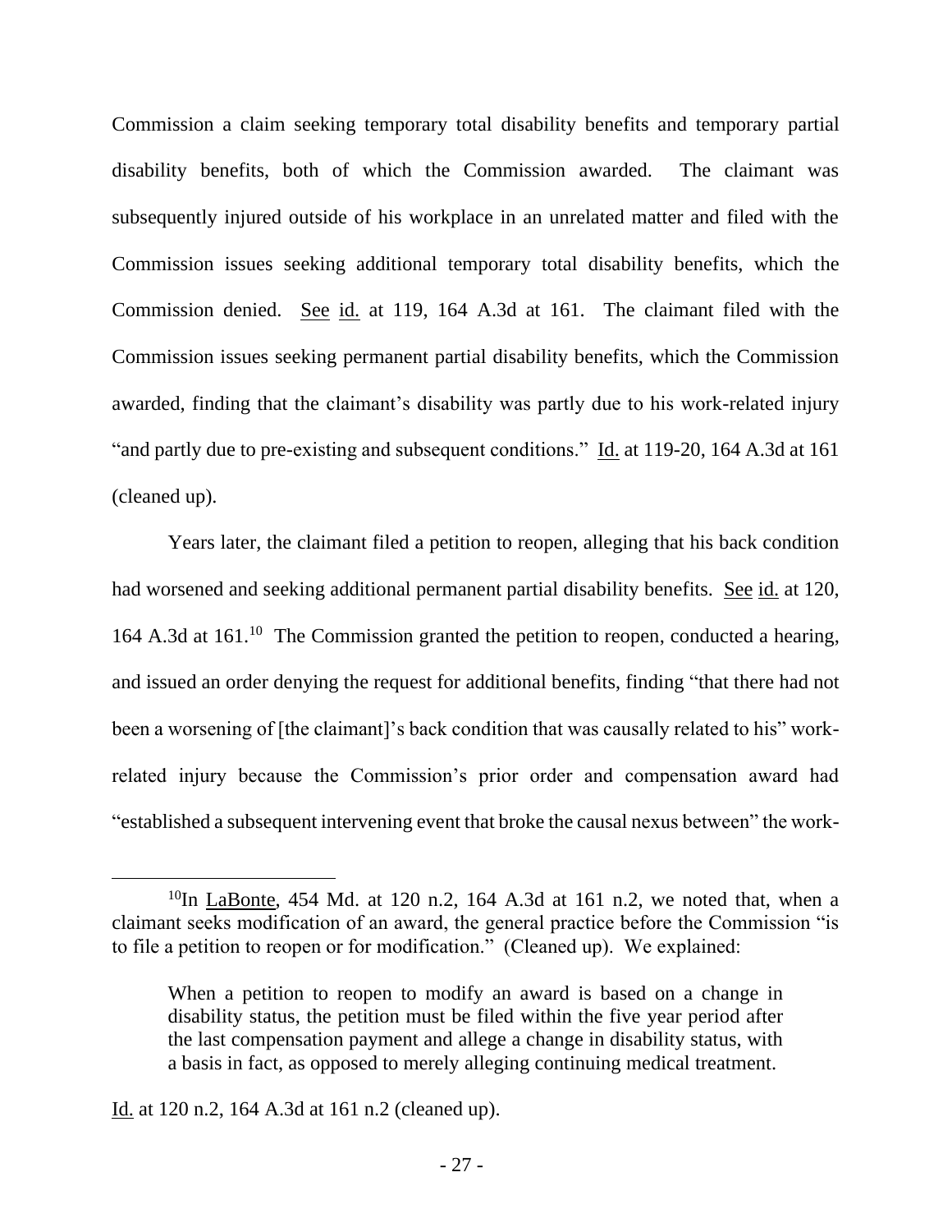Commission a claim seeking temporary total disability benefits and temporary partial disability benefits, both of which the Commission awarded. The claimant was subsequently injured outside of his workplace in an unrelated matter and filed with the Commission issues seeking additional temporary total disability benefits, which the Commission denied. See id. at 119, 164 A.3d at 161. The claimant filed with the Commission issues seeking permanent partial disability benefits, which the Commission awarded, finding that the claimant's disability was partly due to his work-related injury "and partly due to pre-existing and subsequent conditions." Id. at 119-20, 164 A.3d at 161 (cleaned up).

Years later, the claimant filed a petition to reopen, alleging that his back condition had worsened and seeking additional permanent partial disability benefits. See id. at 120, 164 A.3d at 161.[10] The Commission granted the petition to reopen, conducted a hearing, and issued an order denying the request for additional benefits, finding "that there had not been a worsening of [the claimant]'s back condition that was causally related to his" work-related injury because the Commission's prior order and compensation award had "established a subsequent intervening event that broke the causal nexus between" the work-

---

[10] In LaBonte, 454 Md. at 120 n.2, 164 A.3d at 161 n.2, we noted that, when a claimant seeks modification of an award, the general practice before the Commission "is to file a petition to reopen or for modification." (Cleaned up). We explained:

> When a petition to reopen to modify an award is based on a change in disability status, the petition must be filed within the five year period after the last compensation payment and allege a change in disability status, with a basis in fact, as opposed to merely alleging continuing medical treatment.

Id. at 120 n.2, 164 A.3d at 161 n.2 (cleaned up).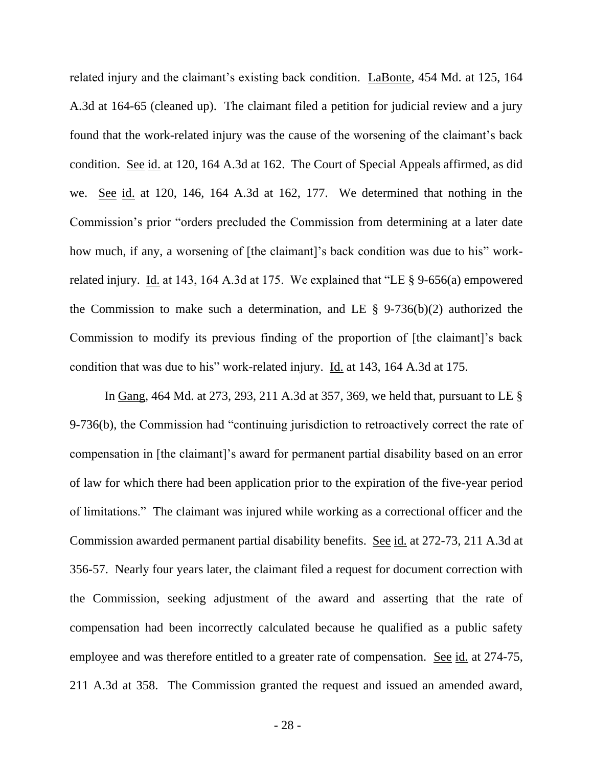related injury and the claimant's existing back condition. LaBonte, 454 Md. at 125, 164 A.3d at 164-65 (cleaned up). The claimant filed a petition for judicial review and a jury found that the work-related injury was the cause of the worsening of the claimant's back condition. See id. at 120, 164 A.3d at 162. The Court of Special Appeals affirmed, as did we. See id. at 120, 146, 164 A.3d at 162, 177. We determined that nothing in the Commission's prior "orders precluded the Commission from determining at a later date how much, if any, a worsening of [the claimant]'s back condition was due to his" work-related injury. Id. at 143, 164 A.3d at 175. We explained that "LE § 9-656(a) empowered the Commission to make such a determination, and LE § 9-736(b)(2) authorized the Commission to modify its previous finding of the proportion of [the claimant]'s back condition that was due to his" work-related injury. Id. at 143, 164 A.3d at 175.

In Gang, 464 Md. at 273, 293, 211 A.3d at 357, 369, we held that, pursuant to LE § 9-736(b), the Commission had "continuing jurisdiction to retroactively correct the rate of compensation in [the claimant]'s award for permanent partial disability based on an error of law for which there had been application prior to the expiration of the five-year period of limitations." The claimant was injured while working as a correctional officer and the Commission awarded permanent partial disability benefits. See id. at 272-73, 211 A.3d at 356-57. Nearly four years later, the claimant filed a request for document correction with the Commission, seeking adjustment of the award and asserting that the rate of compensation had been incorrectly calculated because he qualified as a public safety employee and was therefore entitled to a greater rate of compensation. See id. at 274-75, 211 A.3d at 358. The Commission granted the request and issued an amended award,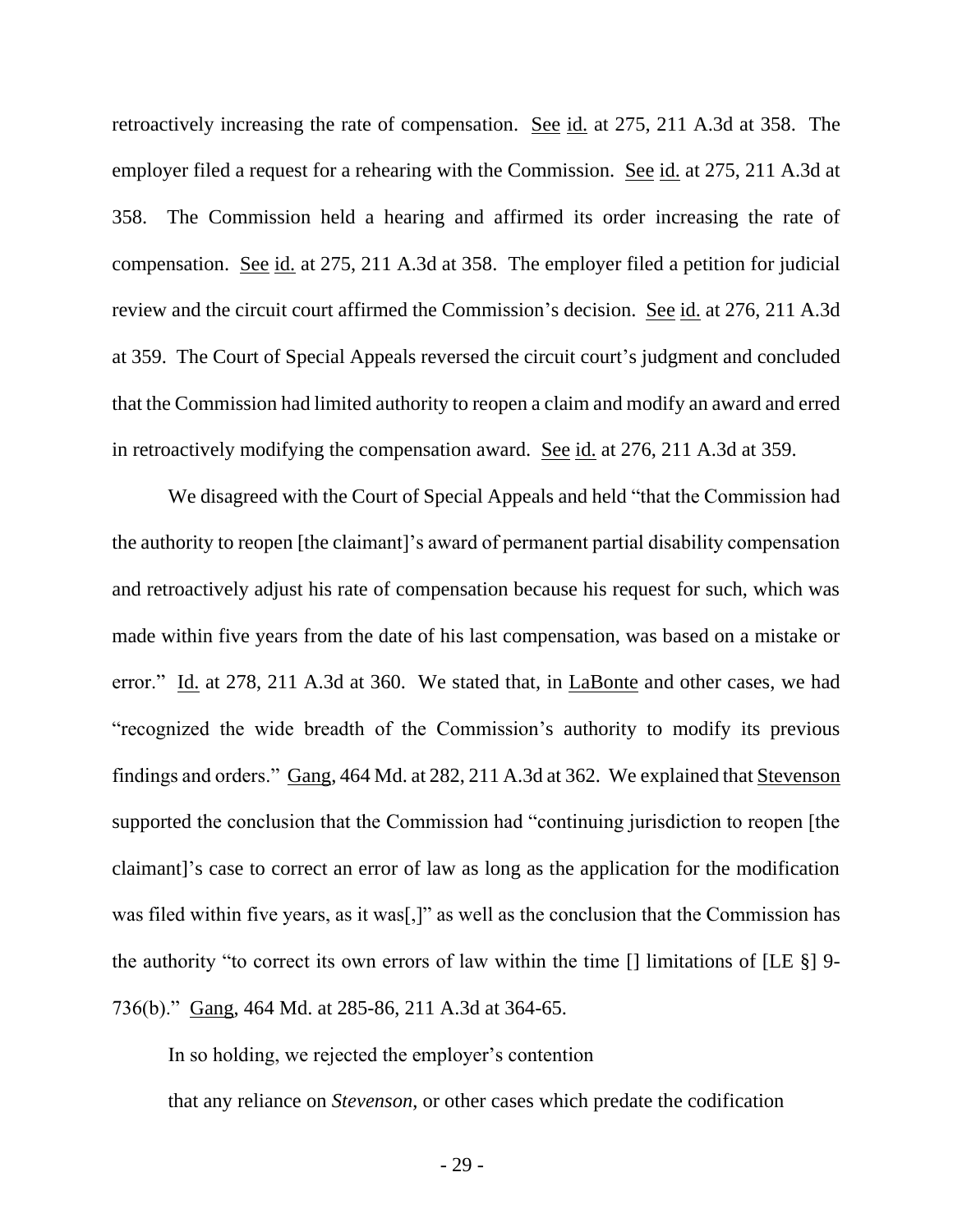retroactively increasing the rate of compensation. See id. at 275, 211 A.3d at 358. The employer filed a request for a rehearing with the Commission. See id. at 275, 211 A.3d at 358. The Commission held a hearing and affirmed its order increasing the rate of compensation. See id. at 275, 211 A.3d at 358. The employer filed a petition for judicial review and the circuit court affirmed the Commission's decision. See id. at 276, 211 A.3d at 359. The Court of Special Appeals reversed the circuit court's judgment and concluded that the Commission had limited authority to reopen a claim and modify an award and erred in retroactively modifying the compensation award. See id. at 276, 211 A.3d at 359.

We disagreed with the Court of Special Appeals and held "that the Commission had the authority to reopen [the claimant]'s award of permanent partial disability compensation and retroactively adjust his rate of compensation because his request for such, which was made within five years from the date of his last compensation, was based on a mistake or error." Id. at 278, 211 A.3d at 360. We stated that, in LaBonte and other cases, we had "recognized the wide breadth of the Commission's authority to modify its previous findings and orders." Gang, 464 Md. at 282, 211 A.3d at 362. We explained that Stevenson supported the conclusion that the Commission had "continuing jurisdiction to reopen [the claimant]'s case to correct an error of law as long as the application for the modification was filed within five years, as it was[,]" as well as the conclusion that the Commission has the authority "to correct its own errors of law within the time [] limitations of [LE §] 9-736(b)." Gang, 464 Md. at 285-86, 211 A.3d at 364-65.

In so holding, we rejected the employer's contention

> that any reliance on *Stevenson*, or other cases which predate the codification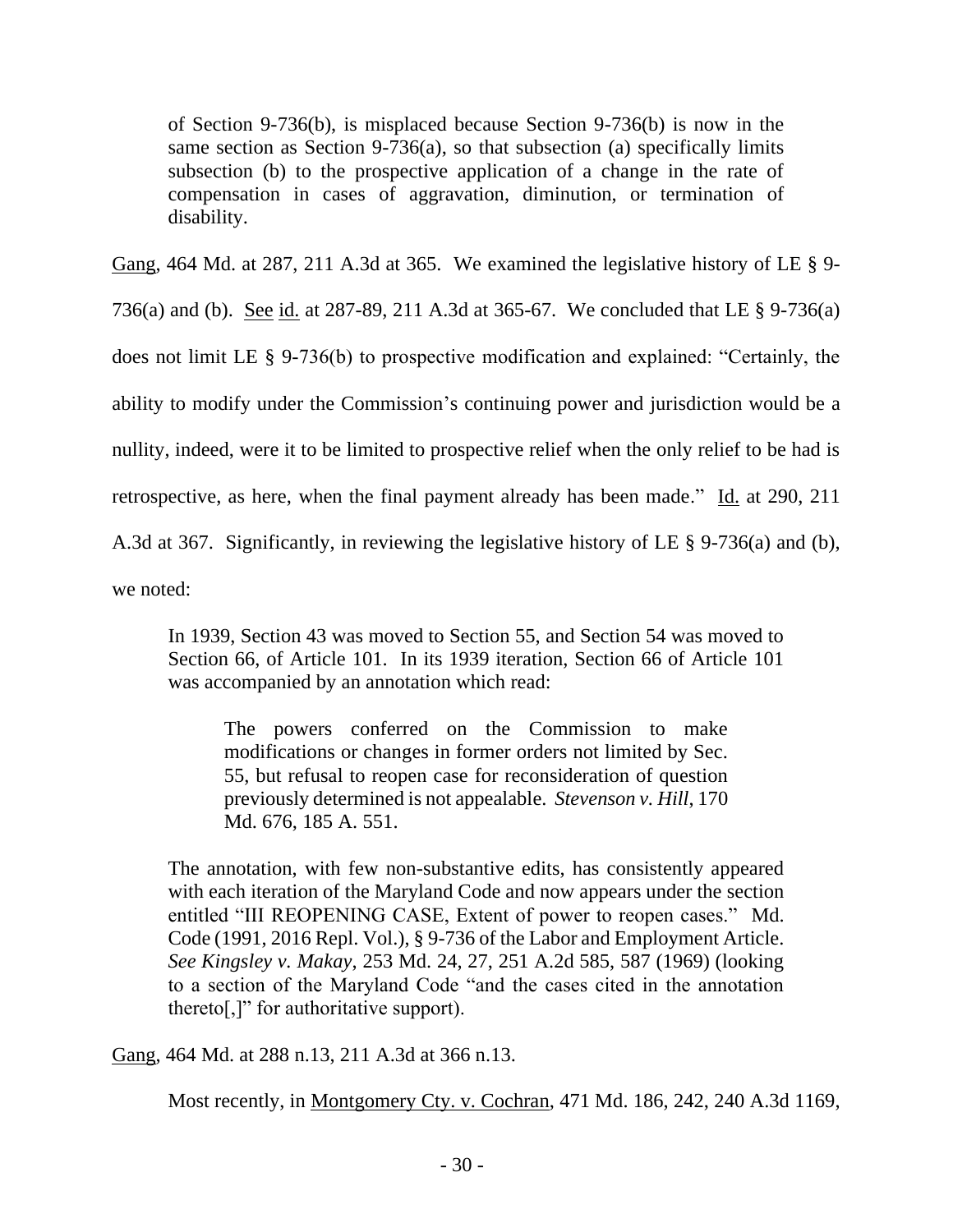> of Section 9-736(b), is misplaced because Section 9-736(b) is now in the same section as Section 9-736(a), so that subsection (a) specifically limits subsection (b) to the prospective application of a change in the rate of compensation in cases of aggravation, diminution, or termination of disability.

Gang, 464 Md. at 287, 211 A.3d at 365. We examined the legislative history of LE § 9-736(a) and (b). See id. at 287-89, 211 A.3d at 365-67. We concluded that LE § 9-736(a) does not limit LE § 9-736(b) to prospective modification and explained: "Certainly, the ability to modify under the Commission's continuing power and jurisdiction would be a nullity, indeed, were it to be limited to prospective relief when the only relief to be had is retrospective, as here, when the final payment already has been made." Id. at 290, 211 A.3d at 367. Significantly, in reviewing the legislative history of LE § 9-736(a) and (b), we noted:

> In 1939, Section 43 was moved to Section 55, and Section 54 was moved to Section 66, of Article 101. In its 1939 iteration, Section 66 of Article 101 was accompanied by an annotation which read:
>
>> The powers conferred on the Commission to make modifications or changes in former orders not limited by Sec. 55, but refusal to reopen case for reconsideration of question previously determined is not appealable. *Stevenson v. Hill*, 170 Md. 676, 185 A. 551.
>
> The annotation, with few non-substantive edits, has consistently appeared with each iteration of the Maryland Code and now appears under the section entitled "III REOPENING CASE, Extent of power to reopen cases." Md. Code (1991, 2016 Repl. Vol.), § 9-736 of the Labor and Employment Article. *See Kingsley v. Makay*, 253 Md. 24, 27, 251 A.2d 585, 587 (1969) (looking to a section of the Maryland Code "and the cases cited in the annotation thereto[,]" for authoritative support).

Gang, 464 Md. at 288 n.13, 211 A.3d at 366 n.13.

Most recently, in Montgomery Cty. v. Cochran, 471 Md. 186, 242, 240 A.3d 1169,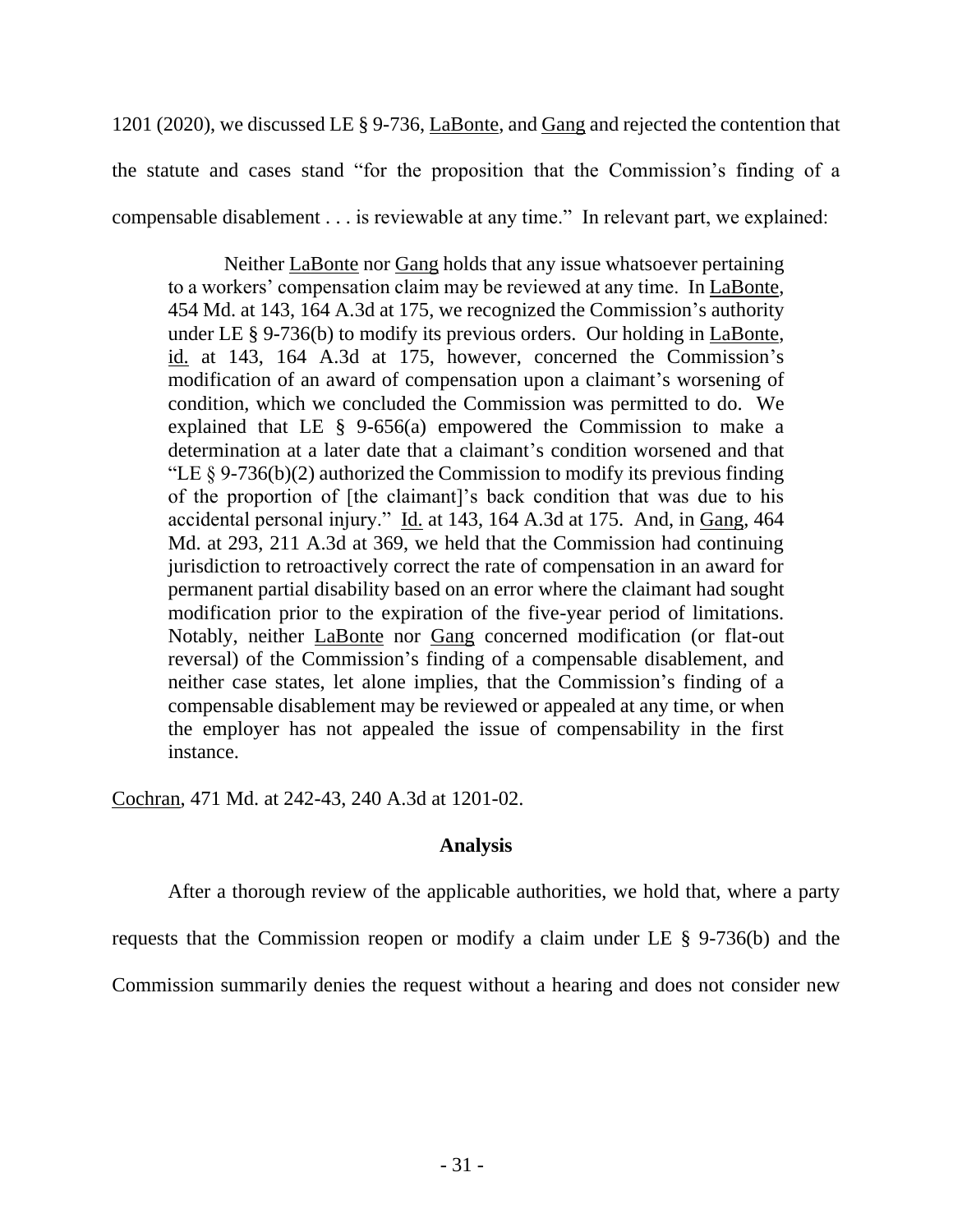1201 (2020), we discussed LE § 9-736, LaBonte, and Gang and rejected the contention that the statute and cases stand "for the proposition that the Commission's finding of a compensable disablement . . . is reviewable at any time." In relevant part, we explained:

> Neither LaBonte nor Gang holds that any issue whatsoever pertaining to a workers' compensation claim may be reviewed at any time. In LaBonte, 454 Md. at 143, 164 A.3d at 175, we recognized the Commission's authority under LE § 9-736(b) to modify its previous orders. Our holding in LaBonte, id. at 143, 164 A.3d at 175, however, concerned the Commission's modification of an award of compensation upon a claimant's worsening of condition, which we concluded the Commission was permitted to do. We explained that LE § 9-656(a) empowered the Commission to make a determination at a later date that a claimant's condition worsened and that "LE § 9-736(b)(2) authorized the Commission to modify its previous finding of the proportion of [the claimant]'s back condition that was due to his accidental personal injury." Id. at 143, 164 A.3d at 175. And, in Gang, 464 Md. at 293, 211 A.3d at 369, we held that the Commission had continuing jurisdiction to retroactively correct the rate of compensation in an award for permanent partial disability based on an error where the claimant had sought modification prior to the expiration of the five-year period of limitations. Notably, neither LaBonte nor Gang concerned modification (or flat-out reversal) of the Commission's finding of a compensable disablement, and neither case states, let alone implies, that the Commission's finding of a compensable disablement may be reviewed or appealed at any time, or when the employer has not appealed the issue of compensability in the first instance.

Cochran, 471 Md. at 242-43, 240 A.3d at 1201-02.

**Analysis**

After a thorough review of the applicable authorities, we hold that, where a party requests that the Commission reopen or modify a claim under LE § 9-736(b) and the Commission summarily denies the request without a hearing and does not consider new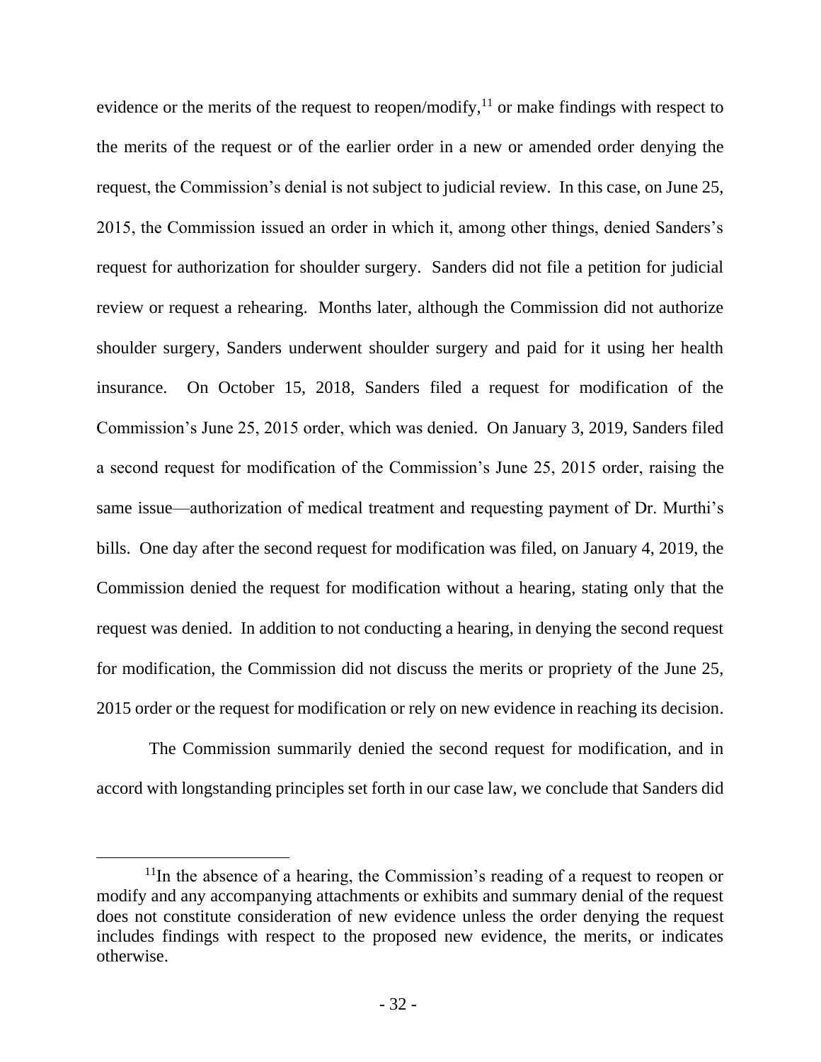evidence or the merits of the request to reopen/modify,[11] or make findings with respect to the merits of the request or of the earlier order in a new or amended order denying the request, the Commission's denial is not subject to judicial review. In this case, on June 25, 2015, the Commission issued an order in which it, among other things, denied Sanders's request for authorization for shoulder surgery. Sanders did not file a petition for judicial review or request a rehearing. Months later, although the Commission did not authorize shoulder surgery, Sanders underwent shoulder surgery and paid for it using her health insurance. On October 15, 2018, Sanders filed a request for modification of the Commission's June 25, 2015 order, which was denied. On January 3, 2019, Sanders filed a second request for modification of the Commission's June 25, 2015 order, raising the same issue—authorization of medical treatment and requesting payment of Dr. Murthi's bills. One day after the second request for modification was filed, on January 4, 2019, the Commission denied the request for modification without a hearing, stating only that the request was denied. In addition to not conducting a hearing, in denying the second request for modification, the Commission did not discuss the merits or propriety of the June 25, 2015 order or the request for modification or rely on new evidence in reaching its decision.

The Commission summarily denied the second request for modification, and in accord with longstanding principles set forth in our case law, we conclude that Sanders did

[11] In the absence of a hearing, the Commission's reading of a request to reopen or modify and any accompanying attachments or exhibits and summary denial of the request does not constitute consideration of new evidence unless the order denying the request includes findings with respect to the proposed new evidence, the merits, or indicates otherwise.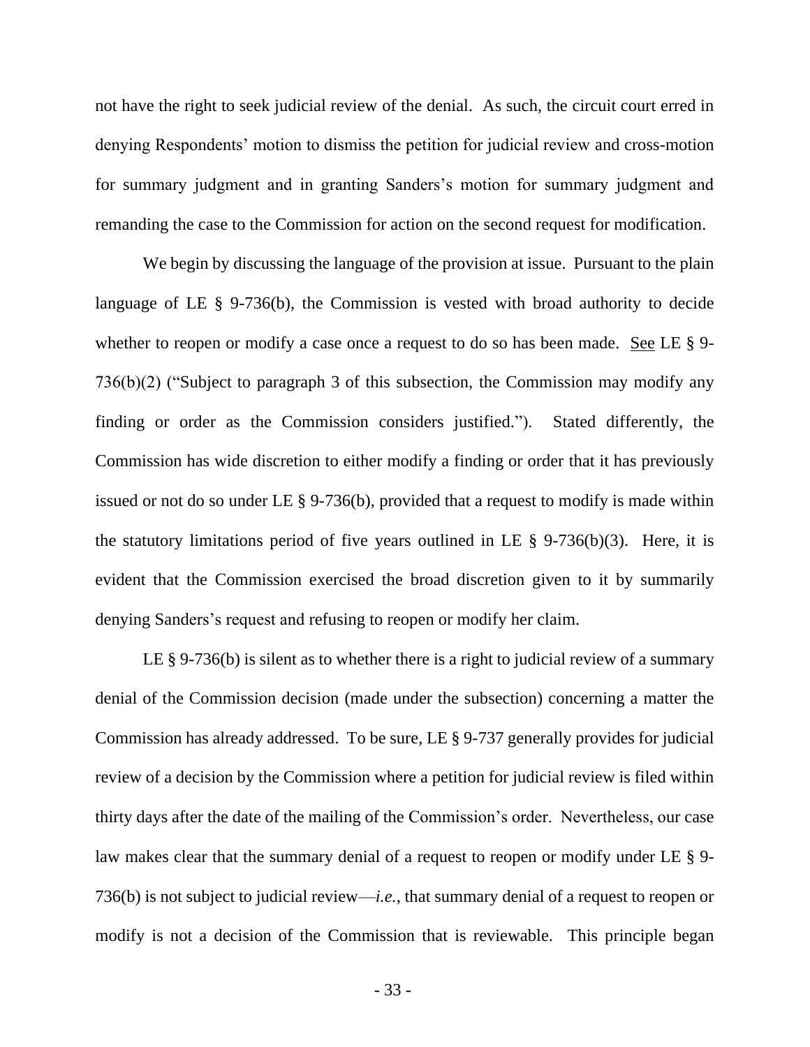not have the right to seek judicial review of the denial. As such, the circuit court erred in denying Respondents' motion to dismiss the petition for judicial review and cross-motion for summary judgment and in granting Sanders's motion for summary judgment and remanding the case to the Commission for action on the second request for modification.

We begin by discussing the language of the provision at issue. Pursuant to the plain language of LE § 9-736(b), the Commission is vested with broad authority to decide whether to reopen or modify a case once a request to do so has been made. See LE § 9-736(b)(2) ("Subject to paragraph 3 of this subsection, the Commission may modify any finding or order as the Commission considers justified."). Stated differently, the Commission has wide discretion to either modify a finding or order that it has previously issued or not do so under LE § 9-736(b), provided that a request to modify is made within the statutory limitations period of five years outlined in LE § 9-736(b)(3). Here, it is evident that the Commission exercised the broad discretion given to it by summarily denying Sanders's request and refusing to reopen or modify her claim.

LE § 9-736(b) is silent as to whether there is a right to judicial review of a summary denial of the Commission decision (made under the subsection) concerning a matter the Commission has already addressed. To be sure, LE § 9-737 generally provides for judicial review of a decision by the Commission where a petition for judicial review is filed within thirty days after the date of the mailing of the Commission's order. Nevertheless, our case law makes clear that the summary denial of a request to reopen or modify under LE § 9-736(b) is not subject to judicial review—*i.e.*, that summary denial of a request to reopen or modify is not a decision of the Commission that is reviewable. This principle began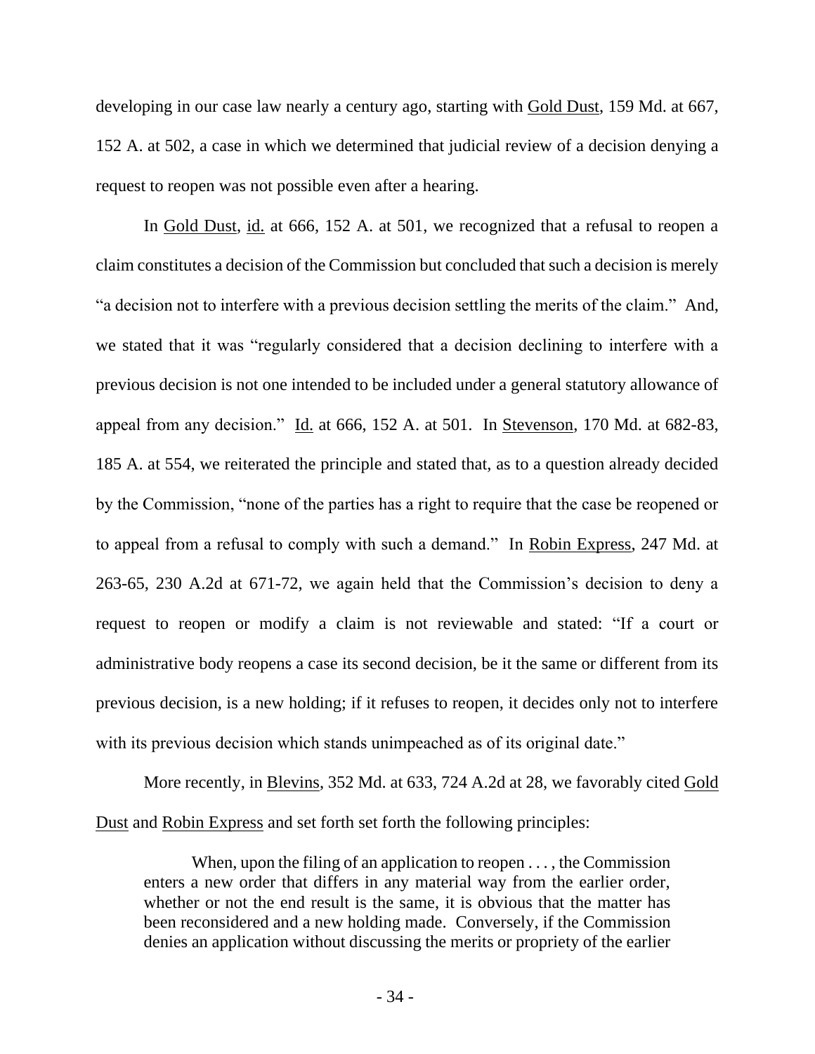developing in our case law nearly a century ago, starting with Gold Dust, 159 Md. at 667, 152 A. at 502, a case in which we determined that judicial review of a decision denying a request to reopen was not possible even after a hearing.

In Gold Dust, id. at 666, 152 A. at 501, we recognized that a refusal to reopen a claim constitutes a decision of the Commission but concluded that such a decision is merely "a decision not to interfere with a previous decision settling the merits of the claim." And, we stated that it was "regularly considered that a decision declining to interfere with a previous decision is not one intended to be included under a general statutory allowance of appeal from any decision." Id. at 666, 152 A. at 501. In Stevenson, 170 Md. at 682-83, 185 A. at 554, we reiterated the principle and stated that, as to a question already decided by the Commission, "none of the parties has a right to require that the case be reopened or to appeal from a refusal to comply with such a demand." In Robin Express, 247 Md. at 263-65, 230 A.2d at 671-72, we again held that the Commission's decision to deny a request to reopen or modify a claim is not reviewable and stated: "If a court or administrative body reopens a case its second decision, be it the same or different from its previous decision, is a new holding; if it refuses to reopen, it decides only not to interfere with its previous decision which stands unimpeached as of its original date."

More recently, in Blevins, 352 Md. at 633, 724 A.2d at 28, we favorably cited Gold Dust and Robin Express and set forth set forth the following principles:

> When, upon the filing of an application to reopen . . . , the Commission enters a new order that differs in any material way from the earlier order, whether or not the end result is the same, it is obvious that the matter has been reconsidered and a new holding made. Conversely, if the Commission denies an application without discussing the merits or propriety of the earlier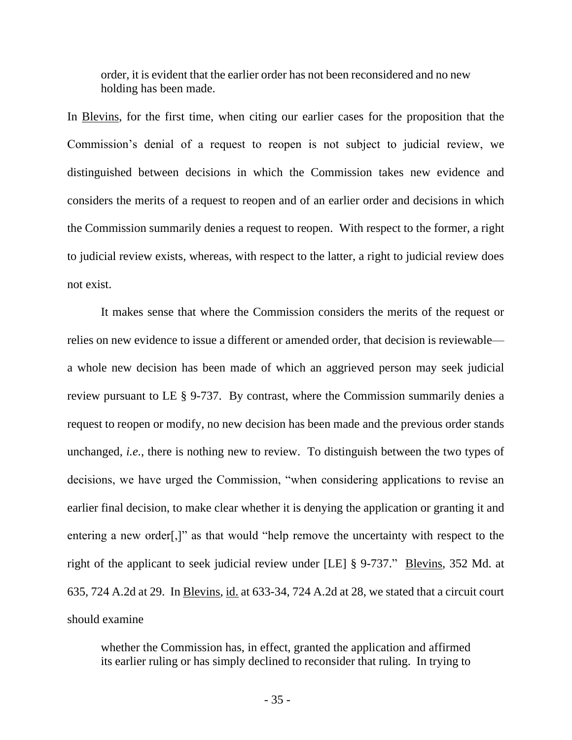> order, it is evident that the earlier order has not been reconsidered and no new holding has been made.

In Blevins, for the first time, when citing our earlier cases for the proposition that the Commission's denial of a request to reopen is not subject to judicial review, we distinguished between decisions in which the Commission takes new evidence and considers the merits of a request to reopen and of an earlier order and decisions in which the Commission summarily denies a request to reopen. With respect to the former, a right to judicial review exists, whereas, with respect to the latter, a right to judicial review does not exist.

It makes sense that where the Commission considers the merits of the request or relies on new evidence to issue a different or amended order, that decision is reviewable—a whole new decision has been made of which an aggrieved person may seek judicial review pursuant to LE § 9-737. By contrast, where the Commission summarily denies a request to reopen or modify, no new decision has been made and the previous order stands unchanged, *i.e.*, there is nothing new to review. To distinguish between the two types of decisions, we have urged the Commission, "when considering applications to revise an earlier final decision, to make clear whether it is denying the application or granting it and entering a new order[,]" as that would "help remove the uncertainty with respect to the right of the applicant to seek judicial review under [LE] § 9-737." Blevins, 352 Md. at 635, 724 A.2d at 29. In Blevins, id. at 633-34, 724 A.2d at 28, we stated that a circuit court should examine

> whether the Commission has, in effect, granted the application and affirmed its earlier ruling or has simply declined to reconsider that ruling. In trying to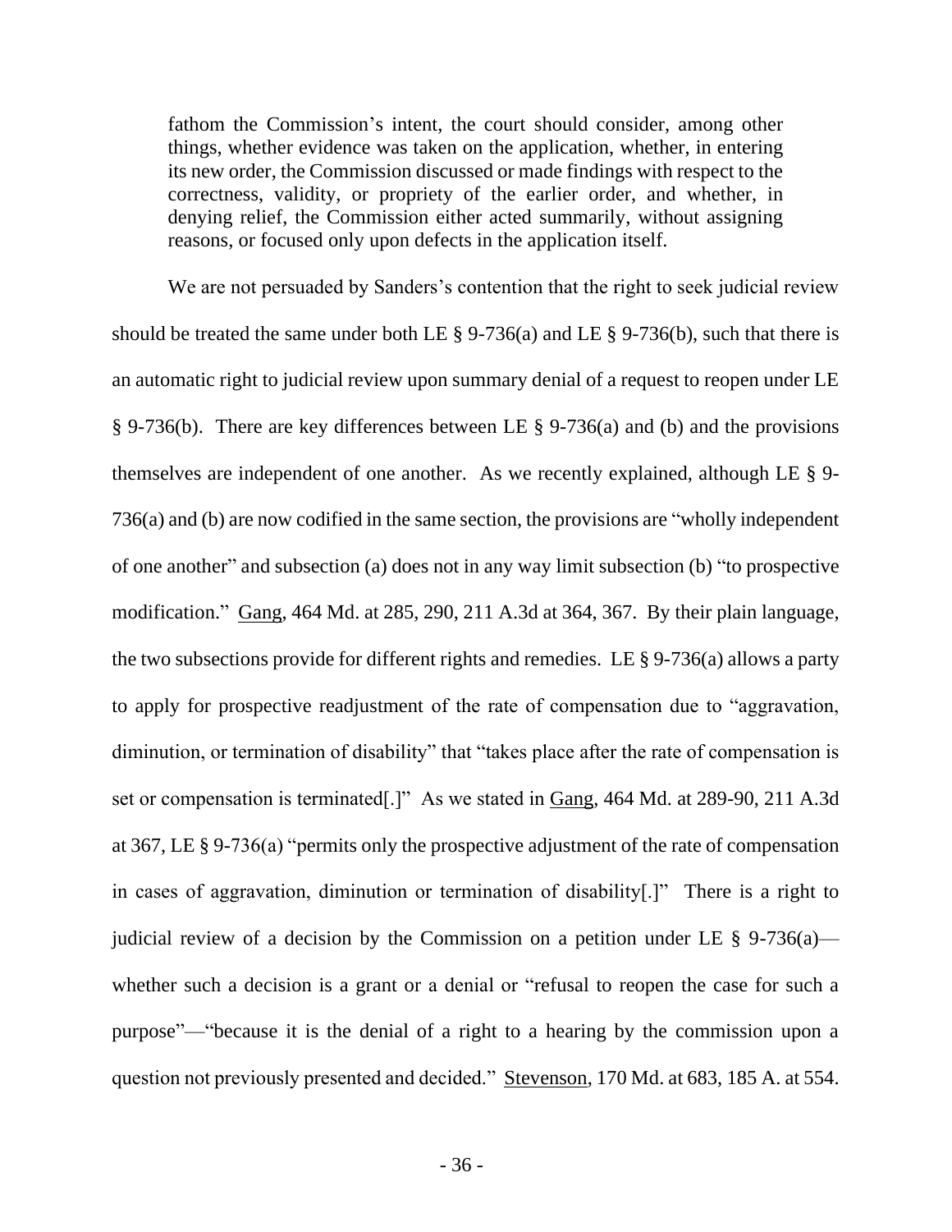> fathom the Commission's intent, the court should consider, among other things, whether evidence was taken on the application, whether, in entering its new order, the Commission discussed or made findings with respect to the correctness, validity, or propriety of the earlier order, and whether, in denying relief, the Commission either acted summarily, without assigning reasons, or focused only upon defects in the application itself.

We are not persuaded by Sanders's contention that the right to seek judicial review should be treated the same under both LE § 9-736(a) and LE § 9-736(b), such that there is an automatic right to judicial review upon summary denial of a request to reopen under LE § 9-736(b). There are key differences between LE § 9-736(a) and (b) and the provisions themselves are independent of one another. As we recently explained, although LE § 9-736(a) and (b) are now codified in the same section, the provisions are "wholly independent of one another" and subsection (a) does not in any way limit subsection (b) "to prospective modification." Gang, 464 Md. at 285, 290, 211 A.3d at 364, 367. By their plain language, the two subsections provide for different rights and remedies. LE § 9-736(a) allows a party to apply for prospective readjustment of the rate of compensation due to "aggravation, diminution, or termination of disability" that "takes place after the rate of compensation is set or compensation is terminated[.]" As we stated in Gang, 464 Md. at 289-90, 211 A.3d at 367, LE § 9-736(a) "permits only the prospective adjustment of the rate of compensation in cases of aggravation, diminution or termination of disability[.]" There is a right to judicial review of a decision by the Commission on a petition under LE § 9-736(a)—whether such a decision is a grant or a denial or "refusal to reopen the case for such a purpose"—"because it is the denial of a right to a hearing by the commission upon a question not previously presented and decided." Stevenson, 170 Md. at 683, 185 A. at 554.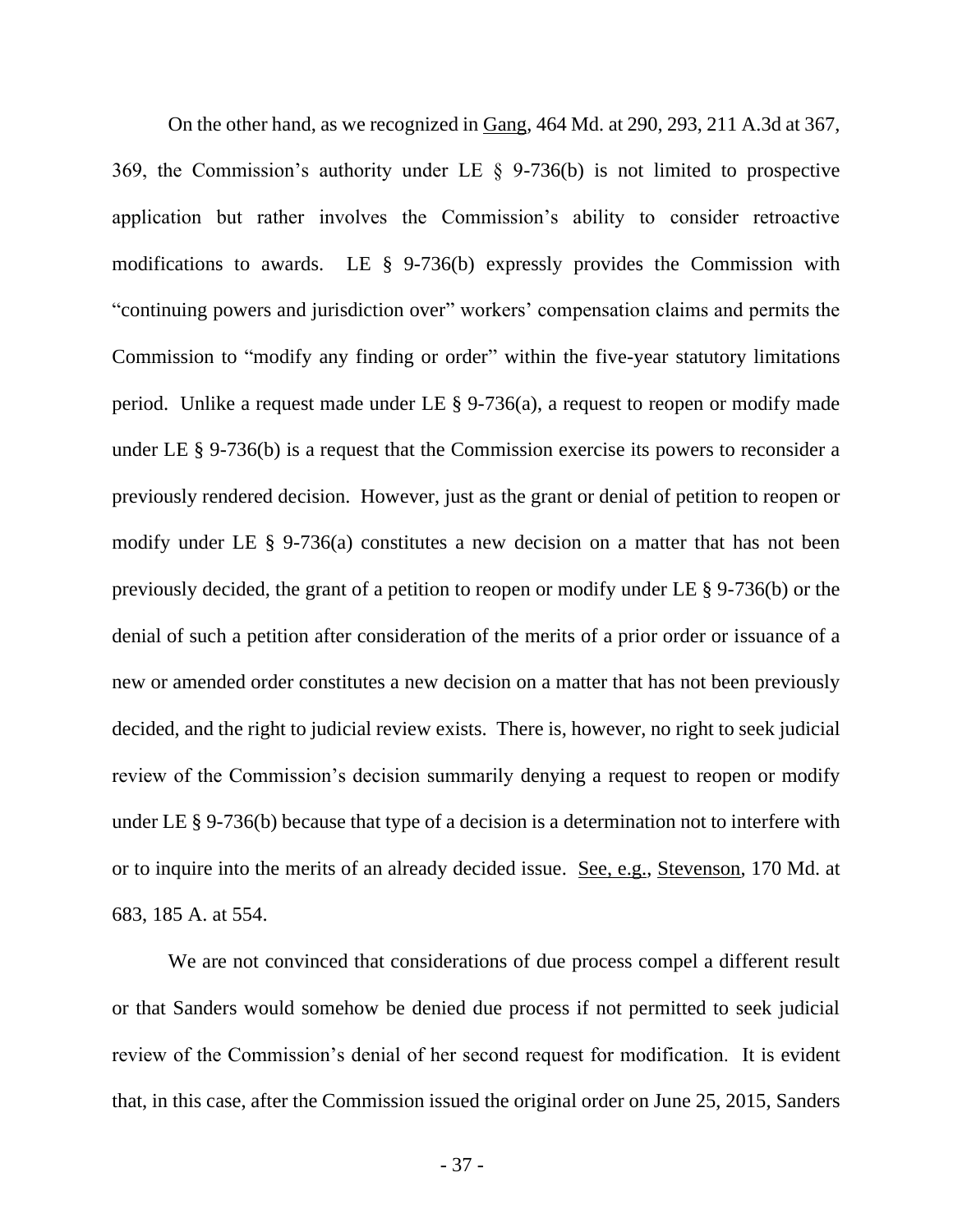On the other hand, as we recognized in Gang, 464 Md. at 290, 293, 211 A.3d at 367, 369, the Commission's authority under LE § 9-736(b) is not limited to prospective application but rather involves the Commission's ability to consider retroactive modifications to awards. LE § 9-736(b) expressly provides the Commission with "continuing powers and jurisdiction over" workers' compensation claims and permits the Commission to "modify any finding or order" within the five-year statutory limitations period. Unlike a request made under LE § 9-736(a), a request to reopen or modify made under LE § 9-736(b) is a request that the Commission exercise its powers to reconsider a previously rendered decision. However, just as the grant or denial of petition to reopen or modify under LE § 9-736(a) constitutes a new decision on a matter that has not been previously decided, the grant of a petition to reopen or modify under LE § 9-736(b) or the denial of such a petition after consideration of the merits of a prior order or issuance of a new or amended order constitutes a new decision on a matter that has not been previously decided, and the right to judicial review exists. There is, however, no right to seek judicial review of the Commission's decision summarily denying a request to reopen or modify under LE § 9-736(b) because that type of a decision is a determination not to interfere with or to inquire into the merits of an already decided issue. See, e.g., Stevenson, 170 Md. at 683, 185 A. at 554.

We are not convinced that considerations of due process compel a different result or that Sanders would somehow be denied due process if not permitted to seek judicial review of the Commission's denial of her second request for modification. It is evident that, in this case, after the Commission issued the original order on June 25, 2015, Sanders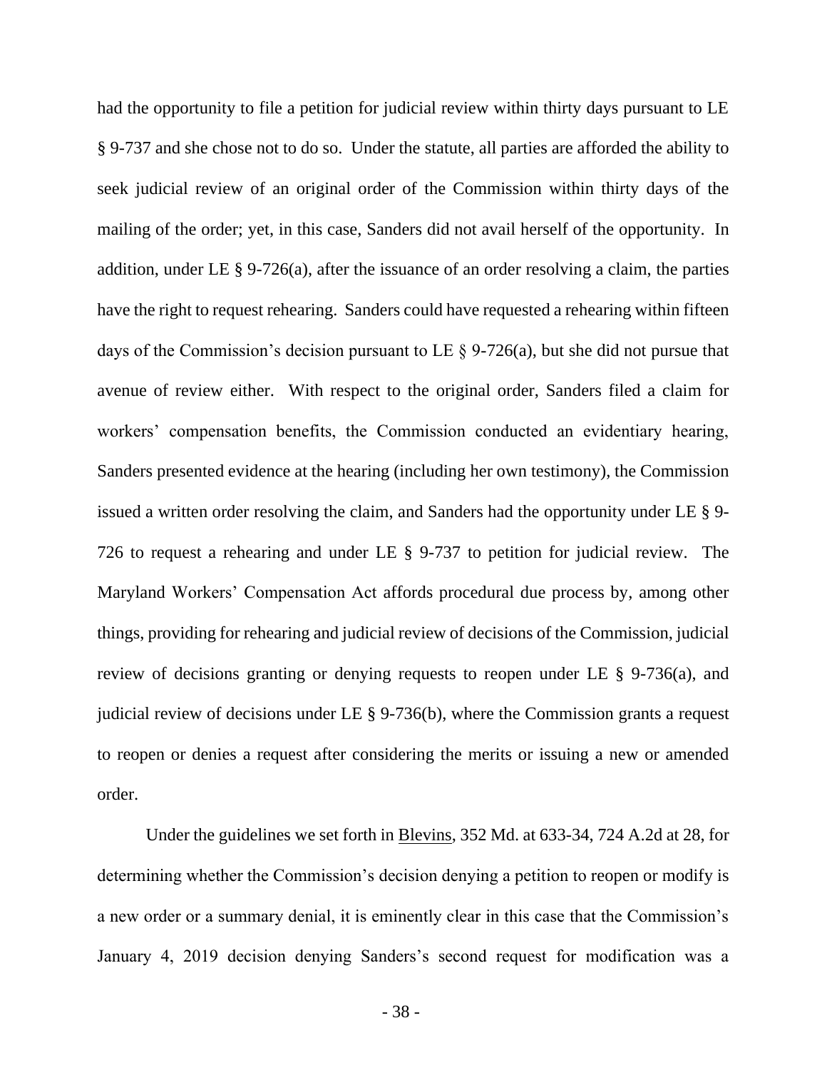had the opportunity to file a petition for judicial review within thirty days pursuant to LE § 9-737 and she chose not to do so. Under the statute, all parties are afforded the ability to seek judicial review of an original order of the Commission within thirty days of the mailing of the order; yet, in this case, Sanders did not avail herself of the opportunity. In addition, under LE § 9-726(a), after the issuance of an order resolving a claim, the parties have the right to request rehearing. Sanders could have requested a rehearing within fifteen days of the Commission's decision pursuant to LE § 9-726(a), but she did not pursue that avenue of review either. With respect to the original order, Sanders filed a claim for workers' compensation benefits, the Commission conducted an evidentiary hearing, Sanders presented evidence at the hearing (including her own testimony), the Commission issued a written order resolving the claim, and Sanders had the opportunity under LE § 9-726 to request a rehearing and under LE § 9-737 to petition for judicial review. The Maryland Workers' Compensation Act affords procedural due process by, among other things, providing for rehearing and judicial review of decisions of the Commission, judicial review of decisions granting or denying requests to reopen under LE § 9-736(a), and judicial review of decisions under LE § 9-736(b), where the Commission grants a request to reopen or denies a request after considering the merits or issuing a new or amended order.

Under the guidelines we set forth in Blevins, 352 Md. at 633-34, 724 A.2d at 28, for determining whether the Commission's decision denying a petition to reopen or modify is a new order or a summary denial, it is eminently clear in this case that the Commission's January 4, 2019 decision denying Sanders's second request for modification was a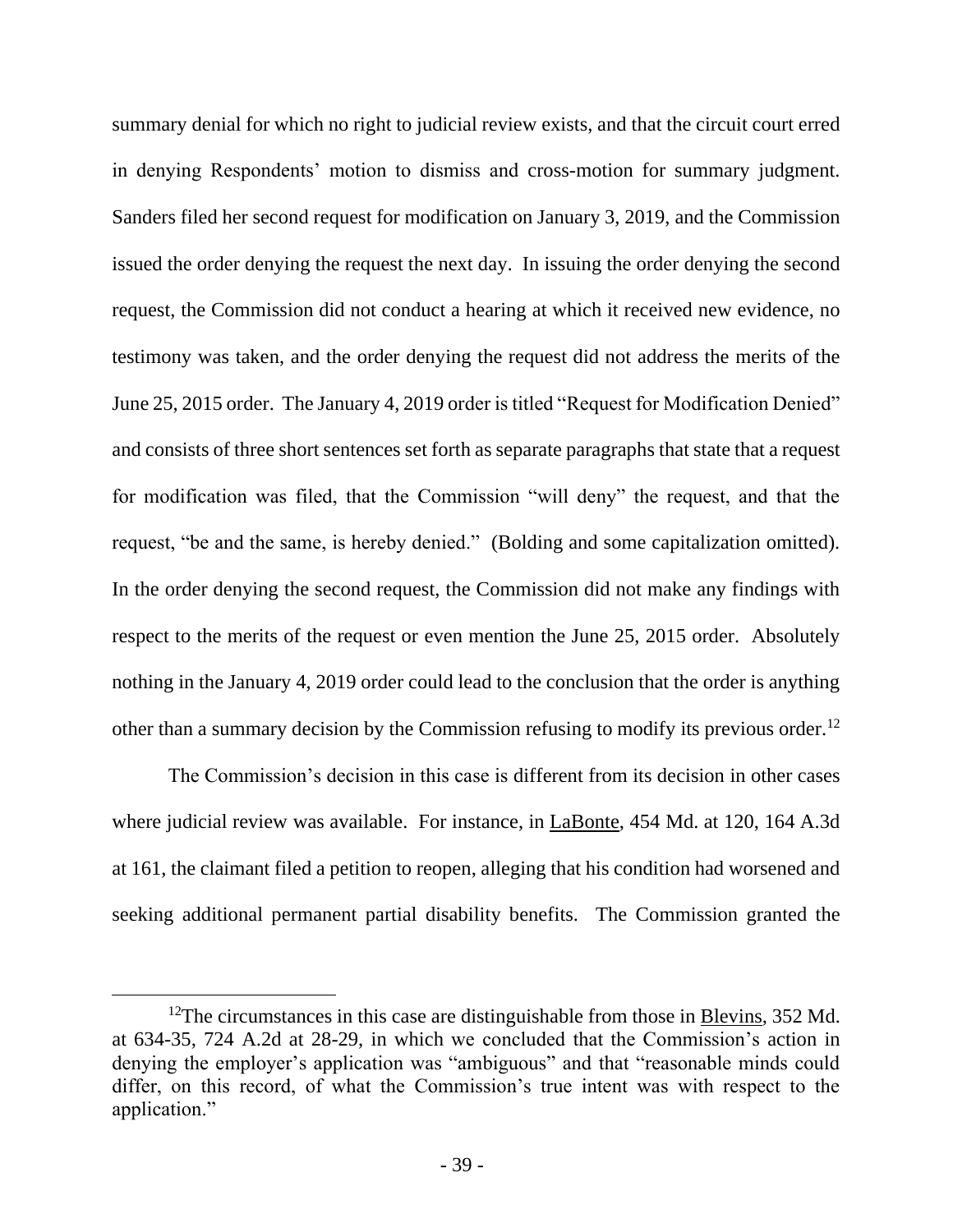summary denial for which no right to judicial review exists, and that the circuit court erred in denying Respondents' motion to dismiss and cross-motion for summary judgment. Sanders filed her second request for modification on January 3, 2019, and the Commission issued the order denying the request the next day. In issuing the order denying the second request, the Commission did not conduct a hearing at which it received new evidence, no testimony was taken, and the order denying the request did not address the merits of the June 25, 2015 order. The January 4, 2019 order is titled "Request for Modification Denied" and consists of three short sentences set forth as separate paragraphs that state that a request for modification was filed, that the Commission "will deny" the request, and that the request, "be and the same, is hereby denied." (Bolding and some capitalization omitted). In the order denying the second request, the Commission did not make any findings with respect to the merits of the request or even mention the June 25, 2015 order. Absolutely nothing in the January 4, 2019 order could lead to the conclusion that the order is anything other than a summary decision by the Commission refusing to modify its previous order.[12]

The Commission's decision in this case is different from its decision in other cases where judicial review was available. For instance, in LaBonte, 454 Md. at 120, 164 A.3d at 161, the claimant filed a petition to reopen, alleging that his condition had worsened and seeking additional permanent partial disability benefits. The Commission granted the

---

[12]The circumstances in this case are distinguishable from those in Blevins, 352 Md. at 634-35, 724 A.2d at 28-29, in which we concluded that the Commission's action in denying the employer's application was "ambiguous" and that "reasonable minds could differ, on this record, of what the Commission's true intent was with respect to the application."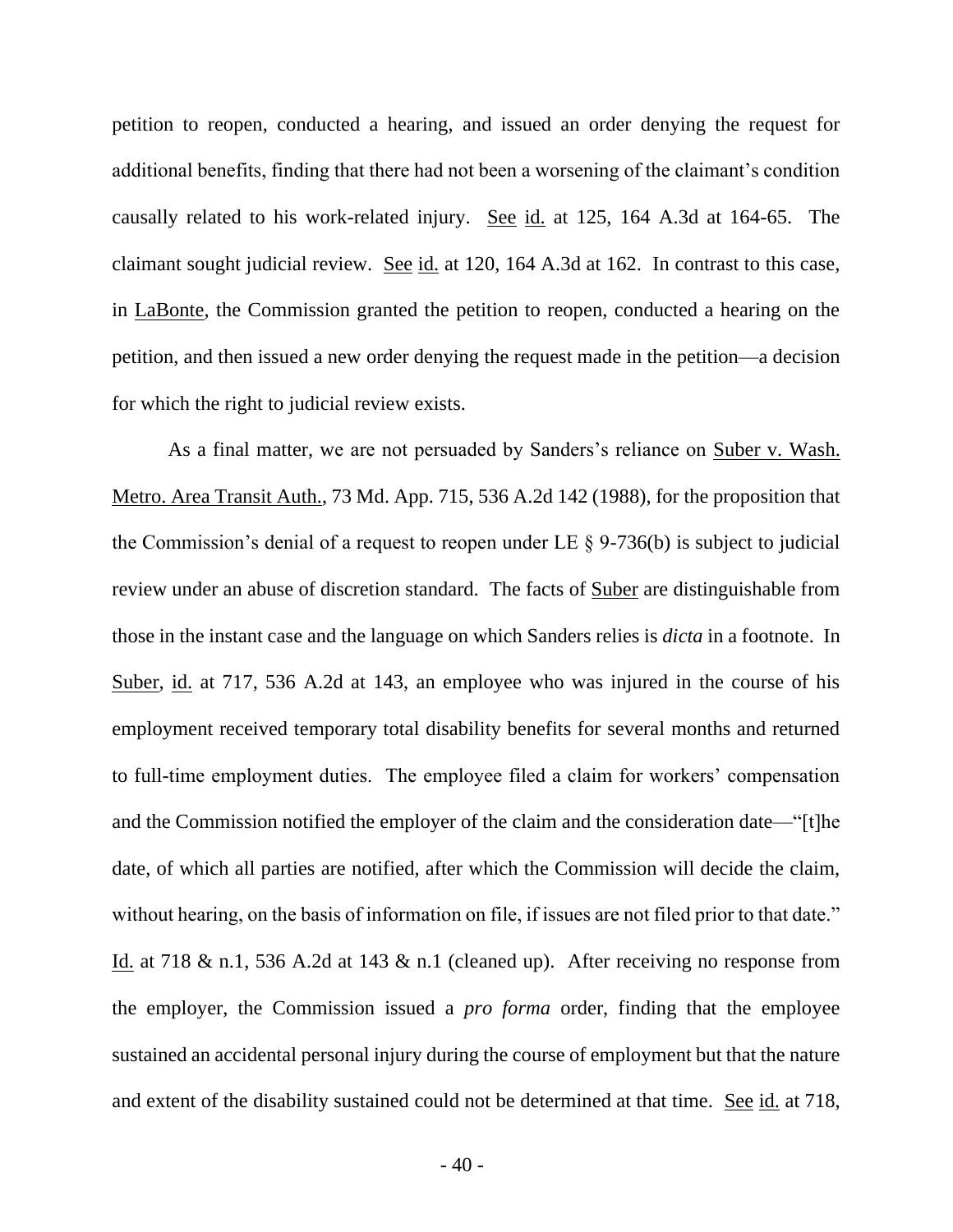petition to reopen, conducted a hearing, and issued an order denying the request for additional benefits, finding that there had not been a worsening of the claimant's condition causally related to his work-related injury. See id. at 125, 164 A.3d at 164-65. The claimant sought judicial review. See id. at 120, 164 A.3d at 162. In contrast to this case, in LaBonte, the Commission granted the petition to reopen, conducted a hearing on the petition, and then issued a new order denying the request made in the petition—a decision for which the right to judicial review exists.

As a final matter, we are not persuaded by Sanders's reliance on Suber v. Wash. Metro. Area Transit Auth., 73 Md. App. 715, 536 A.2d 142 (1988), for the proposition that the Commission's denial of a request to reopen under LE § 9-736(b) is subject to judicial review under an abuse of discretion standard. The facts of Suber are distinguishable from those in the instant case and the language on which Sanders relies is *dicta* in a footnote. In Suber, id. at 717, 536 A.2d at 143, an employee who was injured in the course of his employment received temporary total disability benefits for several months and returned to full-time employment duties. The employee filed a claim for workers' compensation and the Commission notified the employer of the claim and the consideration date—"[t]he date, of which all parties are notified, after which the Commission will decide the claim, without hearing, on the basis of information on file, if issues are not filed prior to that date." Id. at 718 & n.1, 536 A.2d at 143 & n.1 (cleaned up). After receiving no response from the employer, the Commission issued a *pro forma* order, finding that the employee sustained an accidental personal injury during the course of employment but that the nature and extent of the disability sustained could not be determined at that time. See id. at 718,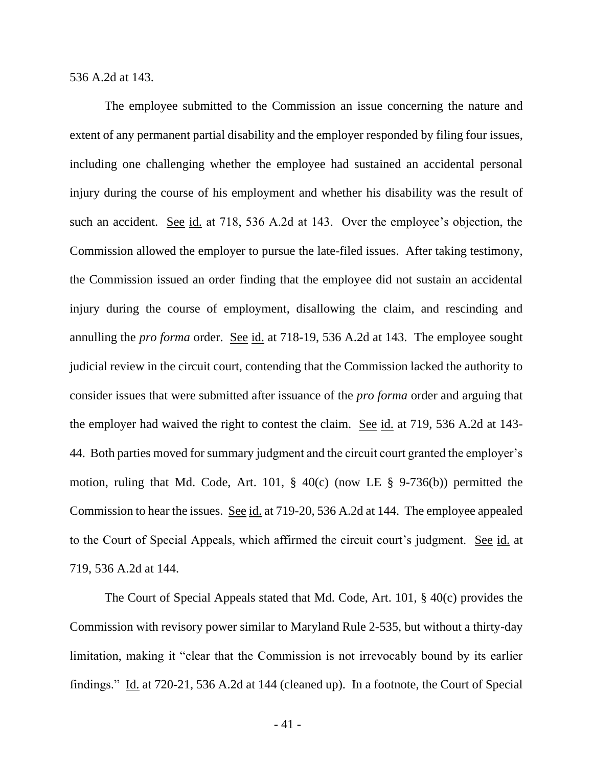536 A.2d at 143.

The employee submitted to the Commission an issue concerning the nature and extent of any permanent partial disability and the employer responded by filing four issues, including one challenging whether the employee had sustained an accidental personal injury during the course of his employment and whether his disability was the result of such an accident. See id. at 718, 536 A.2d at 143. Over the employee's objection, the Commission allowed the employer to pursue the late-filed issues. After taking testimony, the Commission issued an order finding that the employee did not sustain an accidental injury during the course of employment, disallowing the claim, and rescinding and annulling the *pro forma* order. See id. at 718-19, 536 A.2d at 143. The employee sought judicial review in the circuit court, contending that the Commission lacked the authority to consider issues that were submitted after issuance of the *pro forma* order and arguing that the employer had waived the right to contest the claim. See id. at 719, 536 A.2d at 143-44. Both parties moved for summary judgment and the circuit court granted the employer's motion, ruling that Md. Code, Art. 101, § 40(c) (now LE § 9-736(b)) permitted the Commission to hear the issues. See id. at 719-20, 536 A.2d at 144. The employee appealed to the Court of Special Appeals, which affirmed the circuit court's judgment. See id. at 719, 536 A.2d at 144.

The Court of Special Appeals stated that Md. Code, Art. 101, § 40(c) provides the Commission with revisory power similar to Maryland Rule 2-535, but without a thirty-day limitation, making it "clear that the Commission is not irrevocably bound by its earlier findings." Id. at 720-21, 536 A.2d at 144 (cleaned up). In a footnote, the Court of Special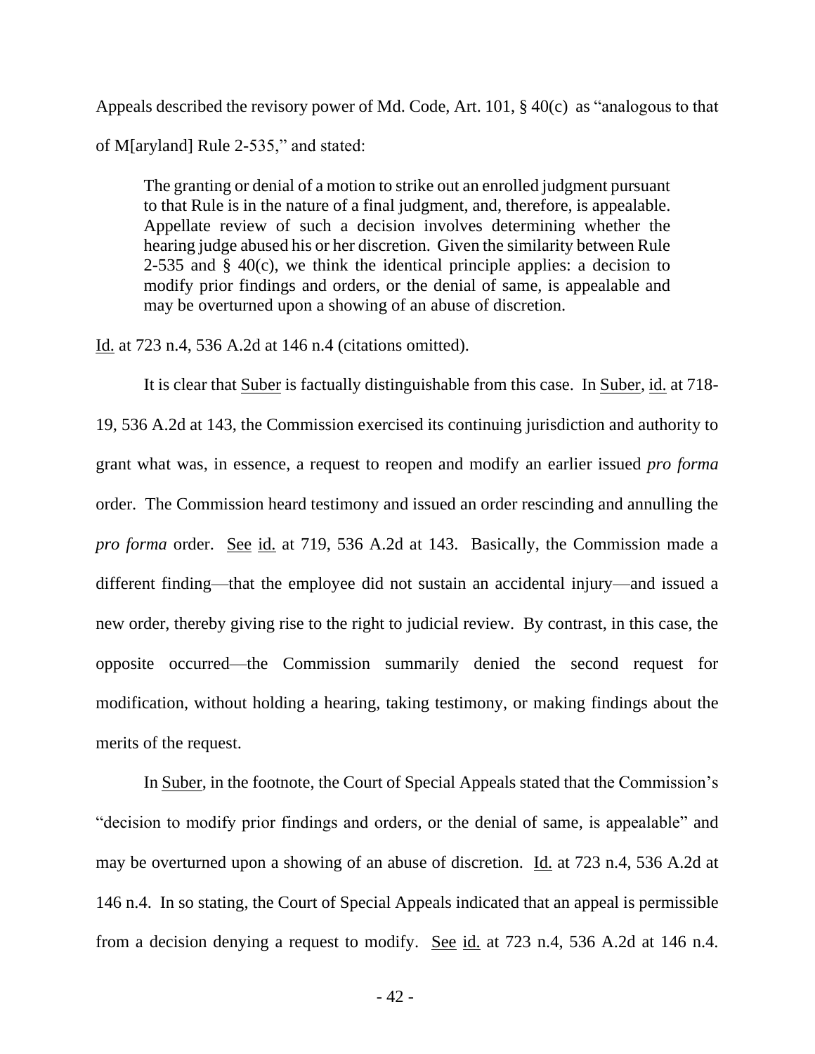Appeals described the revisory power of Md. Code, Art. 101, § 40(c) as "analogous to that of M[aryland] Rule 2-535," and stated:

> The granting or denial of a motion to strike out an enrolled judgment pursuant to that Rule is in the nature of a final judgment, and, therefore, is appealable. Appellate review of such a decision involves determining whether the hearing judge abused his or her discretion. Given the similarity between Rule 2-535 and § 40(c), we think the identical principle applies: a decision to modify prior findings and orders, or the denial of same, is appealable and may be overturned upon a showing of an abuse of discretion.

Id. at 723 n.4, 536 A.2d at 146 n.4 (citations omitted).

It is clear that Suber is factually distinguishable from this case. In Suber, id. at 718-19, 536 A.2d at 143, the Commission exercised its continuing jurisdiction and authority to grant what was, in essence, a request to reopen and modify an earlier issued *pro forma* order. The Commission heard testimony and issued an order rescinding and annulling the *pro forma* order. See id. at 719, 536 A.2d at 143. Basically, the Commission made a different finding—that the employee did not sustain an accidental injury—and issued a new order, thereby giving rise to the right to judicial review. By contrast, in this case, the opposite occurred—the Commission summarily denied the second request for modification, without holding a hearing, taking testimony, or making findings about the merits of the request.

In Suber, in the footnote, the Court of Special Appeals stated that the Commission's "decision to modify prior findings and orders, or the denial of same, is appealable" and may be overturned upon a showing of an abuse of discretion. Id. at 723 n.4, 536 A.2d at 146 n.4. In so stating, the Court of Special Appeals indicated that an appeal is permissible from a decision denying a request to modify. See id. at 723 n.4, 536 A.2d at 146 n.4.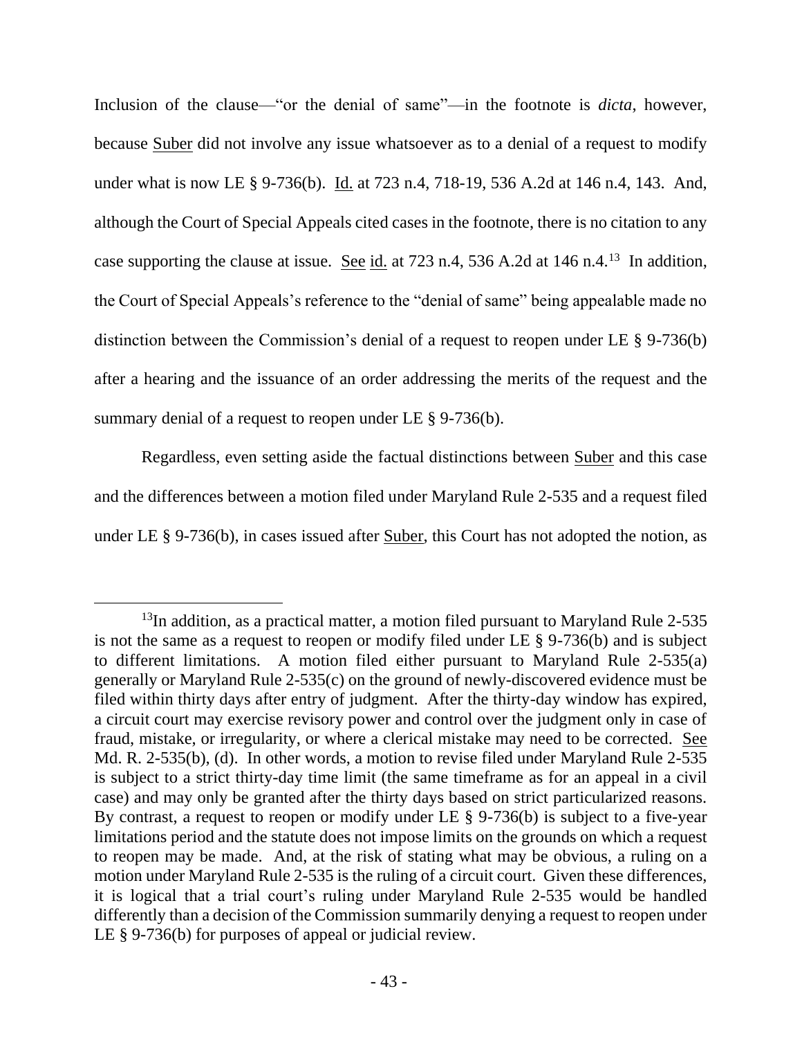Inclusion of the clause—"or the denial of same"—in the footnote is *dicta*, however, because Suber did not involve any issue whatsoever as to a denial of a request to modify under what is now LE § 9-736(b). Id. at 723 n.4, 718-19, 536 A.2d at 146 n.4, 143. And, although the Court of Special Appeals cited cases in the footnote, there is no citation to any case supporting the clause at issue. See id. at 723 n.4, 536 A.2d at 146 n.4.[13] In addition, the Court of Special Appeals's reference to the "denial of same" being appealable made no distinction between the Commission's denial of a request to reopen under LE § 9-736(b) after a hearing and the issuance of an order addressing the merits of the request and the summary denial of a request to reopen under LE § 9-736(b).

Regardless, even setting aside the factual distinctions between Suber and this case and the differences between a motion filed under Maryland Rule 2-535 and a request filed under LE § 9-736(b), in cases issued after Suber, this Court has not adopted the notion, as

---

[13]In addition, as a practical matter, a motion filed pursuant to Maryland Rule 2-535 is not the same as a request to reopen or modify filed under LE § 9-736(b) and is subject to different limitations. A motion filed either pursuant to Maryland Rule 2-535(a) generally or Maryland Rule 2-535(c) on the ground of newly-discovered evidence must be filed within thirty days after entry of judgment. After the thirty-day window has expired, a circuit court may exercise revisory power and control over the judgment only in case of fraud, mistake, or irregularity, or where a clerical mistake may need to be corrected. See Md. R. 2-535(b), (d). In other words, a motion to revise filed under Maryland Rule 2-535 is subject to a strict thirty-day time limit (the same timeframe as for an appeal in a civil case) and may only be granted after the thirty days based on strict particularized reasons. By contrast, a request to reopen or modify under LE § 9-736(b) is subject to a five-year limitations period and the statute does not impose limits on the grounds on which a request to reopen may be made. And, at the risk of stating what may be obvious, a ruling on a motion under Maryland Rule 2-535 is the ruling of a circuit court. Given these differences, it is logical that a trial court's ruling under Maryland Rule 2-535 would be handled differently than a decision of the Commission summarily denying a request to reopen under LE § 9-736(b) for purposes of appeal or judicial review.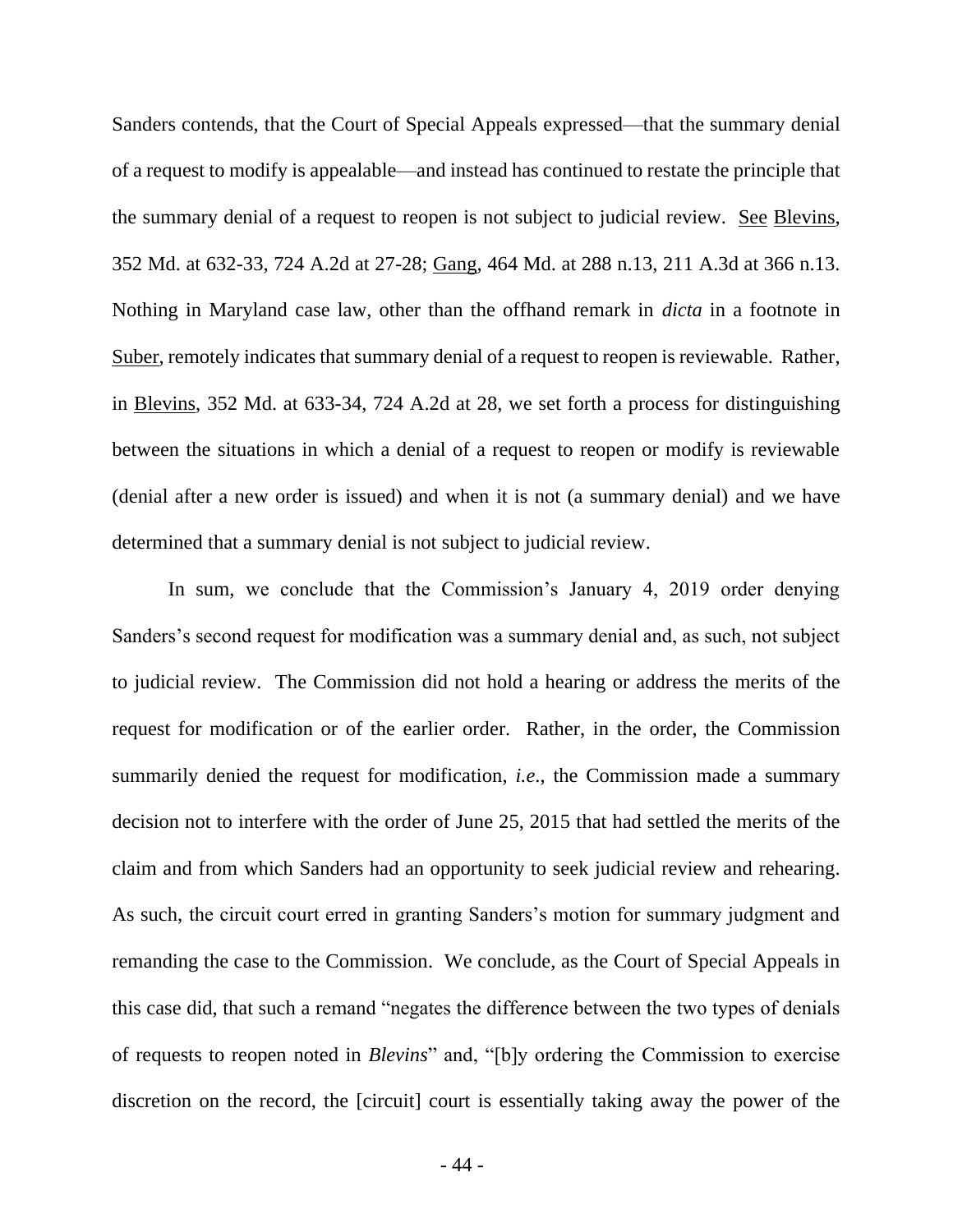Sanders contends, that the Court of Special Appeals expressed—that the summary denial of a request to modify is appealable—and instead has continued to restate the principle that the summary denial of a request to reopen is not subject to judicial review. See Blevins, 352 Md. at 632-33, 724 A.2d at 27-28; Gang, 464 Md. at 288 n.13, 211 A.3d at 366 n.13. Nothing in Maryland case law, other than the offhand remark in *dicta* in a footnote in Suber, remotely indicates that summary denial of a request to reopen is reviewable. Rather, in Blevins, 352 Md. at 633-34, 724 A.2d at 28, we set forth a process for distinguishing between the situations in which a denial of a request to reopen or modify is reviewable (denial after a new order is issued) and when it is not (a summary denial) and we have determined that a summary denial is not subject to judicial review.

In sum, we conclude that the Commission's January 4, 2019 order denying Sanders's second request for modification was a summary denial and, as such, not subject to judicial review. The Commission did not hold a hearing or address the merits of the request for modification or of the earlier order. Rather, in the order, the Commission summarily denied the request for modification, *i.e.*, the Commission made a summary decision not to interfere with the order of June 25, 2015 that had settled the merits of the claim and from which Sanders had an opportunity to seek judicial review and rehearing. As such, the circuit court erred in granting Sanders's motion for summary judgment and remanding the case to the Commission. We conclude, as the Court of Special Appeals in this case did, that such a remand "negates the difference between the two types of denials of requests to reopen noted in *Blevins*" and, "[b]y ordering the Commission to exercise discretion on the record, the [circuit] court is essentially taking away the power of the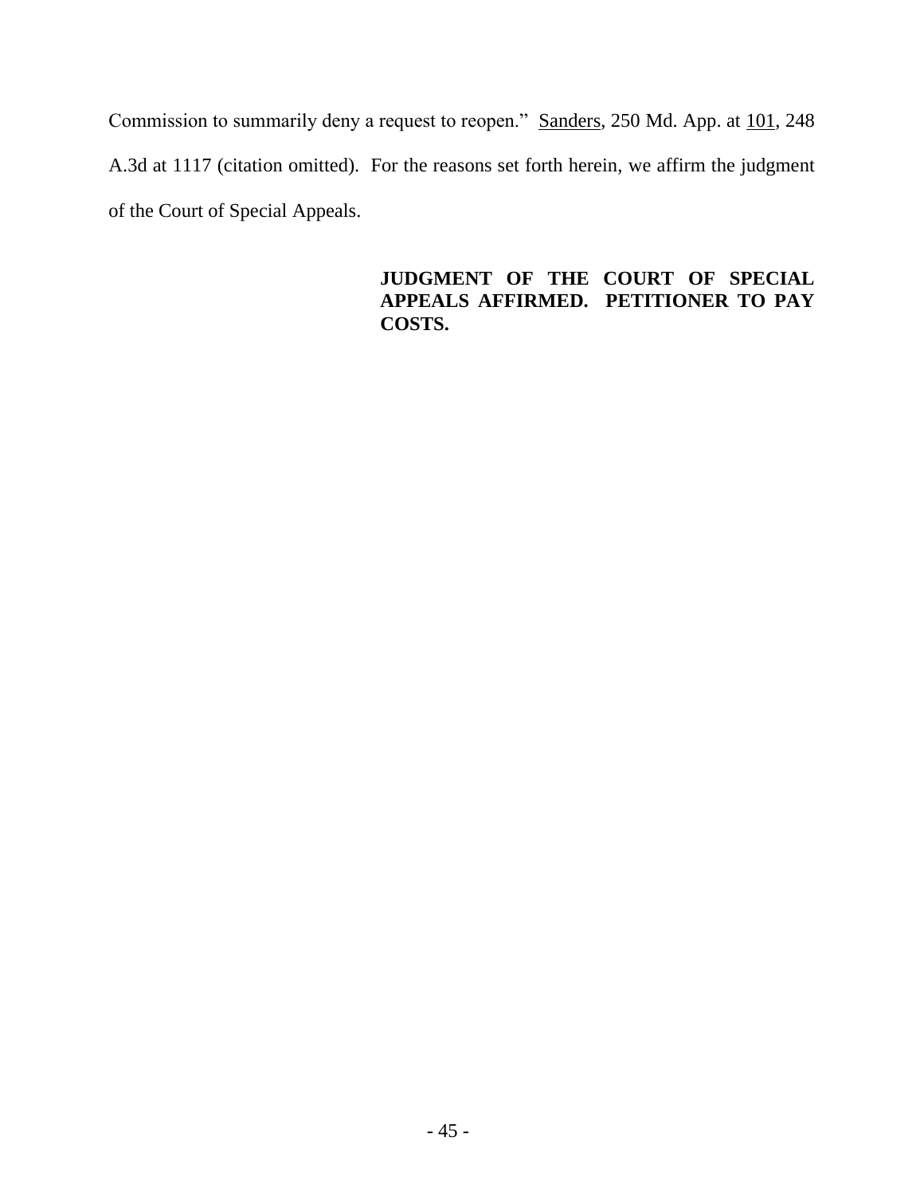Commission to summarily deny a request to reopen." Sanders, 250 Md. App. at 101, 248 A.3d at 1117 (citation omitted). For the reasons set forth herein, we affirm the judgment of the Court of Special Appeals.

**JUDGMENT OF THE COURT OF SPECIAL APPEALS AFFIRMED. PETITIONER TO PAY COSTS.**